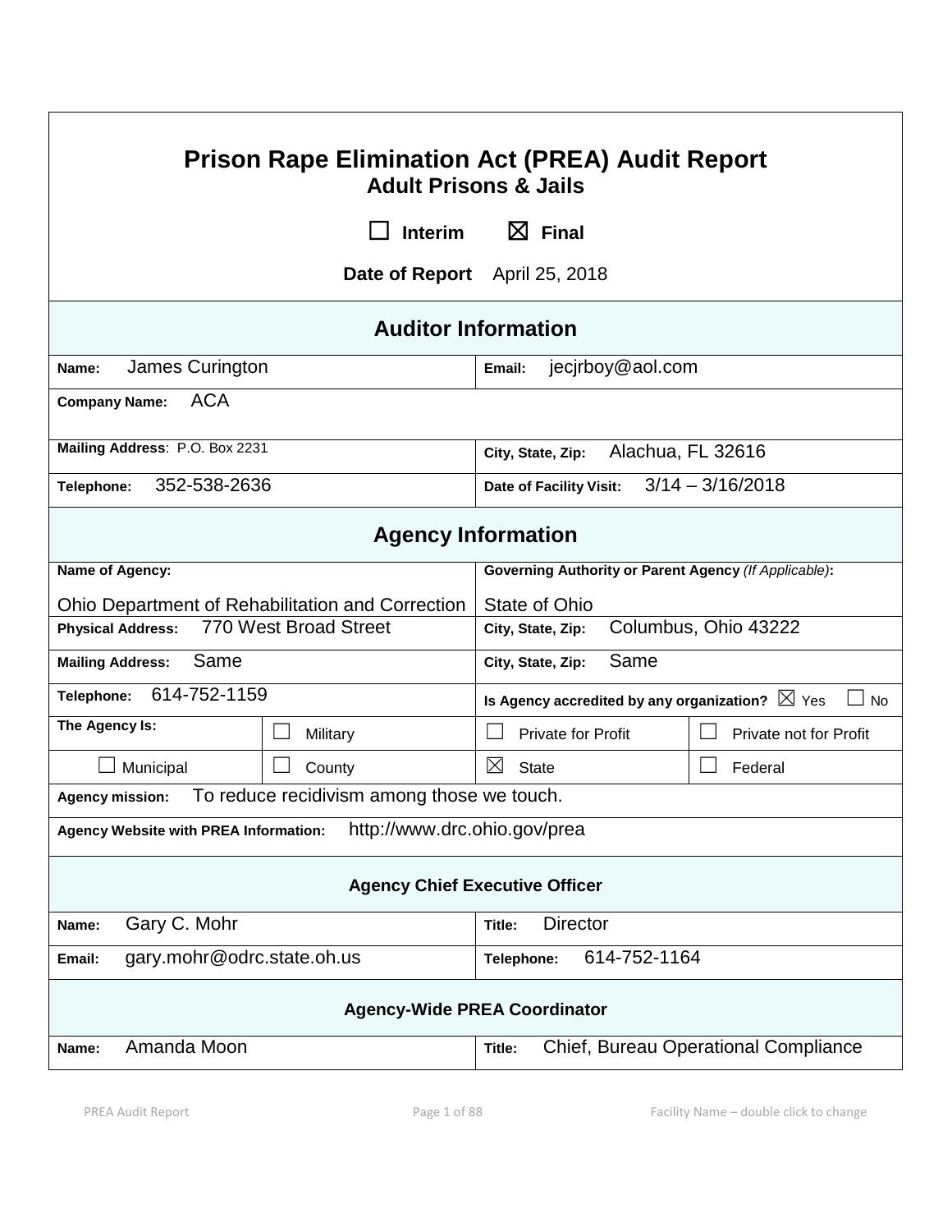# Prison Rape Elimination Act (PREA) Audit Report

## Adult Prisons & Jails

☐ **Interim** ☒ **Final**

**Date of Report** April 25, 2018

| **Auditor Information** | |
|---|---|
| **Name:** James Curington | **Email:** jecjrboy@aol.com |
| **Company Name:** ACA | |
| **Mailing Address**: P.O. Box 2231 | **City, State, Zip:** Alachua, FL 32616 |
| **Telephone:** 352-538-2636 | **Date of Facility Visit:** 3/14 – 3/16/2018 |

| **Agency Information** | | | |
|---|---|---|---|
| **Name of Agency:** Ohio Department of Rehabilitation and Correction | | **Governing Authority or Parent Agency** *(If Applicable)*: State of Ohio | |
| **Physical Address:** 770 West Broad Street | | **City, State, Zip:** Columbus, Ohio 43222 | |
| **Mailing Address:** Same | | **City, State, Zip:** Same | |
| **Telephone:** 614-752-1159 | | **Is Agency accredited by any organization?** ☒ Yes ☐ No | |
| **The Agency Is:** | ☐ Military | ☐ Private for Profit | ☐ Private not for Profit |
| ☐ Municipal | ☐ County | ☒ State | ☐ Federal |
| **Agency mission:** To reduce recidivism among those we touch. | | | |
| **Agency Website with PREA Information:** http://www.drc.ohio.gov/prea | | | |

| **Agency Chief Executive Officer** | |
|---|---|
| **Name:** Gary C. Mohr | **Title:** Director |
| **Email:** gary.mohr@odrc.state.oh.us | **Telephone:** 614-752-1164 |

| **Agency-Wide PREA Coordinator** | |
|---|---|
| **Name:** Amanda Moon | **Title:** Chief, Bureau Operational Compliance |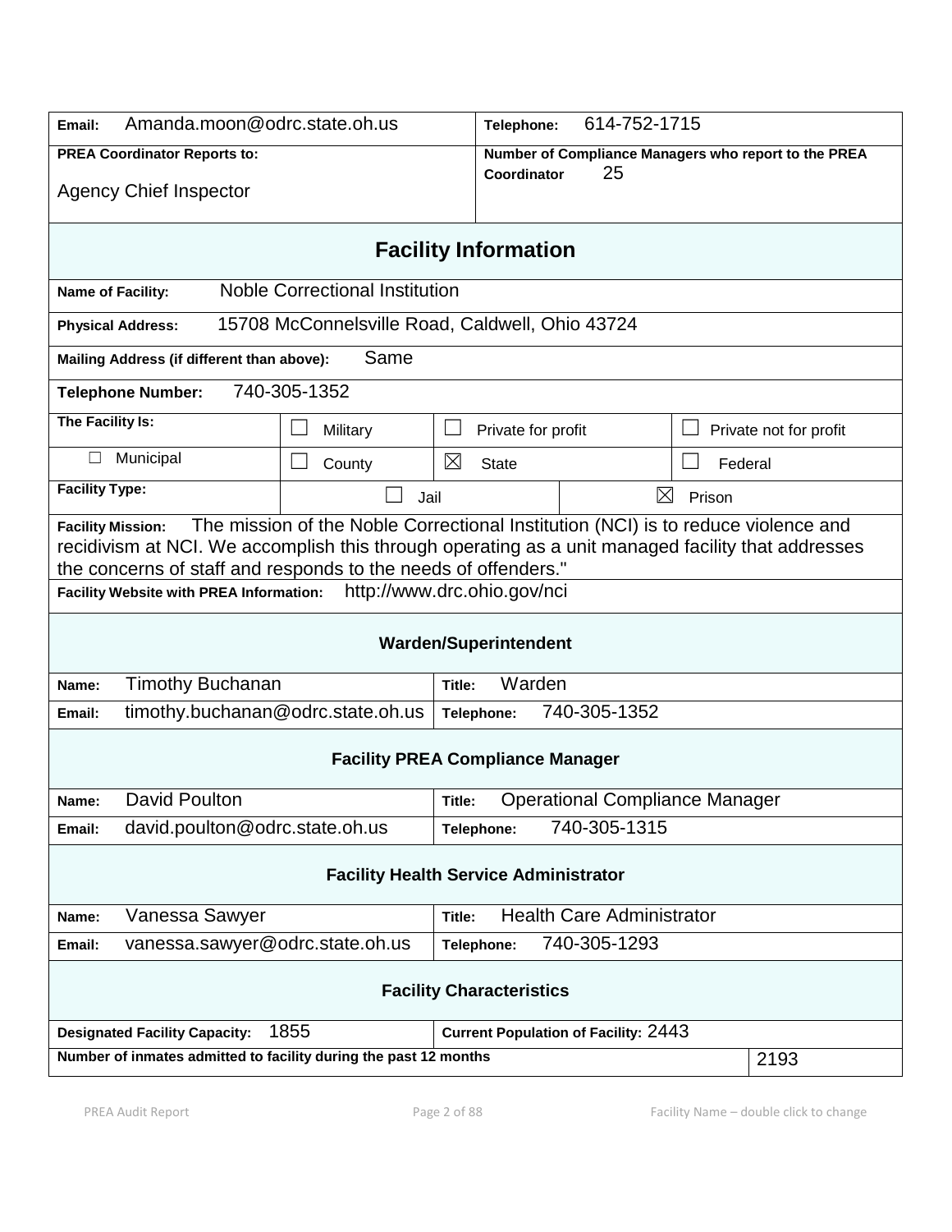| | |
|---|---|
| **Email:** Amanda.moon@odrc.state.oh.us | **Telephone:** 614-752-1715 |
| **PREA Coordinator Reports to:** Agency Chief Inspector | **Number of Compliance Managers who report to the PREA Coordinator** 25 |

## Facility Information

**Name of Facility:** Noble Correctional Institution

**Physical Address:** 15708 McConnelsville Road, Caldwell, Ohio 43724

**Mailing Address (if different than above):** Same

**Telephone Number:** 740-305-1352

| **The Facility Is:** | ☐ Military | ☐ Private for profit | ☐ Private not for profit |
|---|---|---|---|
| ☐ Municipal | ☐ County | ☒ State | ☐ Federal |

| **Facility Type:** | ☐ Jail | ☒ Prison |
|---|---|---|

**Facility Mission:** The mission of the Noble Correctional Institution (NCI) is to reduce violence and recidivism at NCI. We accomplish this through operating as a unit managed facility that addresses the concerns of staff and responds to the needs of offenders."

**Facility Website with PREA Information:** http://www.drc.ohio.gov/nci

### Warden/Superintendent

| | |
|---|---|
| **Name:** Timothy Buchanan | **Title:** Warden |
| **Email:** timothy.buchanan@odrc.state.oh.us | **Telephone:** 740-305-1352 |

### Facility PREA Compliance Manager

| | |
|---|---|
| **Name:** David Poulton | **Title:** Operational Compliance Manager |
| **Email:** david.poulton@odrc.state.oh.us | **Telephone:** 740-305-1315 |

### Facility Health Service Administrator

| | |
|---|---|
| **Name:** Vanessa Sawyer | **Title:** Health Care Administrator |
| **Email:** vanessa.sawyer@odrc.state.oh.us | **Telephone:** 740-305-1293 |

### Facility Characteristics

| | |
|---|---|
| **Designated Facility Capacity:** 1855 | **Current Population of Facility:** 2443 |
| **Number of inmates admitted to facility during the past 12 months** | 2193 |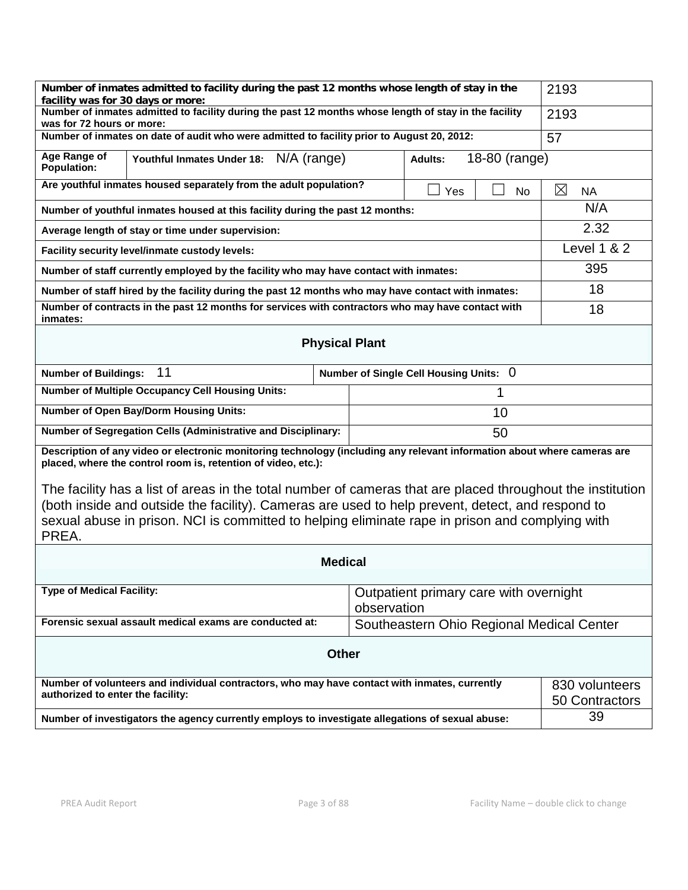| | |
|---|---|
| **Number of inmates admitted to facility during the past 12 months whose length of stay in the facility was for 30 days or more:** | 2193 |
| **Number of inmates admitted to facility during the past 12 months whose length of stay in the facility was for 72 hours or more:** | 2193 |
| **Number of inmates on date of audit who were admitted to facility prior to August 20, 2012:** | 57 |

| | | | |
|---|---|---|---|
| **Age Range of Population:** | **Youthful Inmates Under 18:** N/A (range) | **Adults:** 18-80 (range) | |

| | | | |
|---|---|---|---|
| **Are youthful inmates housed separately from the adult population?** | ☐ Yes | ☐ No | ☒ NA |

| | |
|---|---|
| **Number of youthful inmates housed at this facility during the past 12 months:** | N/A |
| **Average length of stay or time under supervision:** | 2.32 |
| **Facility security level/inmate custody levels:** | Level 1 & 2 |
| **Number of staff currently employed by the facility who may have contact with inmates:** | 395 |
| **Number of staff hired by the facility during the past 12 months who may have contact with inmates:** | 18 |
| **Number of contracts in the past 12 months for services with contractors who may have contact with inmates:** | 18 |

## Physical Plant

| | |
|---|---|
| **Number of Buildings:** 11 | **Number of Single Cell Housing Units:** 0 |
| **Number of Multiple Occupancy Cell Housing Units:** | 1 |
| **Number of Open Bay/Dorm Housing Units:** | 10 |
| **Number of Segregation Cells (Administrative and Disciplinary:** | 50 |

**Description of any video or electronic monitoring technology (including any relevant information about where cameras are placed, where the control room is, retention of video, etc.):**

The facility has a list of areas in the total number of cameras that are placed throughout the institution (both inside and outside the facility). Cameras are used to help prevent, detect, and respond to sexual abuse in prison. NCI is committed to helping eliminate rape in prison and complying with PREA.

## Medical

| | |
|---|---|
| **Type of Medical Facility:** | Outpatient primary care with overnight observation |
| **Forensic sexual assault medical exams are conducted at:** | Southeastern Ohio Regional Medical Center |

## Other

| | |
|---|---|
| **Number of volunteers and individual contractors, who may have contact with inmates, currently authorized to enter the facility:** | 830 volunteers<br>50 Contractors |
| **Number of investigators the agency currently employs to investigate allegations of sexual abuse:** | 39 |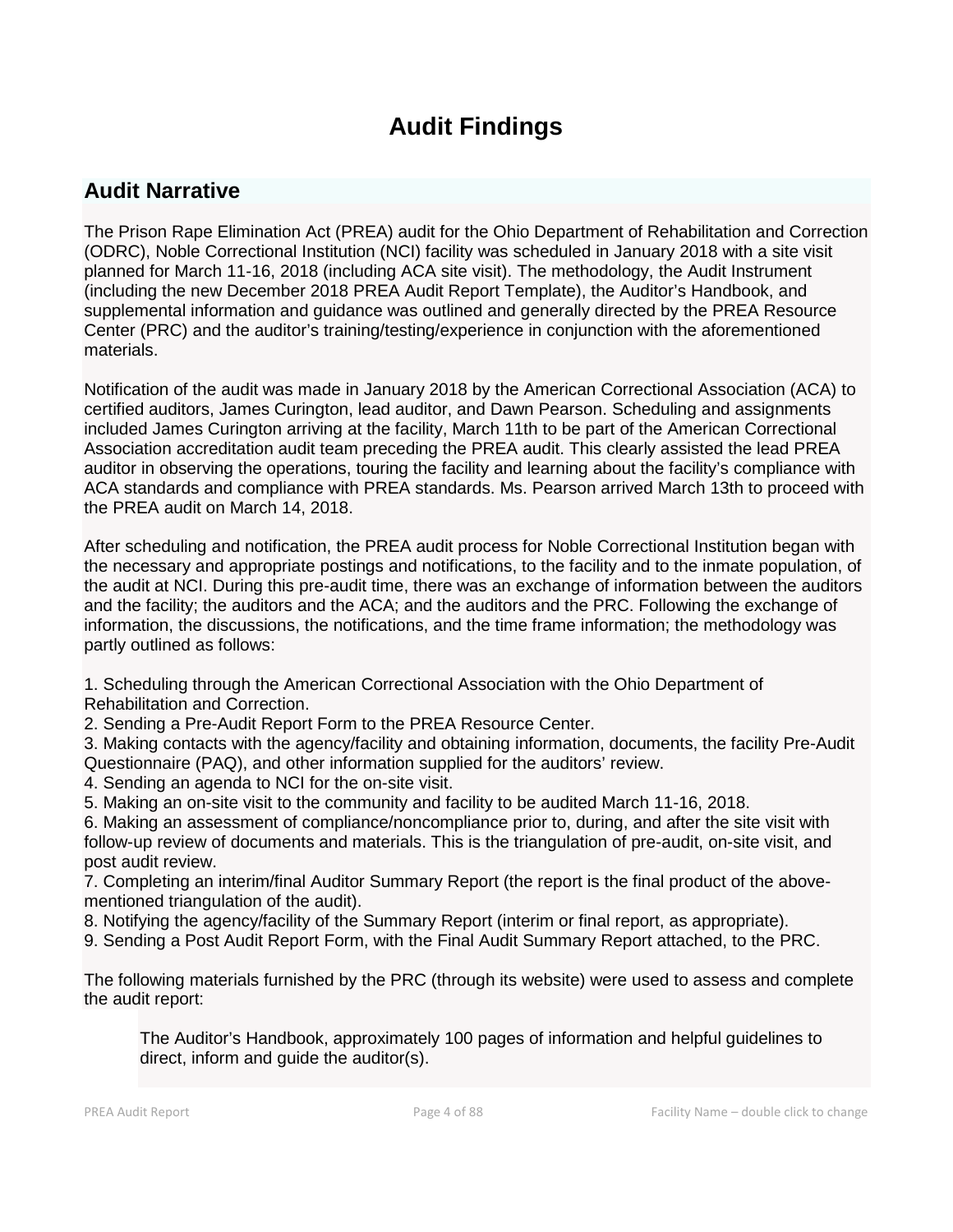# Audit Findings

## Audit Narrative

The Prison Rape Elimination Act (PREA) audit for the Ohio Department of Rehabilitation and Correction (ODRC), Noble Correctional Institution (NCI) facility was scheduled in January 2018 with a site visit planned for March 11-16, 2018 (including ACA site visit). The methodology, the Audit Instrument (including the new December 2018 PREA Audit Report Template), the Auditor's Handbook, and supplemental information and guidance was outlined and generally directed by the PREA Resource Center (PRC) and the auditor's training/testing/experience in conjunction with the aforementioned materials.

Notification of the audit was made in January 2018 by the American Correctional Association (ACA) to certified auditors, James Curington, lead auditor, and Dawn Pearson. Scheduling and assignments included James Curington arriving at the facility, March 11th to be part of the American Correctional Association accreditation audit team preceding the PREA audit. This clearly assisted the lead PREA auditor in observing the operations, touring the facility and learning about the facility's compliance with ACA standards and compliance with PREA standards. Ms. Pearson arrived March 13th to proceed with the PREA audit on March 14, 2018.

After scheduling and notification, the PREA audit process for Noble Correctional Institution began with the necessary and appropriate postings and notifications, to the facility and to the inmate population, of the audit at NCI. During this pre-audit time, there was an exchange of information between the auditors and the facility; the auditors and the ACA; and the auditors and the PRC. Following the exchange of information, the discussions, the notifications, and the time frame information; the methodology was partly outlined as follows:

1. Scheduling through the American Correctional Association with the Ohio Department of Rehabilitation and Correction.
2. Sending a Pre-Audit Report Form to the PREA Resource Center.
3. Making contacts with the agency/facility and obtaining information, documents, the facility Pre-Audit Questionnaire (PAQ), and other information supplied for the auditors' review.
4. Sending an agenda to NCI for the on-site visit.
5. Making an on-site visit to the community and facility to be audited March 11-16, 2018.
6. Making an assessment of compliance/noncompliance prior to, during, and after the site visit with follow-up review of documents and materials. This is the triangulation of pre-audit, on-site visit, and post audit review.
7. Completing an interim/final Auditor Summary Report (the report is the final product of the above-mentioned triangulation of the audit).
8. Notifying the agency/facility of the Summary Report (interim or final report, as appropriate).
9. Sending a Post Audit Report Form, with the Final Audit Summary Report attached, to the PRC.

The following materials furnished by the PRC (through its website) were used to assess and complete the audit report:

> The Auditor's Handbook, approximately 100 pages of information and helpful guidelines to direct, inform and guide the auditor(s).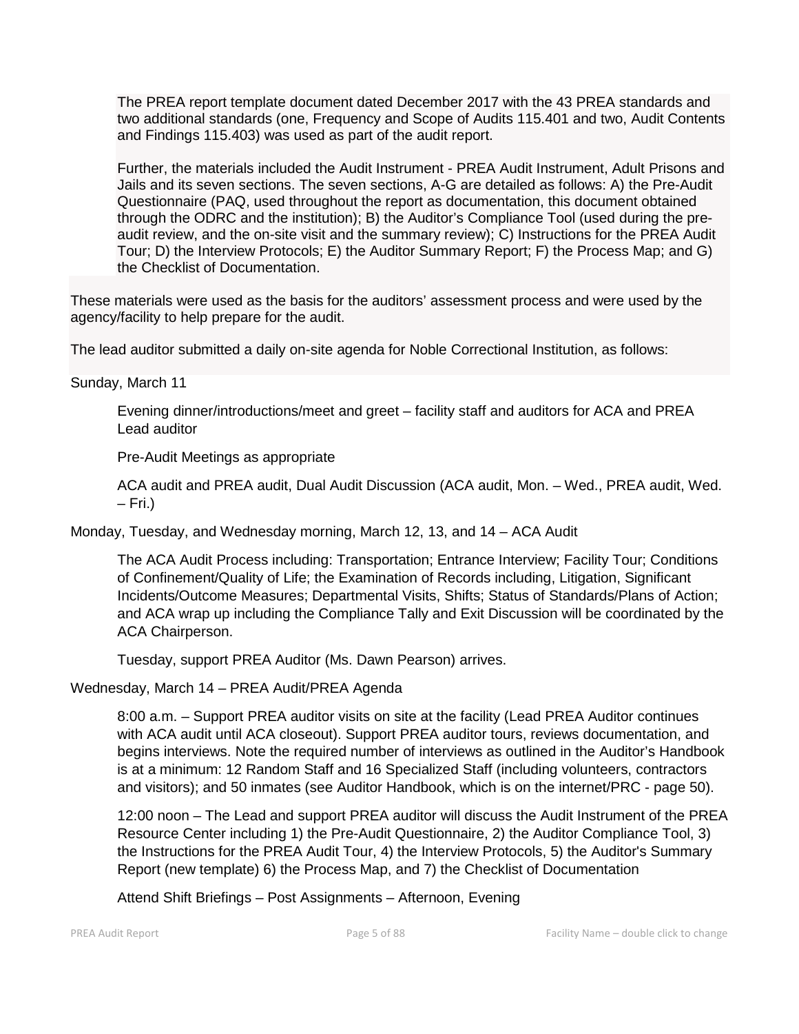The PREA report template document dated December 2017 with the 43 PREA standards and two additional standards (one, Frequency and Scope of Audits 115.401 and two, Audit Contents and Findings 115.403) was used as part of the audit report.

Further, the materials included the Audit Instrument - PREA Audit Instrument, Adult Prisons and Jails and its seven sections. The seven sections, A-G are detailed as follows: A) the Pre-Audit Questionnaire (PAQ, used throughout the report as documentation, this document obtained through the ODRC and the institution); B) the Auditor's Compliance Tool (used during the pre-audit review, and the on-site visit and the summary review); C) Instructions for the PREA Audit Tour; D) the Interview Protocols; E) the Auditor Summary Report; F) the Process Map; and G) the Checklist of Documentation.

These materials were used as the basis for the auditors' assessment process and were used by the agency/facility to help prepare for the audit.

The lead auditor submitted a daily on-site agenda for Noble Correctional Institution, as follows:

Sunday, March 11

Evening dinner/introductions/meet and greet – facility staff and auditors for ACA and PREA Lead auditor

Pre-Audit Meetings as appropriate

ACA audit and PREA audit, Dual Audit Discussion (ACA audit, Mon. – Wed., PREA audit, Wed. – Fri.)

Monday, Tuesday, and Wednesday morning, March 12, 13, and 14 – ACA Audit

The ACA Audit Process including: Transportation; Entrance Interview; Facility Tour; Conditions of Confinement/Quality of Life; the Examination of Records including, Litigation, Significant Incidents/Outcome Measures; Departmental Visits, Shifts; Status of Standards/Plans of Action; and ACA wrap up including the Compliance Tally and Exit Discussion will be coordinated by the ACA Chairperson.

Tuesday, support PREA Auditor (Ms. Dawn Pearson) arrives.

Wednesday, March 14 – PREA Audit/PREA Agenda

8:00 a.m. – Support PREA auditor visits on site at the facility (Lead PREA Auditor continues with ACA audit until ACA closeout). Support PREA auditor tours, reviews documentation, and begins interviews. Note the required number of interviews as outlined in the Auditor's Handbook is at a minimum: 12 Random Staff and 16 Specialized Staff (including volunteers, contractors and visitors); and 50 inmates (see Auditor Handbook, which is on the internet/PRC - page 50).

12:00 noon – The Lead and support PREA auditor will discuss the Audit Instrument of the PREA Resource Center including 1) the Pre-Audit Questionnaire, 2) the Auditor Compliance Tool, 3) the Instructions for the PREA Audit Tour, 4) the Interview Protocols, 5) the Auditor's Summary Report (new template) 6) the Process Map, and 7) the Checklist of Documentation

Attend Shift Briefings – Post Assignments – Afternoon, Evening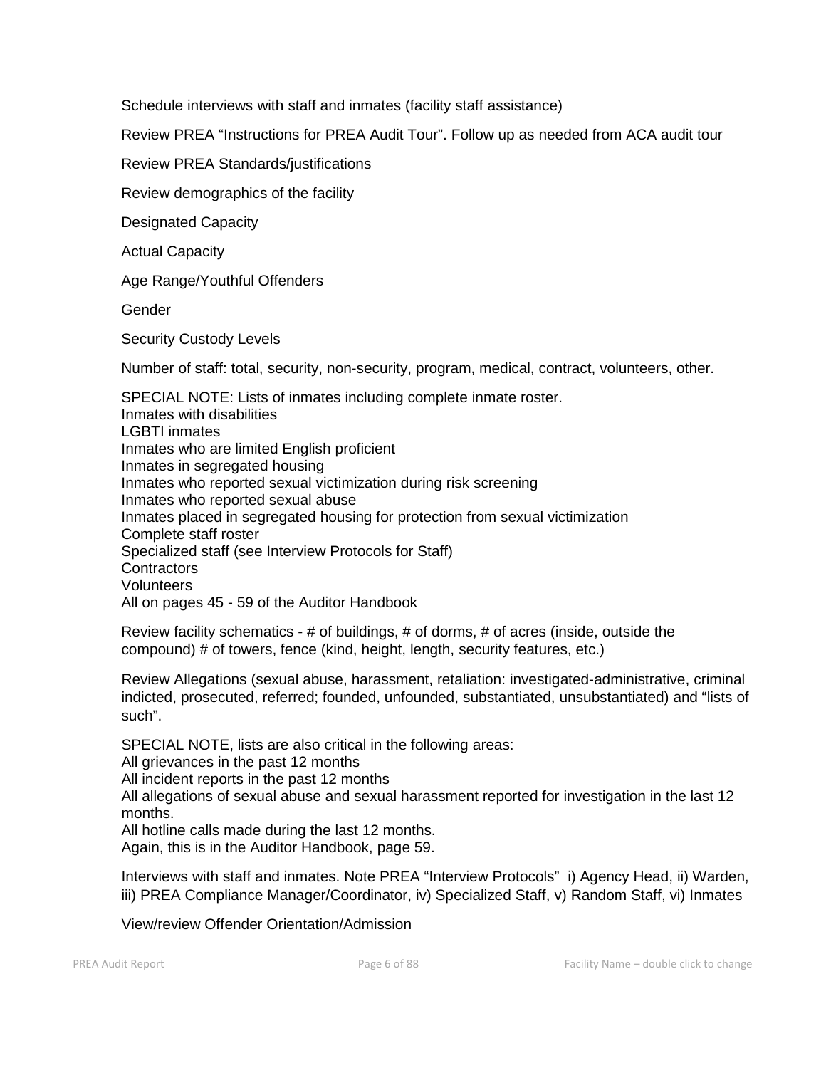Schedule interviews with staff and inmates (facility staff assistance)

Review PREA "Instructions for PREA Audit Tour". Follow up as needed from ACA audit tour

Review PREA Standards/justifications

Review demographics of the facility

Designated Capacity

Actual Capacity

Age Range/Youthful Offenders

Gender

Security Custody Levels

Number of staff: total, security, non-security, program, medical, contract, volunteers, other.

SPECIAL NOTE: Lists of inmates including complete inmate roster.
Inmates with disabilities
LGBTI inmates
Inmates who are limited English proficient
Inmates in segregated housing
Inmates who reported sexual victimization during risk screening
Inmates who reported sexual abuse
Inmates placed in segregated housing for protection from sexual victimization
Complete staff roster
Specialized staff (see Interview Protocols for Staff)
Contractors
Volunteers
All on pages 45 - 59 of the Auditor Handbook

Review facility schematics - # of buildings, # of dorms, # of acres (inside, outside the compound) # of towers, fence (kind, height, length, security features, etc.)

Review Allegations (sexual abuse, harassment, retaliation: investigated-administrative, criminal indicted, prosecuted, referred; founded, unfounded, substantiated, unsubstantiated) and "lists of such".

SPECIAL NOTE, lists are also critical in the following areas:
All grievances in the past 12 months
All incident reports in the past 12 months
All allegations of sexual abuse and sexual harassment reported for investigation in the last 12 months.
All hotline calls made during the last 12 months.
Again, this is in the Auditor Handbook, page 59.

Interviews with staff and inmates. Note PREA "Interview Protocols" i) Agency Head, ii) Warden, iii) PREA Compliance Manager/Coordinator, iv) Specialized Staff, v) Random Staff, vi) Inmates

View/review Offender Orientation/Admission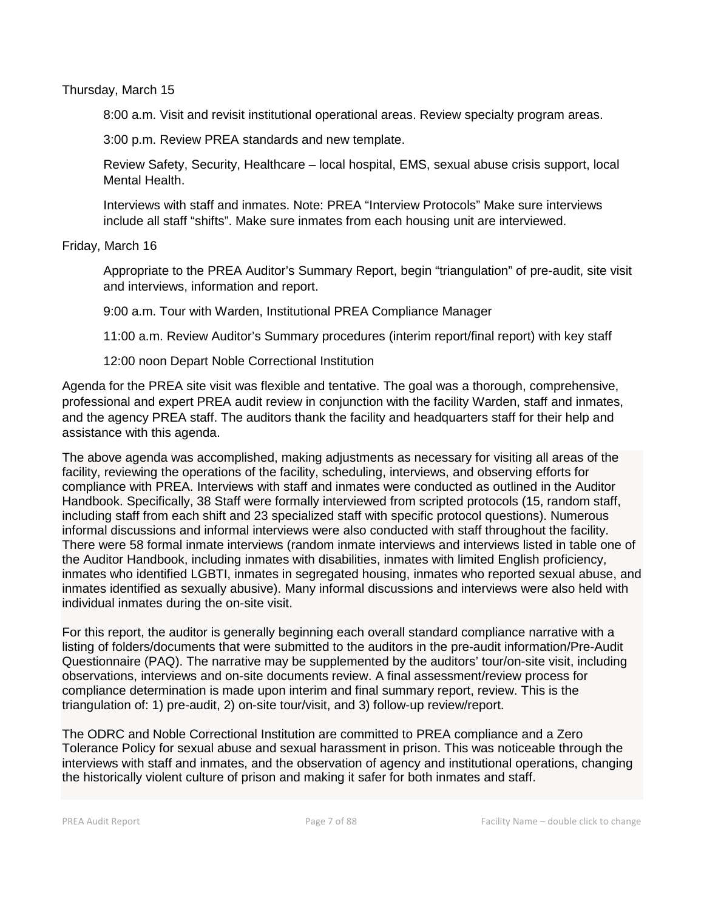Thursday, March 15

8:00 a.m. Visit and revisit institutional operational areas. Review specialty program areas.

3:00 p.m. Review PREA standards and new template.

Review Safety, Security, Healthcare – local hospital, EMS, sexual abuse crisis support, local Mental Health.

Interviews with staff and inmates. Note: PREA "Interview Protocols" Make sure interviews include all staff "shifts". Make sure inmates from each housing unit are interviewed.

Friday, March 16

Appropriate to the PREA Auditor's Summary Report, begin "triangulation" of pre-audit, site visit and interviews, information and report.

9:00 a.m. Tour with Warden, Institutional PREA Compliance Manager

11:00 a.m. Review Auditor's Summary procedures (interim report/final report) with key staff

12:00 noon Depart Noble Correctional Institution

Agenda for the PREA site visit was flexible and tentative. The goal was a thorough, comprehensive, professional and expert PREA audit review in conjunction with the facility Warden, staff and inmates, and the agency PREA staff. The auditors thank the facility and headquarters staff for their help and assistance with this agenda.

The above agenda was accomplished, making adjustments as necessary for visiting all areas of the facility, reviewing the operations of the facility, scheduling, interviews, and observing efforts for compliance with PREA. Interviews with staff and inmates were conducted as outlined in the Auditor Handbook. Specifically, 38 Staff were formally interviewed from scripted protocols (15, random staff, including staff from each shift and 23 specialized staff with specific protocol questions). Numerous informal discussions and informal interviews were also conducted with staff throughout the facility. There were 58 formal inmate interviews (random inmate interviews and interviews listed in table one of the Auditor Handbook, including inmates with disabilities, inmates with limited English proficiency, inmates who identified LGBTI, inmates in segregated housing, inmates who reported sexual abuse, and inmates identified as sexually abusive). Many informal discussions and interviews were also held with individual inmates during the on-site visit.

For this report, the auditor is generally beginning each overall standard compliance narrative with a listing of folders/documents that were submitted to the auditors in the pre-audit information/Pre-Audit Questionnaire (PAQ). The narrative may be supplemented by the auditors' tour/on-site visit, including observations, interviews and on-site documents review. A final assessment/review process for compliance determination is made upon interim and final summary report, review. This is the triangulation of: 1) pre-audit, 2) on-site tour/visit, and 3) follow-up review/report.

The ODRC and Noble Correctional Institution are committed to PREA compliance and a Zero Tolerance Policy for sexual abuse and sexual harassment in prison. This was noticeable through the interviews with staff and inmates, and the observation of agency and institutional operations, changing the historically violent culture of prison and making it safer for both inmates and staff.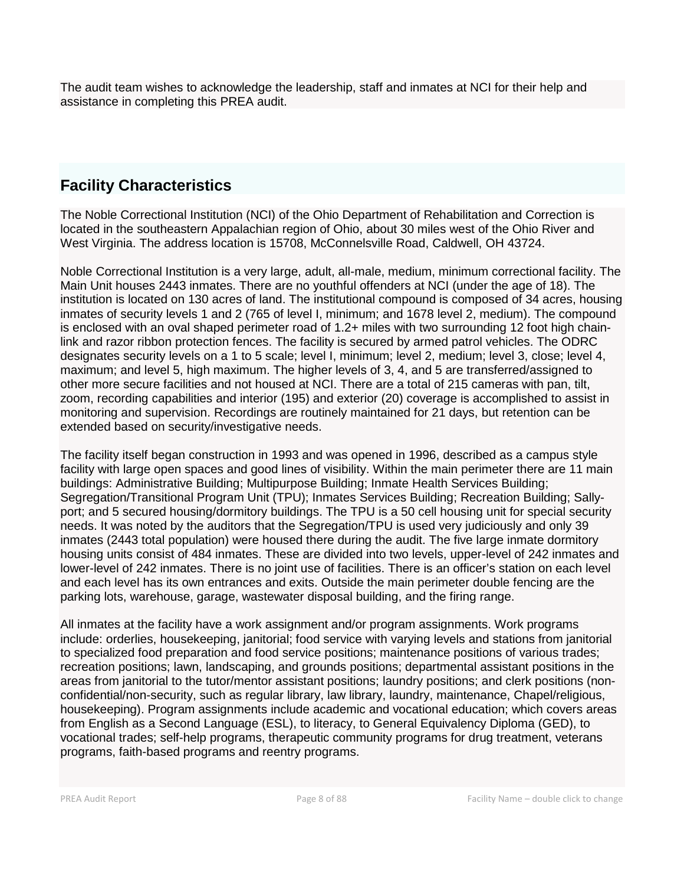The audit team wishes to acknowledge the leadership, staff and inmates at NCI for their help and assistance in completing this PREA audit.

## Facility Characteristics

The Noble Correctional Institution (NCI) of the Ohio Department of Rehabilitation and Correction is located in the southeastern Appalachian region of Ohio, about 30 miles west of the Ohio River and West Virginia. The address location is 15708, McConnelsville Road, Caldwell, OH 43724.

Noble Correctional Institution is a very large, adult, all-male, medium, minimum correctional facility. The Main Unit houses 2443 inmates. There are no youthful offenders at NCI (under the age of 18). The institution is located on 130 acres of land. The institutional compound is composed of 34 acres, housing inmates of security levels 1 and 2 (765 of level I, minimum; and 1678 level 2, medium). The compound is enclosed with an oval shaped perimeter road of 1.2+ miles with two surrounding 12 foot high chain-link and razor ribbon protection fences. The facility is secured by armed patrol vehicles. The ODRC designates security levels on a 1 to 5 scale; level I, minimum; level 2, medium; level 3, close; level 4, maximum; and level 5, high maximum. The higher levels of 3, 4, and 5 are transferred/assigned to other more secure facilities and not housed at NCI. There are a total of 215 cameras with pan, tilt, zoom, recording capabilities and interior (195) and exterior (20) coverage is accomplished to assist in monitoring and supervision. Recordings are routinely maintained for 21 days, but retention can be extended based on security/investigative needs.

The facility itself began construction in 1993 and was opened in 1996, described as a campus style facility with large open spaces and good lines of visibility. Within the main perimeter there are 11 main buildings: Administrative Building; Multipurpose Building; Inmate Health Services Building; Segregation/Transitional Program Unit (TPU); Inmates Services Building; Recreation Building; Sally-port; and 5 secured housing/dormitory buildings. The TPU is a 50 cell housing unit for special security needs. It was noted by the auditors that the Segregation/TPU is used very judiciously and only 39 inmates (2443 total population) were housed there during the audit. The five large inmate dormitory housing units consist of 484 inmates. These are divided into two levels, upper-level of 242 inmates and lower-level of 242 inmates. There is no joint use of facilities. There is an officer's station on each level and each level has its own entrances and exits. Outside the main perimeter double fencing are the parking lots, warehouse, garage, wastewater disposal building, and the firing range.

All inmates at the facility have a work assignment and/or program assignments. Work programs include: orderlies, housekeeping, janitorial; food service with varying levels and stations from janitorial to specialized food preparation and food service positions; maintenance positions of various trades; recreation positions; lawn, landscaping, and grounds positions; departmental assistant positions in the areas from janitorial to the tutor/mentor assistant positions; laundry positions; and clerk positions (non-confidential/non-security, such as regular library, law library, laundry, maintenance, Chapel/religious, housekeeping). Program assignments include academic and vocational education; which covers areas from English as a Second Language (ESL), to literacy, to General Equivalency Diploma (GED), to vocational trades; self-help programs, therapeutic community programs for drug treatment, veterans programs, faith-based programs and reentry programs.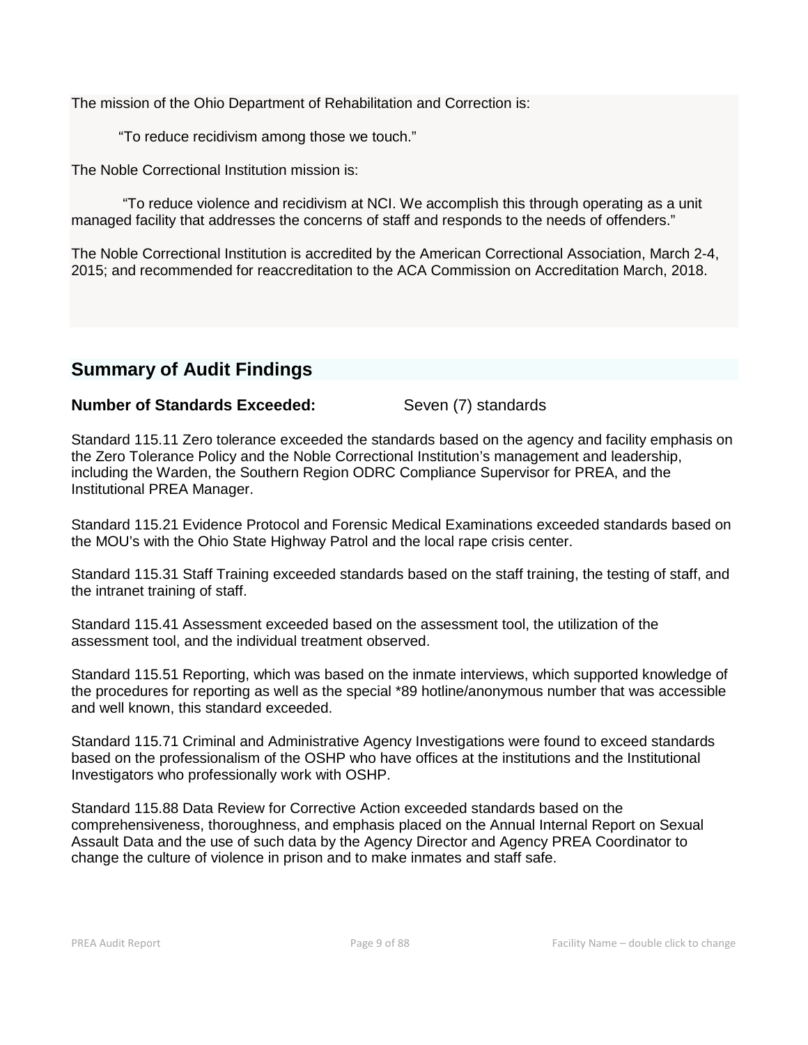The mission of the Ohio Department of Rehabilitation and Correction is:

"To reduce recidivism among those we touch."

The Noble Correctional Institution mission is:

"To reduce violence and recidivism at NCI. We accomplish this through operating as a unit managed facility that addresses the concerns of staff and responds to the needs of offenders."

The Noble Correctional Institution is accredited by the American Correctional Association, March 2-4, 2015; and recommended for reaccreditation to the ACA Commission on Accreditation March, 2018.

## Summary of Audit Findings

**Number of Standards Exceeded:** Seven (7) standards

Standard 115.11 Zero tolerance exceeded the standards based on the agency and facility emphasis on the Zero Tolerance Policy and the Noble Correctional Institution's management and leadership, including the Warden, the Southern Region ODRC Compliance Supervisor for PREA, and the Institutional PREA Manager.

Standard 115.21 Evidence Protocol and Forensic Medical Examinations exceeded standards based on the MOU's with the Ohio State Highway Patrol and the local rape crisis center.

Standard 115.31 Staff Training exceeded standards based on the staff training, the testing of staff, and the intranet training of staff.

Standard 115.41 Assessment exceeded based on the assessment tool, the utilization of the assessment tool, and the individual treatment observed.

Standard 115.51 Reporting, which was based on the inmate interviews, which supported knowledge of the procedures for reporting as well as the special *89 hotline/anonymous number that was accessible and well known, this standard exceeded.

Standard 115.71 Criminal and Administrative Agency Investigations were found to exceed standards based on the professionalism of the OSHP who have offices at the institutions and the Institutional Investigators who professionally work with OSHP.

Standard 115.88 Data Review for Corrective Action exceeded standards based on the comprehensiveness, thoroughness, and emphasis placed on the Annual Internal Report on Sexual Assault Data and the use of such data by the Agency Director and Agency PREA Coordinator to change the culture of violence in prison and to make inmates and staff safe.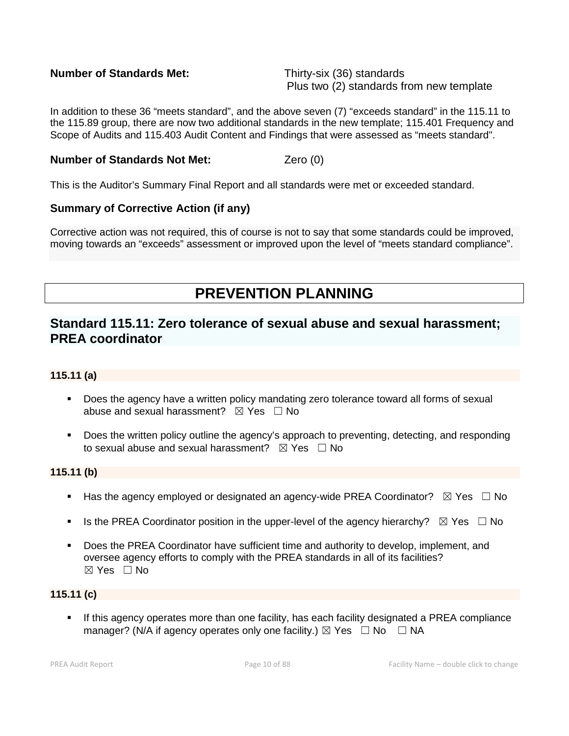**Number of Standards Met:** Thirty-six (36) standards
Plus two (2) standards from new template

In addition to these 36 "meets standard", and the above seven (7) "exceeds standard" in the 115.11 to the 115.89 group, there are now two additional standards in the new template; 115.401 Frequency and Scope of Audits and 115.403 Audit Content and Findings that were assessed as "meets standard".

**Number of Standards Not Met:** Zero (0)

This is the Auditor's Summary Final Report and all standards were met or exceeded standard.

### Summary of Corrective Action (if any)

Corrective action was not required, this of course is not to say that some standards could be improved, moving towards an "exceeds" assessment or improved upon the level of "meets standard compliance".

# PREVENTION PLANNING

## Standard 115.11: Zero tolerance of sexual abuse and sexual harassment; PREA coordinator

### 115.11 (a)

- Does the agency have a written policy mandating zero tolerance toward all forms of sexual abuse and sexual harassment? ☒ Yes ☐ No
- Does the written policy outline the agency's approach to preventing, detecting, and responding to sexual abuse and sexual harassment? ☒ Yes ☐ No

### 115.11 (b)

- Has the agency employed or designated an agency-wide PREA Coordinator? ☒ Yes ☐ No
- Is the PREA Coordinator position in the upper-level of the agency hierarchy? ☒ Yes ☐ No
- Does the PREA Coordinator have sufficient time and authority to develop, implement, and oversee agency efforts to comply with the PREA standards in all of its facilities? ☒ Yes ☐ No

### 115.11 (c)

- If this agency operates more than one facility, has each facility designated a PREA compliance manager? (N/A if agency operates only one facility.) ☒ Yes ☐ No ☐ NA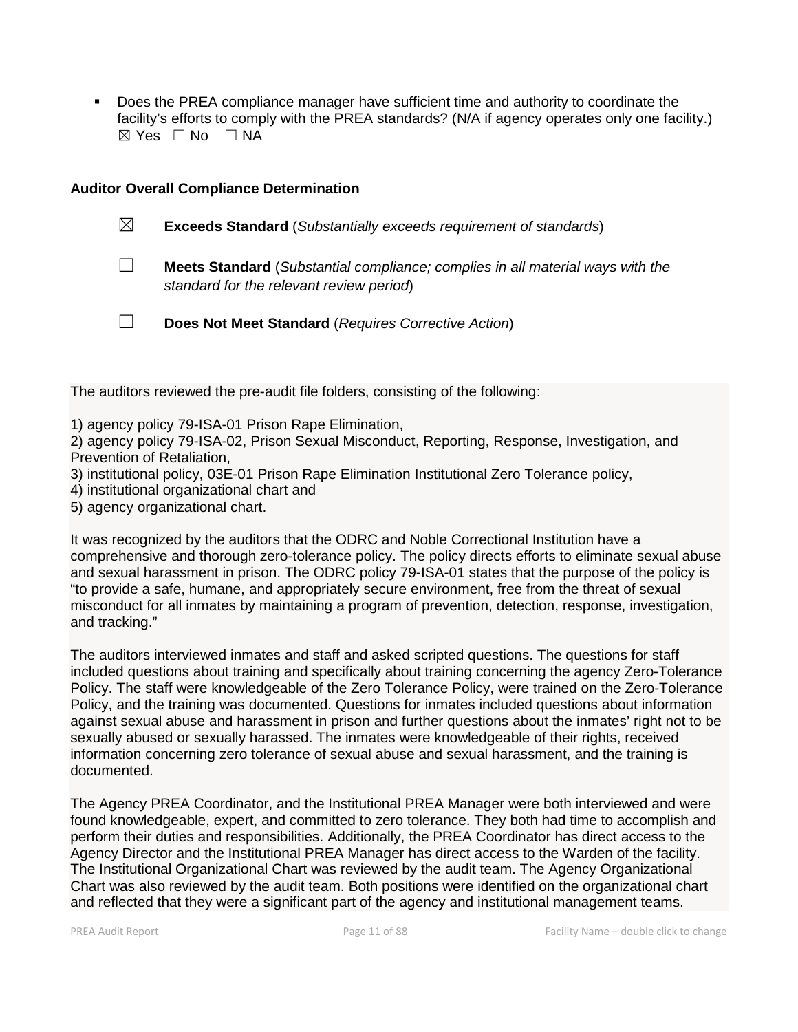- Does the PREA compliance manager have sufficient time and authority to coordinate the facility's efforts to comply with the PREA standards? (N/A if agency operates only one facility.)
  ☒ Yes ☐ No ☐ NA

**Auditor Overall Compliance Determination**

☒ **Exceeds Standard** (*Substantially exceeds requirement of standards*)

☐ **Meets Standard** (*Substantial compliance; complies in all material ways with the standard for the relevant review period*)

☐ **Does Not Meet Standard** (*Requires Corrective Action*)

The auditors reviewed the pre-audit file folders, consisting of the following:

1) agency policy 79-ISA-01 Prison Rape Elimination,
2) agency policy 79-ISA-02, Prison Sexual Misconduct, Reporting, Response, Investigation, and Prevention of Retaliation,
3) institutional policy, 03E-01 Prison Rape Elimination Institutional Zero Tolerance policy,
4) institutional organizational chart and
5) agency organizational chart.

It was recognized by the auditors that the ODRC and Noble Correctional Institution have a comprehensive and thorough zero-tolerance policy. The policy directs efforts to eliminate sexual abuse and sexual harassment in prison. The ODRC policy 79-ISA-01 states that the purpose of the policy is "to provide a safe, humane, and appropriately secure environment, free from the threat of sexual misconduct for all inmates by maintaining a program of prevention, detection, response, investigation, and tracking."

The auditors interviewed inmates and staff and asked scripted questions. The questions for staff included questions about training and specifically about training concerning the agency Zero-Tolerance Policy. The staff were knowledgeable of the Zero Tolerance Policy, were trained on the Zero-Tolerance Policy, and the training was documented. Questions for inmates included questions about information against sexual abuse and harassment in prison and further questions about the inmates' right not to be sexually abused or sexually harassed. The inmates were knowledgeable of their rights, received information concerning zero tolerance of sexual abuse and sexual harassment, and the training is documented.

The Agency PREA Coordinator, and the Institutional PREA Manager were both interviewed and were found knowledgeable, expert, and committed to zero tolerance. They both had time to accomplish and perform their duties and responsibilities. Additionally, the PREA Coordinator has direct access to the Agency Director and the Institutional PREA Manager has direct access to the Warden of the facility. The Institutional Organizational Chart was reviewed by the audit team. The Agency Organizational Chart was also reviewed by the audit team. Both positions were identified on the organizational chart and reflected that they were a significant part of the agency and institutional management teams.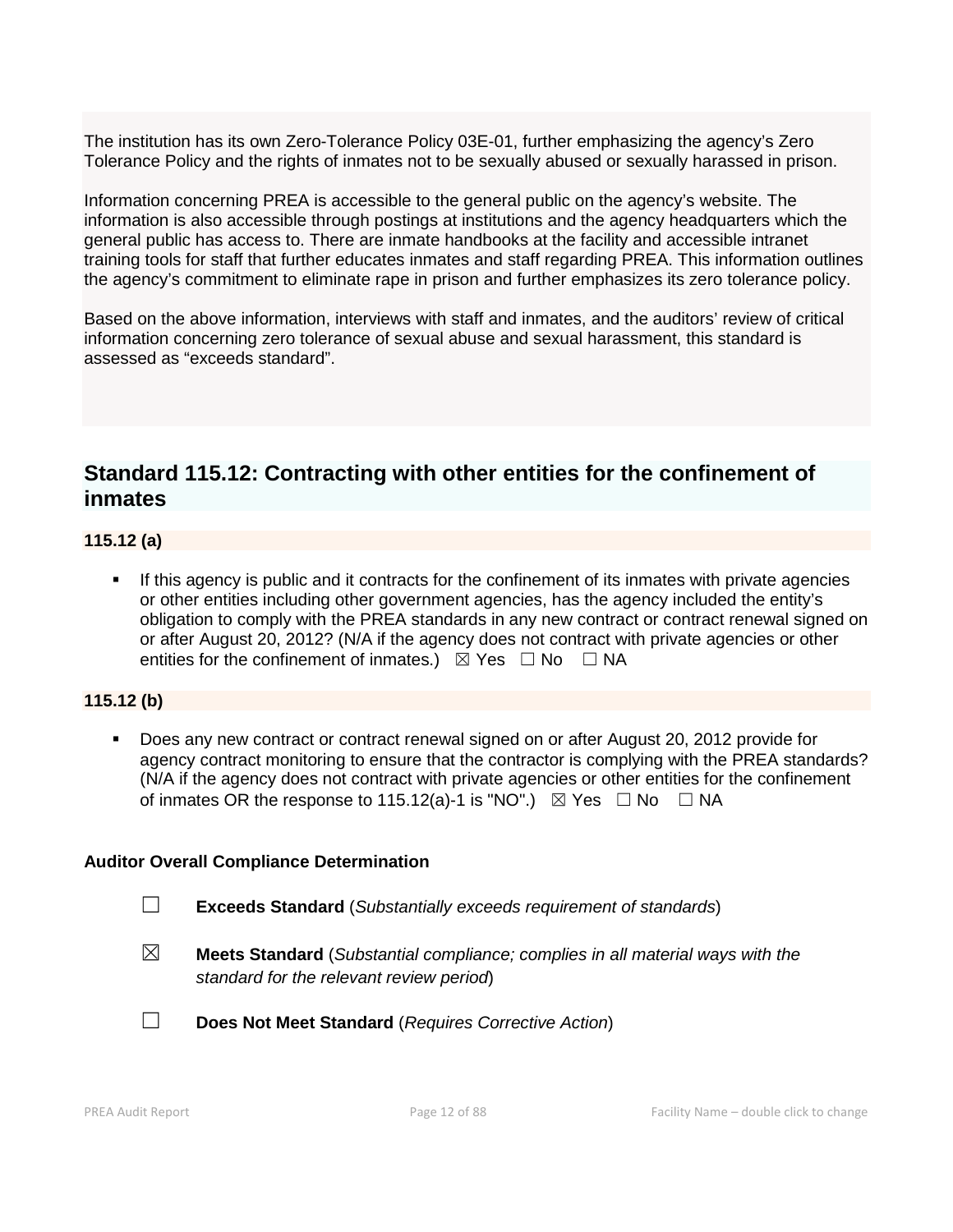The institution has its own Zero-Tolerance Policy 03E-01, further emphasizing the agency's Zero Tolerance Policy and the rights of inmates not to be sexually abused or sexually harassed in prison.

Information concerning PREA is accessible to the general public on the agency's website. The information is also accessible through postings at institutions and the agency headquarters which the general public has access to. There are inmate handbooks at the facility and accessible intranet training tools for staff that further educates inmates and staff regarding PREA. This information outlines the agency's commitment to eliminate rape in prison and further emphasizes its zero tolerance policy.

Based on the above information, interviews with staff and inmates, and the auditors' review of critical information concerning zero tolerance of sexual abuse and sexual harassment, this standard is assessed as "exceeds standard".

## Standard 115.12: Contracting with other entities for the confinement of inmates

### 115.12 (a)

- If this agency is public and it contracts for the confinement of its inmates with private agencies or other entities including other government agencies, has the agency included the entity's obligation to comply with the PREA standards in any new contract or contract renewal signed on or after August 20, 2012? (N/A if the agency does not contract with private agencies or other entities for the confinement of inmates.) ☒ Yes ☐ No ☐ NA

### 115.12 (b)

- Does any new contract or contract renewal signed on or after August 20, 2012 provide for agency contract monitoring to ensure that the contractor is complying with the PREA standards? (N/A if the agency does not contract with private agencies or other entities for the confinement of inmates OR the response to 115.12(a)-1 is "NO".) ☒ Yes ☐ No ☐ NA

**Auditor Overall Compliance Determination**

☐ **Exceeds Standard** (*Substantially exceeds requirement of standards*)

☒ **Meets Standard** (*Substantial compliance; complies in all material ways with the standard for the relevant review period*)

☐ **Does Not Meet Standard** (*Requires Corrective Action*)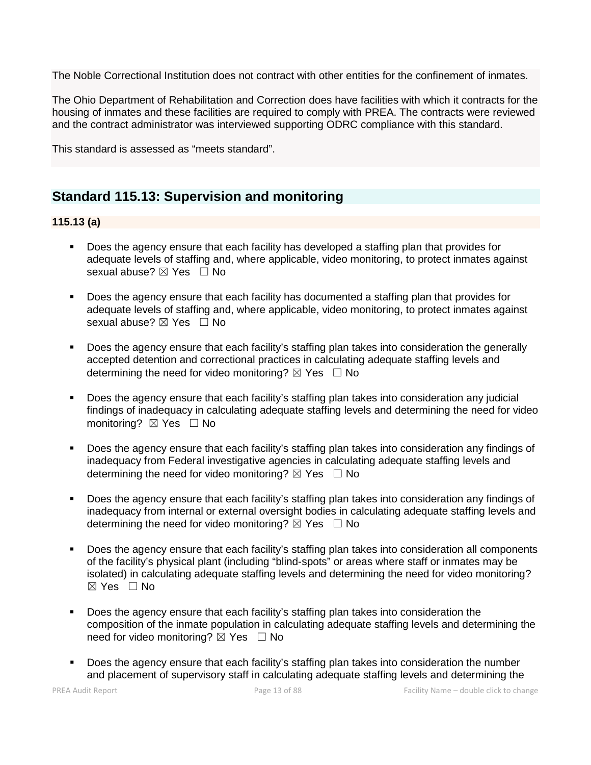The Noble Correctional Institution does not contract with other entities for the confinement of inmates.

The Ohio Department of Rehabilitation and Correction does have facilities with which it contracts for the housing of inmates and these facilities are required to comply with PREA. The contracts were reviewed and the contract administrator was interviewed supporting ODRC compliance with this standard.

This standard is assessed as "meets standard".

## Standard 115.13: Supervision and monitoring

### 115.13 (a)

- Does the agency ensure that each facility has developed a staffing plan that provides for adequate levels of staffing and, where applicable, video monitoring, to protect inmates against sexual abuse? ☒ Yes ☐ No

- Does the agency ensure that each facility has documented a staffing plan that provides for adequate levels of staffing and, where applicable, video monitoring, to protect inmates against sexual abuse? ☒ Yes ☐ No

- Does the agency ensure that each facility's staffing plan takes into consideration the generally accepted detention and correctional practices in calculating adequate staffing levels and determining the need for video monitoring? ☒ Yes ☐ No

- Does the agency ensure that each facility's staffing plan takes into consideration any judicial findings of inadequacy in calculating adequate staffing levels and determining the need for video monitoring? ☒ Yes ☐ No

- Does the agency ensure that each facility's staffing plan takes into consideration any findings of inadequacy from Federal investigative agencies in calculating adequate staffing levels and determining the need for video monitoring? ☒ Yes ☐ No

- Does the agency ensure that each facility's staffing plan takes into consideration any findings of inadequacy from internal or external oversight bodies in calculating adequate staffing levels and determining the need for video monitoring? ☒ Yes ☐ No

- Does the agency ensure that each facility's staffing plan takes into consideration all components of the facility's physical plant (including "blind-spots" or areas where staff or inmates may be isolated) in calculating adequate staffing levels and determining the need for video monitoring? ☒ Yes ☐ No

- Does the agency ensure that each facility's staffing plan takes into consideration the composition of the inmate population in calculating adequate staffing levels and determining the need for video monitoring? ☒ Yes ☐ No

- Does the agency ensure that each facility's staffing plan takes into consideration the number and placement of supervisory staff in calculating adequate staffing levels and determining the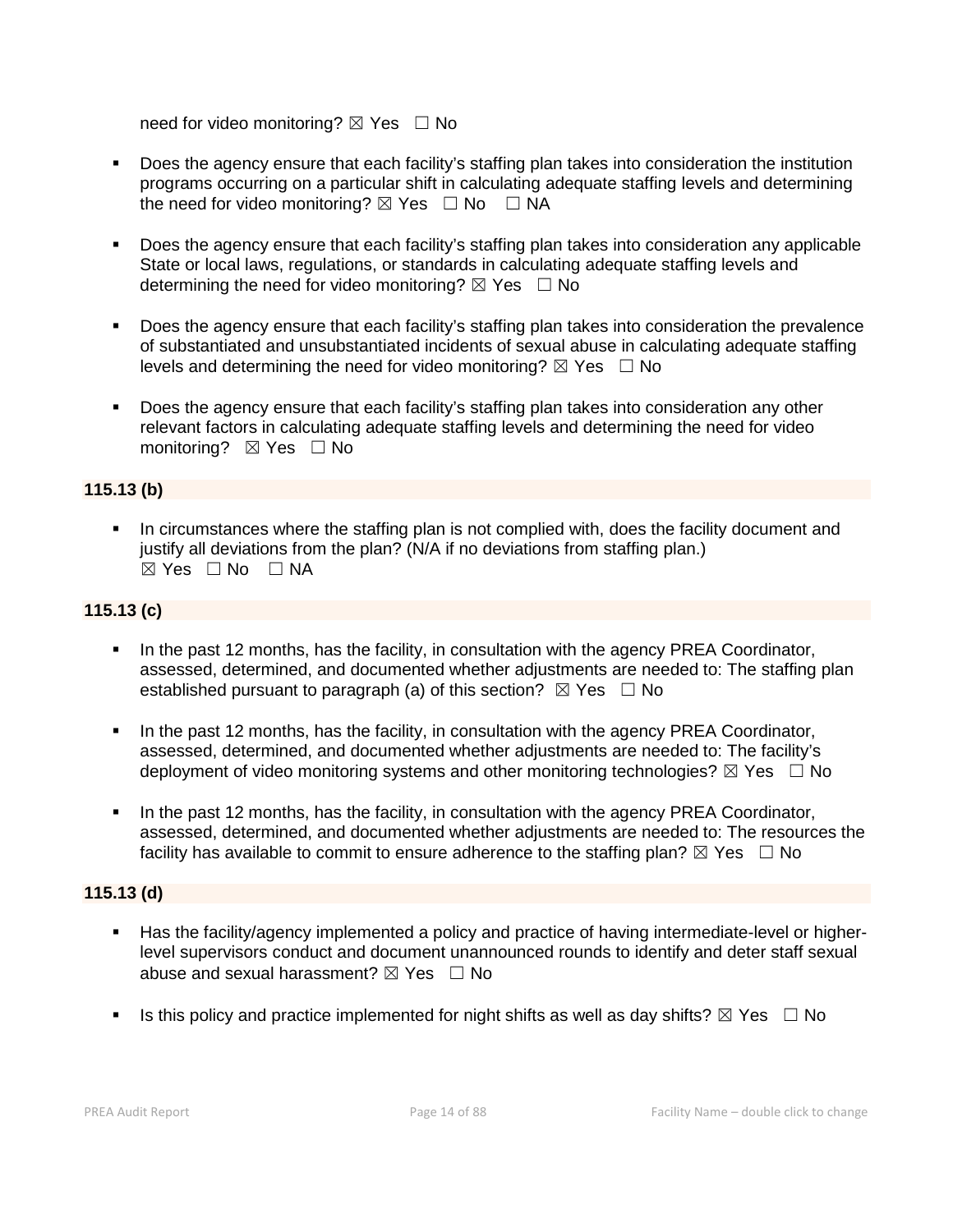need for video monitoring? ☒ Yes ☐ No

- Does the agency ensure that each facility's staffing plan takes into consideration the institution programs occurring on a particular shift in calculating adequate staffing levels and determining the need for video monitoring? ☒ Yes ☐ No ☐ NA

- Does the agency ensure that each facility's staffing plan takes into consideration any applicable State or local laws, regulations, or standards in calculating adequate staffing levels and determining the need for video monitoring? ☒ Yes ☐ No

- Does the agency ensure that each facility's staffing plan takes into consideration the prevalence of substantiated and unsubstantiated incidents of sexual abuse in calculating adequate staffing levels and determining the need for video monitoring? ☒ Yes ☐ No

- Does the agency ensure that each facility's staffing plan takes into consideration any other relevant factors in calculating adequate staffing levels and determining the need for video monitoring? ☒ Yes ☐ No

**115.13 (b)**

- In circumstances where the staffing plan is not complied with, does the facility document and justify all deviations from the plan? (N/A if no deviations from staffing plan.) ☒ Yes ☐ No ☐ NA

**115.13 (c)**

- In the past 12 months, has the facility, in consultation with the agency PREA Coordinator, assessed, determined, and documented whether adjustments are needed to: The staffing plan established pursuant to paragraph (a) of this section? ☒ Yes ☐ No

- In the past 12 months, has the facility, in consultation with the agency PREA Coordinator, assessed, determined, and documented whether adjustments are needed to: The facility's deployment of video monitoring systems and other monitoring technologies? ☒ Yes ☐ No

- In the past 12 months, has the facility, in consultation with the agency PREA Coordinator, assessed, determined, and documented whether adjustments are needed to: The resources the facility has available to commit to ensure adherence to the staffing plan? ☒ Yes ☐ No

**115.13 (d)**

- Has the facility/agency implemented a policy and practice of having intermediate-level or higher-level supervisors conduct and document unannounced rounds to identify and deter staff sexual abuse and sexual harassment? ☒ Yes ☐ No

- Is this policy and practice implemented for night shifts as well as day shifts? ☒ Yes ☐ No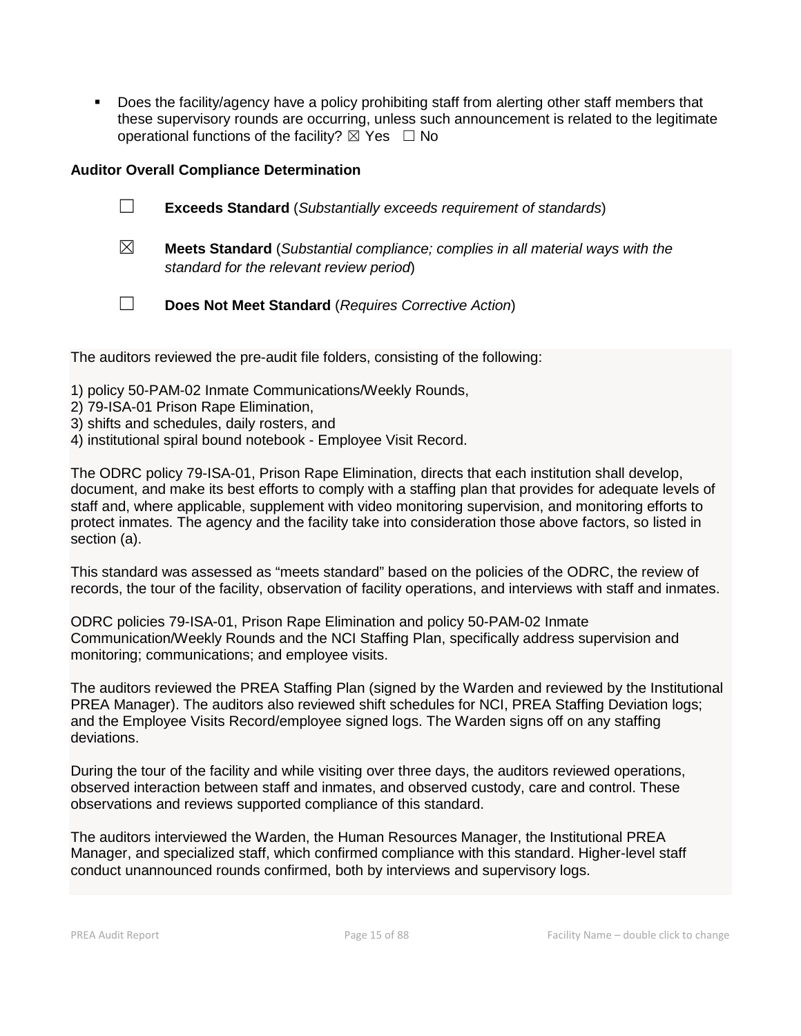- Does the facility/agency have a policy prohibiting staff from alerting other staff members that these supervisory rounds are occurring, unless such announcement is related to the legitimate operational functions of the facility? ☒ Yes ☐ No

**Auditor Overall Compliance Determination**

☐ **Exceeds Standard** (*Substantially exceeds requirement of standards*)

☒ **Meets Standard** (*Substantial compliance; complies in all material ways with the standard for the relevant review period*)

☐ **Does Not Meet Standard** (*Requires Corrective Action*)

The auditors reviewed the pre-audit file folders, consisting of the following:

1) policy 50-PAM-02 Inmate Communications/Weekly Rounds,
2) 79-ISA-01 Prison Rape Elimination,
3) shifts and schedules, daily rosters, and
4) institutional spiral bound notebook - Employee Visit Record.

The ODRC policy 79-ISA-01, Prison Rape Elimination, directs that each institution shall develop, document, and make its best efforts to comply with a staffing plan that provides for adequate levels of staff and, where applicable, supplement with video monitoring supervision, and monitoring efforts to protect inmates. The agency and the facility take into consideration those above factors, so listed in section (a).

This standard was assessed as "meets standard" based on the policies of the ODRC, the review of records, the tour of the facility, observation of facility operations, and interviews with staff and inmates.

ODRC policies 79-ISA-01, Prison Rape Elimination and policy 50-PAM-02 Inmate Communication/Weekly Rounds and the NCI Staffing Plan, specifically address supervision and monitoring; communications; and employee visits.

The auditors reviewed the PREA Staffing Plan (signed by the Warden and reviewed by the Institutional PREA Manager). The auditors also reviewed shift schedules for NCI, PREA Staffing Deviation logs; and the Employee Visits Record/employee signed logs. The Warden signs off on any staffing deviations.

During the tour of the facility and while visiting over three days, the auditors reviewed operations, observed interaction between staff and inmates, and observed custody, care and control. These observations and reviews supported compliance of this standard.

The auditors interviewed the Warden, the Human Resources Manager, the Institutional PREA Manager, and specialized staff, which confirmed compliance with this standard. Higher-level staff conduct unannounced rounds confirmed, both by interviews and supervisory logs.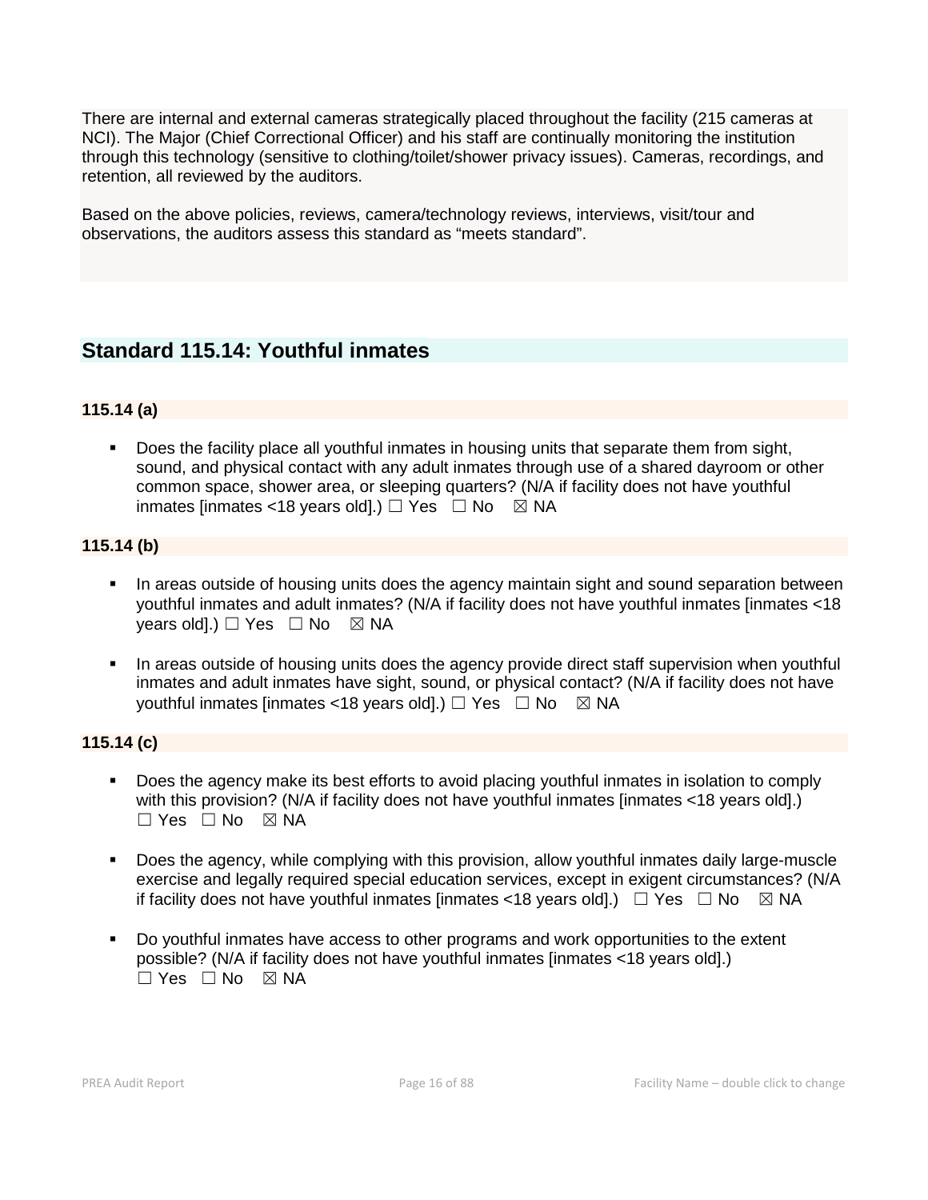There are internal and external cameras strategically placed throughout the facility (215 cameras at NCI). The Major (Chief Correctional Officer) and his staff are continually monitoring the institution through this technology (sensitive to clothing/toilet/shower privacy issues). Cameras, recordings, and retention, all reviewed by the auditors.

Based on the above policies, reviews, camera/technology reviews, interviews, visit/tour and observations, the auditors assess this standard as "meets standard".

## Standard 115.14: Youthful inmates

### 115.14 (a)

- Does the facility place all youthful inmates in housing units that separate them from sight, sound, and physical contact with any adult inmates through use of a shared dayroom or other common space, shower area, or sleeping quarters? (N/A if facility does not have youthful inmates [inmates <18 years old].) ☐ Yes ☐ No ☒ NA

### 115.14 (b)

- In areas outside of housing units does the agency maintain sight and sound separation between youthful inmates and adult inmates? (N/A if facility does not have youthful inmates [inmates <18 years old].) ☐ Yes ☐ No ☒ NA
- In areas outside of housing units does the agency provide direct staff supervision when youthful inmates and adult inmates have sight, sound, or physical contact? (N/A if facility does not have youthful inmates [inmates <18 years old].) ☐ Yes ☐ No ☒ NA

### 115.14 (c)

- Does the agency make its best efforts to avoid placing youthful inmates in isolation to comply with this provision? (N/A if facility does not have youthful inmates [inmates <18 years old].) ☐ Yes ☐ No ☒ NA
- Does the agency, while complying with this provision, allow youthful inmates daily large-muscle exercise and legally required special education services, except in exigent circumstances? (N/A if facility does not have youthful inmates [inmates <18 years old].) ☐ Yes ☐ No ☒ NA
- Do youthful inmates have access to other programs and work opportunities to the extent possible? (N/A if facility does not have youthful inmates [inmates <18 years old].) ☐ Yes ☐ No ☒ NA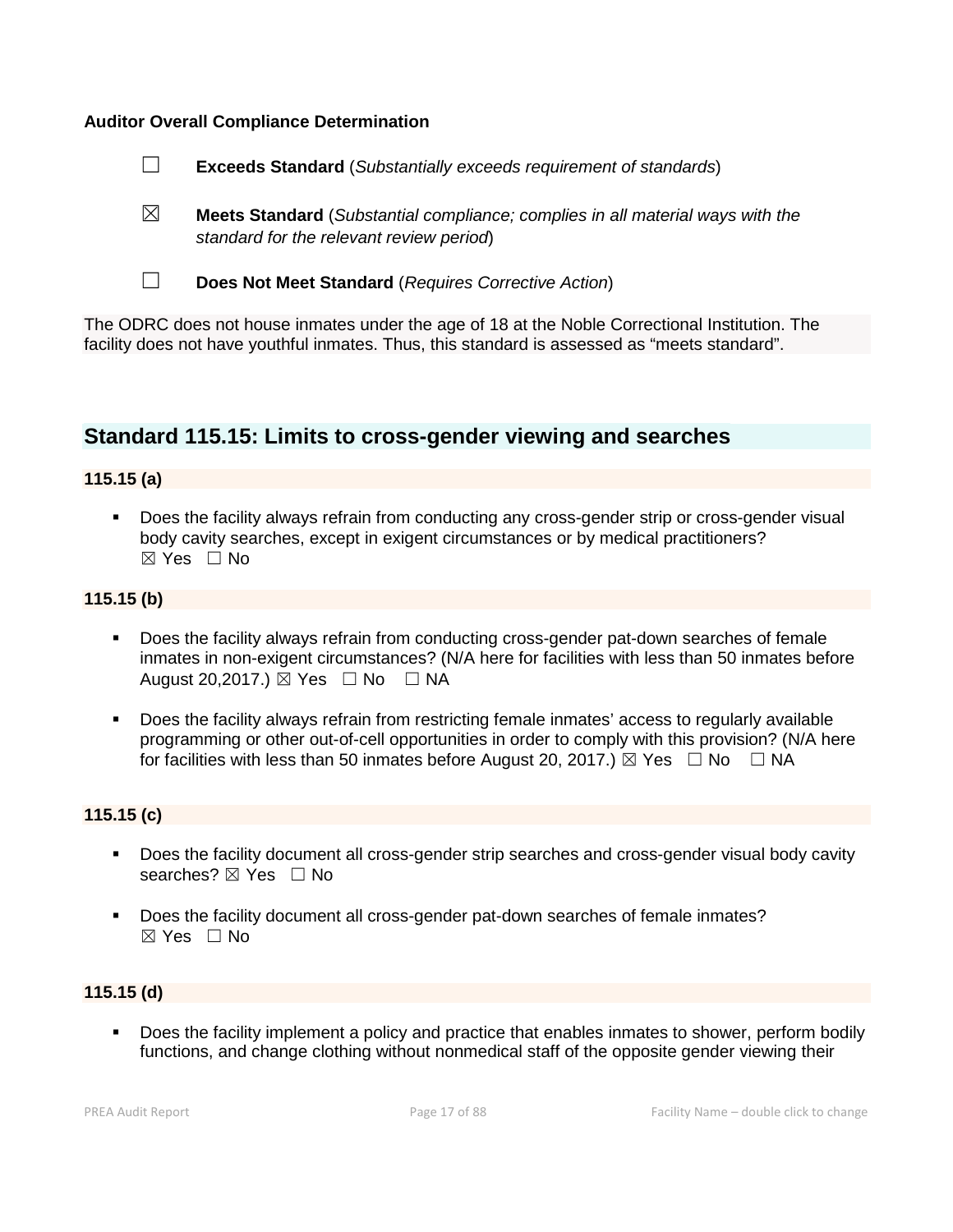**Auditor Overall Compliance Determination**

☐ **Exceeds Standard** (*Substantially exceeds requirement of standards*)

☒ **Meets Standard** (*Substantial compliance; complies in all material ways with the standard for the relevant review period*)

☐ **Does Not Meet Standard** (*Requires Corrective Action*)

The ODRC does not house inmates under the age of 18 at the Noble Correctional Institution. The facility does not have youthful inmates. Thus, this standard is assessed as "meets standard".

## Standard 115.15: Limits to cross-gender viewing and searches

**115.15 (a)**

- Does the facility always refrain from conducting any cross-gender strip or cross-gender visual body cavity searches, except in exigent circumstances or by medical practitioners? ☒ Yes ☐ No

**115.15 (b)**

- Does the facility always refrain from conducting cross-gender pat-down searches of female inmates in non-exigent circumstances? (N/A here for facilities with less than 50 inmates before August 20,2017.) ☒ Yes ☐ No ☐ NA
- Does the facility always refrain from restricting female inmates' access to regularly available programming or other out-of-cell opportunities in order to comply with this provision? (N/A here for facilities with less than 50 inmates before August 20, 2017.) ☒ Yes ☐ No ☐ NA

**115.15 (c)**

- Does the facility document all cross-gender strip searches and cross-gender visual body cavity searches? ☒ Yes ☐ No
- Does the facility document all cross-gender pat-down searches of female inmates? ☒ Yes ☐ No

**115.15 (d)**

- Does the facility implement a policy and practice that enables inmates to shower, perform bodily functions, and change clothing without nonmedical staff of the opposite gender viewing their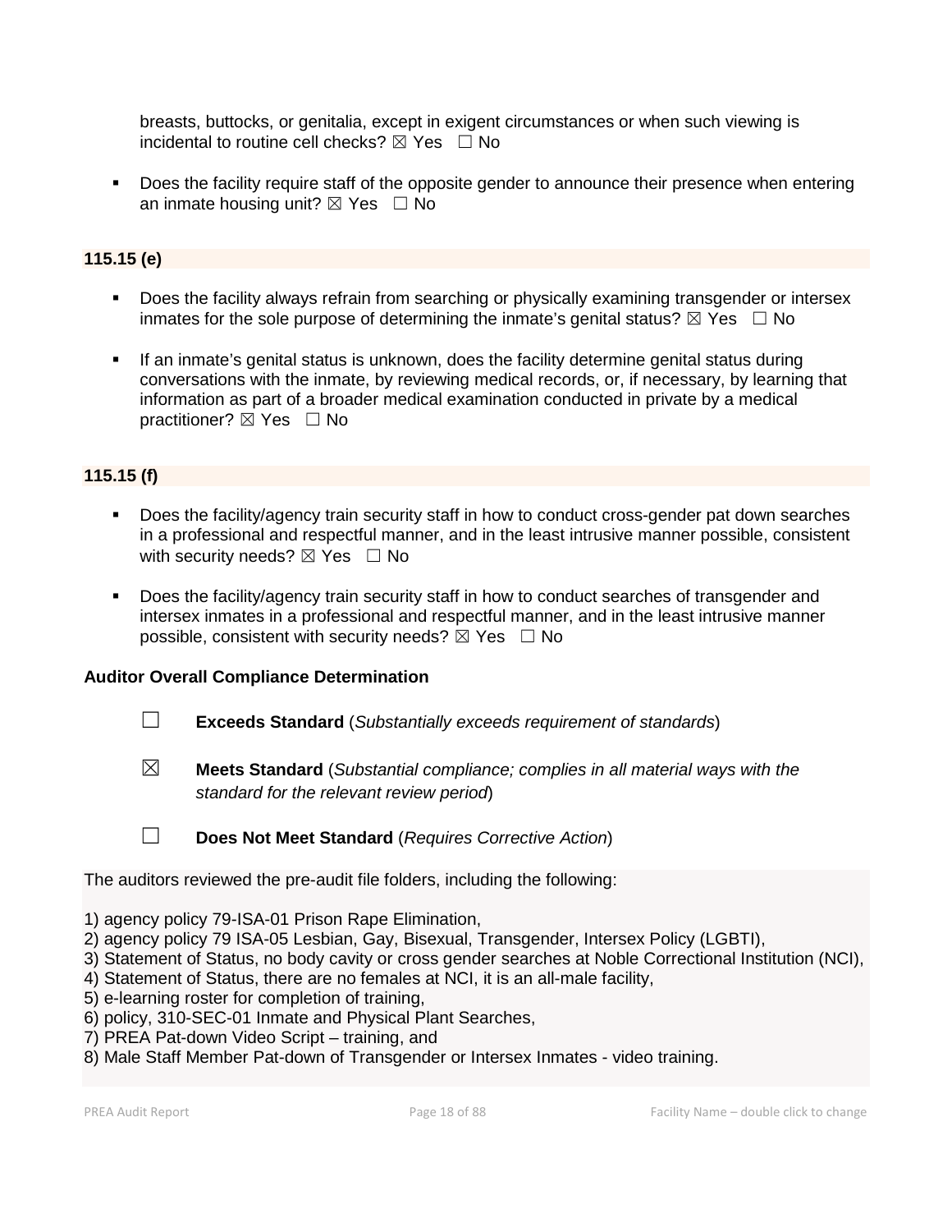breasts, buttocks, or genitalia, except in exigent circumstances or when such viewing is incidental to routine cell checks? ☒ Yes ☐ No

- Does the facility require staff of the opposite gender to announce their presence when entering an inmate housing unit? ☒ Yes ☐ No

**115.15 (e)**

- Does the facility always refrain from searching or physically examining transgender or intersex inmates for the sole purpose of determining the inmate's genital status? ☒ Yes ☐ No

- If an inmate's genital status is unknown, does the facility determine genital status during conversations with the inmate, by reviewing medical records, or, if necessary, by learning that information as part of a broader medical examination conducted in private by a medical practitioner? ☒ Yes ☐ No

**115.15 (f)**

- Does the facility/agency train security staff in how to conduct cross-gender pat down searches in a professional and respectful manner, and in the least intrusive manner possible, consistent with security needs? ☒ Yes ☐ No

- Does the facility/agency train security staff in how to conduct searches of transgender and intersex inmates in a professional and respectful manner, and in the least intrusive manner possible, consistent with security needs? ☒ Yes ☐ No

**Auditor Overall Compliance Determination**

☐ **Exceeds Standard** (*Substantially exceeds requirement of standards*)

☒ **Meets Standard** (*Substantial compliance; complies in all material ways with the standard for the relevant review period*)

☐ **Does Not Meet Standard** (*Requires Corrective Action*)

The auditors reviewed the pre-audit file folders, including the following:

1) agency policy 79-ISA-01 Prison Rape Elimination,
2) agency policy 79 ISA-05 Lesbian, Gay, Bisexual, Transgender, Intersex Policy (LGBTI),
3) Statement of Status, no body cavity or cross gender searches at Noble Correctional Institution (NCI),
4) Statement of Status, there are no females at NCI, it is an all-male facility,
5) e-learning roster for completion of training,
6) policy, 310-SEC-01 Inmate and Physical Plant Searches,
7) PREA Pat-down Video Script – training, and
8) Male Staff Member Pat-down of Transgender or Intersex Inmates - video training.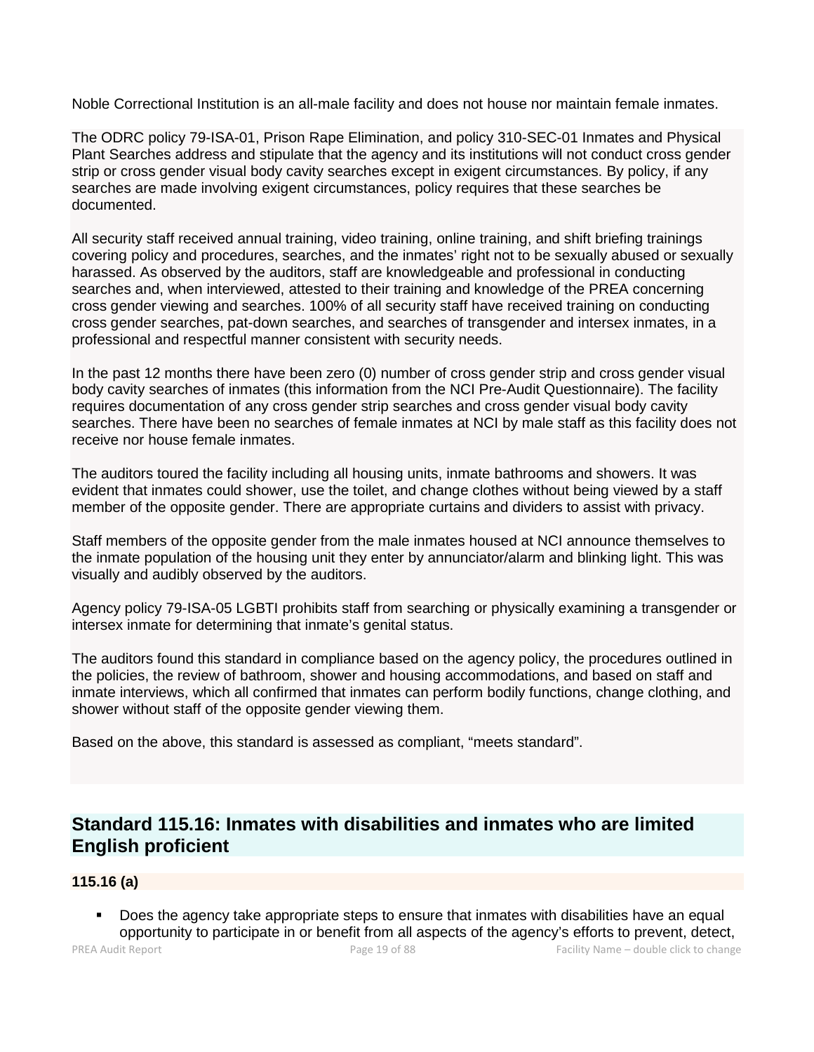Noble Correctional Institution is an all-male facility and does not house nor maintain female inmates.

The ODRC policy 79-ISA-01, Prison Rape Elimination, and policy 310-SEC-01 Inmates and Physical Plant Searches address and stipulate that the agency and its institutions will not conduct cross gender strip or cross gender visual body cavity searches except in exigent circumstances. By policy, if any searches are made involving exigent circumstances, policy requires that these searches be documented.

All security staff received annual training, video training, online training, and shift briefing trainings covering policy and procedures, searches, and the inmates' right not to be sexually abused or sexually harassed. As observed by the auditors, staff are knowledgeable and professional in conducting searches and, when interviewed, attested to their training and knowledge of the PREA concerning cross gender viewing and searches. 100% of all security staff have received training on conducting cross gender searches, pat-down searches, and searches of transgender and intersex inmates, in a professional and respectful manner consistent with security needs.

In the past 12 months there have been zero (0) number of cross gender strip and cross gender visual body cavity searches of inmates (this information from the NCI Pre-Audit Questionnaire). The facility requires documentation of any cross gender strip searches and cross gender visual body cavity searches. There have been no searches of female inmates at NCI by male staff as this facility does not receive nor house female inmates.

The auditors toured the facility including all housing units, inmate bathrooms and showers. It was evident that inmates could shower, use the toilet, and change clothes without being viewed by a staff member of the opposite gender. There are appropriate curtains and dividers to assist with privacy.

Staff members of the opposite gender from the male inmates housed at NCI announce themselves to the inmate population of the housing unit they enter by annunciator/alarm and blinking light. This was visually and audibly observed by the auditors.

Agency policy 79-ISA-05 LGBTI prohibits staff from searching or physically examining a transgender or intersex inmate for determining that inmate's genital status.

The auditors found this standard in compliance based on the agency policy, the procedures outlined in the policies, the review of bathroom, shower and housing accommodations, and based on staff and inmate interviews, which all confirmed that inmates can perform bodily functions, change clothing, and shower without staff of the opposite gender viewing them.

Based on the above, this standard is assessed as compliant, "meets standard".

## Standard 115.16: Inmates with disabilities and inmates who are limited English proficient

**115.16 (a)**

- Does the agency take appropriate steps to ensure that inmates with disabilities have an equal opportunity to participate in or benefit from all aspects of the agency's efforts to prevent, detect,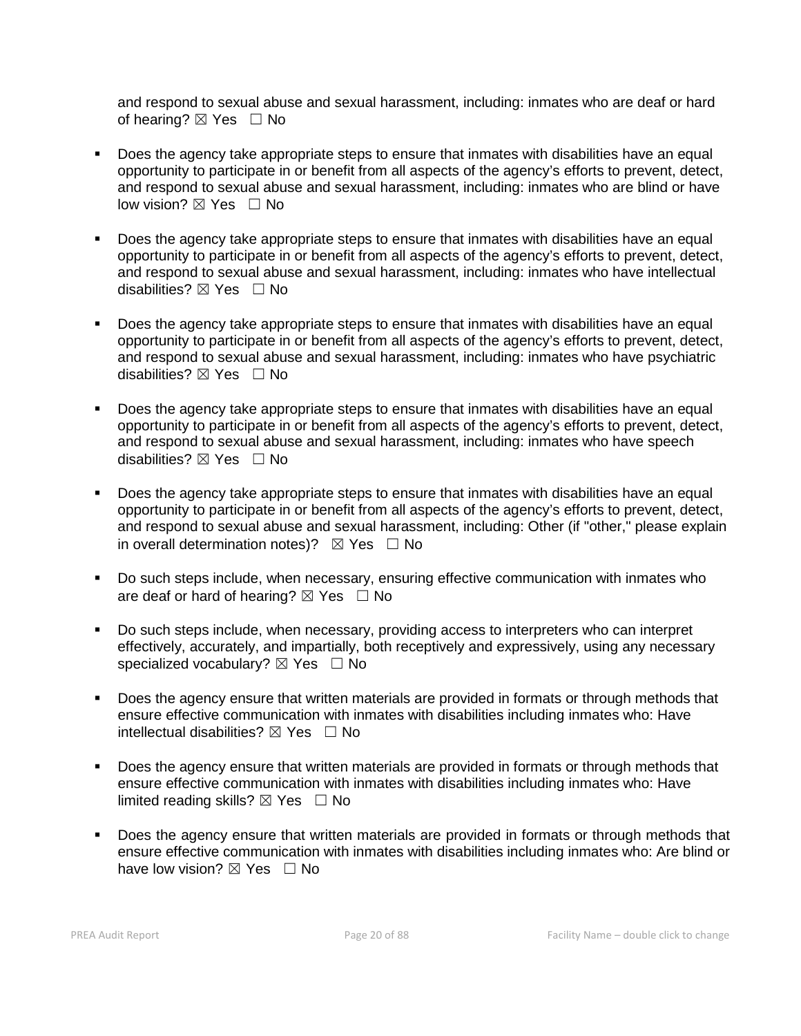and respond to sexual abuse and sexual harassment, including: inmates who are deaf or hard of hearing? ☒ Yes ☐ No

- Does the agency take appropriate steps to ensure that inmates with disabilities have an equal opportunity to participate in or benefit from all aspects of the agency's efforts to prevent, detect, and respond to sexual abuse and sexual harassment, including: inmates who are blind or have low vision? ☒ Yes ☐ No

- Does the agency take appropriate steps to ensure that inmates with disabilities have an equal opportunity to participate in or benefit from all aspects of the agency's efforts to prevent, detect, and respond to sexual abuse and sexual harassment, including: inmates who have intellectual disabilities? ☒ Yes ☐ No

- Does the agency take appropriate steps to ensure that inmates with disabilities have an equal opportunity to participate in or benefit from all aspects of the agency's efforts to prevent, detect, and respond to sexual abuse and sexual harassment, including: inmates who have psychiatric disabilities? ☒ Yes ☐ No

- Does the agency take appropriate steps to ensure that inmates with disabilities have an equal opportunity to participate in or benefit from all aspects of the agency's efforts to prevent, detect, and respond to sexual abuse and sexual harassment, including: inmates who have speech disabilities? ☒ Yes ☐ No

- Does the agency take appropriate steps to ensure that inmates with disabilities have an equal opportunity to participate in or benefit from all aspects of the agency's efforts to prevent, detect, and respond to sexual abuse and sexual harassment, including: Other (if "other," please explain in overall determination notes)? ☒ Yes ☐ No

- Do such steps include, when necessary, ensuring effective communication with inmates who are deaf or hard of hearing? ☒ Yes ☐ No

- Do such steps include, when necessary, providing access to interpreters who can interpret effectively, accurately, and impartially, both receptively and expressively, using any necessary specialized vocabulary? ☒ Yes ☐ No

- Does the agency ensure that written materials are provided in formats or through methods that ensure effective communication with inmates with disabilities including inmates who: Have intellectual disabilities? ☒ Yes ☐ No

- Does the agency ensure that written materials are provided in formats or through methods that ensure effective communication with inmates with disabilities including inmates who: Have limited reading skills? ☒ Yes ☐ No

- Does the agency ensure that written materials are provided in formats or through methods that ensure effective communication with inmates with disabilities including inmates who: Are blind or have low vision? ☒ Yes ☐ No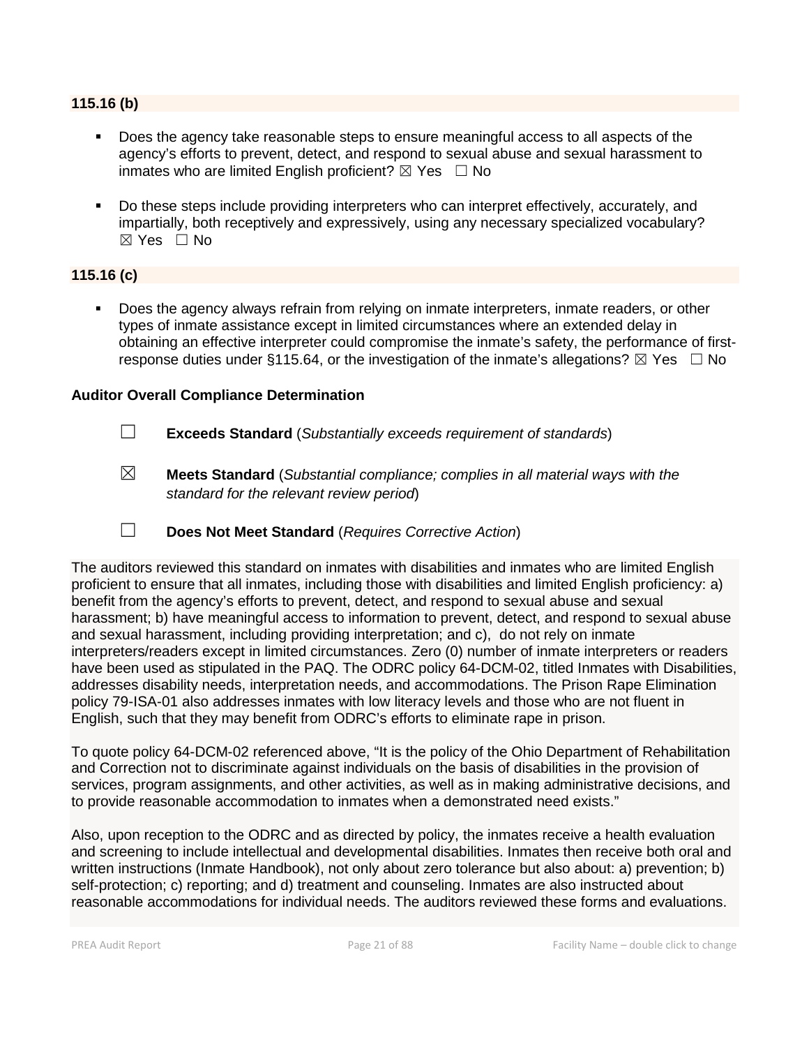**115.16 (b)**

- Does the agency take reasonable steps to ensure meaningful access to all aspects of the agency's efforts to prevent, detect, and respond to sexual abuse and sexual harassment to inmates who are limited English proficient? ☒ Yes ☐ No

- Do these steps include providing interpreters who can interpret effectively, accurately, and impartially, both receptively and expressively, using any necessary specialized vocabulary? ☒ Yes ☐ No

**115.16 (c)**

- Does the agency always refrain from relying on inmate interpreters, inmate readers, or other types of inmate assistance except in limited circumstances where an extended delay in obtaining an effective interpreter could compromise the inmate's safety, the performance of first-response duties under §115.64, or the investigation of the inmate's allegations? ☒ Yes ☐ No

**Auditor Overall Compliance Determination**

☐ **Exceeds Standard** (*Substantially exceeds requirement of standards*)

☒ **Meets Standard** (*Substantial compliance; complies in all material ways with the standard for the relevant review period*)

☐ **Does Not Meet Standard** (*Requires Corrective Action*)

The auditors reviewed this standard on inmates with disabilities and inmates who are limited English proficient to ensure that all inmates, including those with disabilities and limited English proficiency: a) benefit from the agency's efforts to prevent, detect, and respond to sexual abuse and sexual harassment; b) have meaningful access to information to prevent, detect, and respond to sexual abuse and sexual harassment, including providing interpretation; and c), do not rely on inmate interpreters/readers except in limited circumstances. Zero (0) number of inmate interpreters or readers have been used as stipulated in the PAQ. The ODRC policy 64-DCM-02, titled Inmates with Disabilities, addresses disability needs, interpretation needs, and accommodations. The Prison Rape Elimination policy 79-ISA-01 also addresses inmates with low literacy levels and those who are not fluent in English, such that they may benefit from ODRC's efforts to eliminate rape in prison.

To quote policy 64-DCM-02 referenced above, "It is the policy of the Ohio Department of Rehabilitation and Correction not to discriminate against individuals on the basis of disabilities in the provision of services, program assignments, and other activities, as well as in making administrative decisions, and to provide reasonable accommodation to inmates when a demonstrated need exists."

Also, upon reception to the ODRC and as directed by policy, the inmates receive a health evaluation and screening to include intellectual and developmental disabilities. Inmates then receive both oral and written instructions (Inmate Handbook), not only about zero tolerance but also about: a) prevention; b) self-protection; c) reporting; and d) treatment and counseling. Inmates are also instructed about reasonable accommodations for individual needs. The auditors reviewed these forms and evaluations.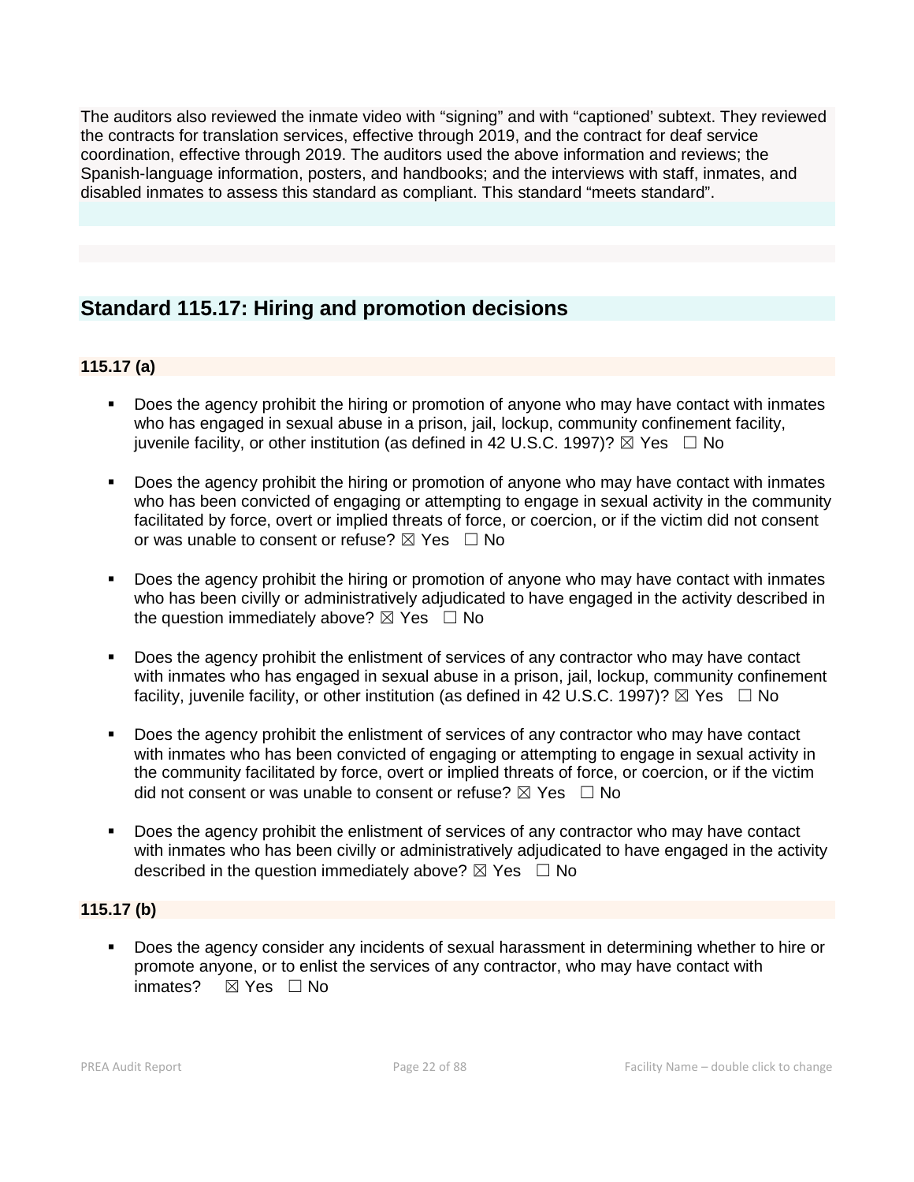The auditors also reviewed the inmate video with "signing" and with "captioned' subtext. They reviewed the contracts for translation services, effective through 2019, and the contract for deaf service coordination, effective through 2019. The auditors used the above information and reviews; the Spanish-language information, posters, and handbooks; and the interviews with staff, inmates, and disabled inmates to assess this standard as compliant. This standard "meets standard".

## Standard 115.17: Hiring and promotion decisions

**115.17 (a)**

- Does the agency prohibit the hiring or promotion of anyone who may have contact with inmates who has engaged in sexual abuse in a prison, jail, lockup, community confinement facility, juvenile facility, or other institution (as defined in 42 U.S.C. 1997)? ☒ Yes ☐ No
- Does the agency prohibit the hiring or promotion of anyone who may have contact with inmates who has been convicted of engaging or attempting to engage in sexual activity in the community facilitated by force, overt or implied threats of force, or coercion, or if the victim did not consent or was unable to consent or refuse? ☒ Yes ☐ No
- Does the agency prohibit the hiring or promotion of anyone who may have contact with inmates who has been civilly or administratively adjudicated to have engaged in the activity described in the question immediately above? ☒ Yes ☐ No
- Does the agency prohibit the enlistment of services of any contractor who may have contact with inmates who has engaged in sexual abuse in a prison, jail, lockup, community confinement facility, juvenile facility, or other institution (as defined in 42 U.S.C. 1997)? ☒ Yes ☐ No
- Does the agency prohibit the enlistment of services of any contractor who may have contact with inmates who has been convicted of engaging or attempting to engage in sexual activity in the community facilitated by force, overt or implied threats of force, or coercion, or if the victim did not consent or was unable to consent or refuse? ☒ Yes ☐ No
- Does the agency prohibit the enlistment of services of any contractor who may have contact with inmates who has been civilly or administratively adjudicated to have engaged in the activity described in the question immediately above? ☒ Yes ☐ No

**115.17 (b)**

- Does the agency consider any incidents of sexual harassment in determining whether to hire or promote anyone, or to enlist the services of any contractor, who may have contact with inmates? ☒ Yes ☐ No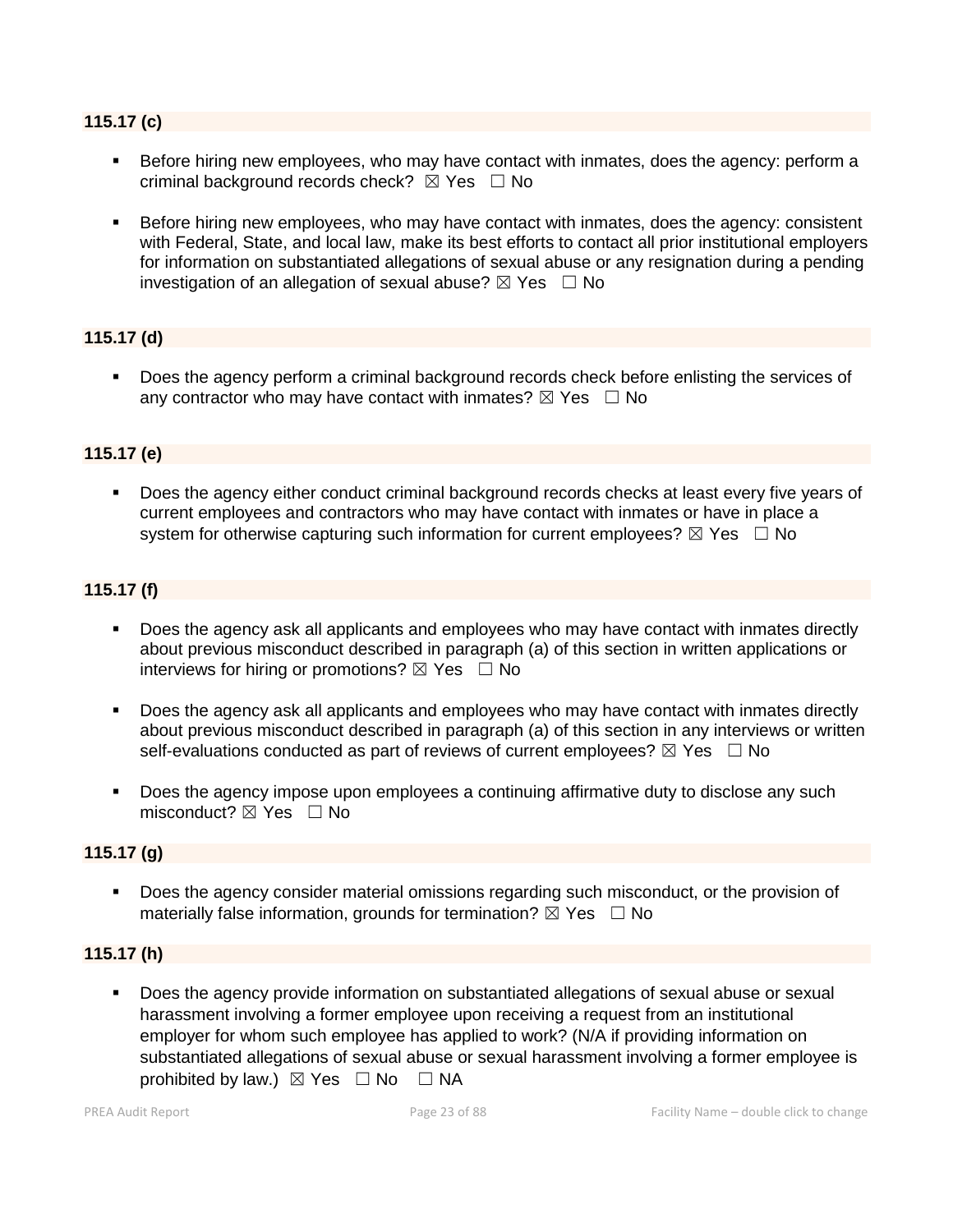**115.17 (c)**

- Before hiring new employees, who may have contact with inmates, does the agency: perform a criminal background records check? ☒ Yes ☐ No

- Before hiring new employees, who may have contact with inmates, does the agency: consistent with Federal, State, and local law, make its best efforts to contact all prior institutional employers for information on substantiated allegations of sexual abuse or any resignation during a pending investigation of an allegation of sexual abuse? ☒ Yes ☐ No

**115.17 (d)**

- Does the agency perform a criminal background records check before enlisting the services of any contractor who may have contact with inmates? ☒ Yes ☐ No

**115.17 (e)**

- Does the agency either conduct criminal background records checks at least every five years of current employees and contractors who may have contact with inmates or have in place a system for otherwise capturing such information for current employees? ☒ Yes ☐ No

**115.17 (f)**

- Does the agency ask all applicants and employees who may have contact with inmates directly about previous misconduct described in paragraph (a) of this section in written applications or interviews for hiring or promotions? ☒ Yes ☐ No

- Does the agency ask all applicants and employees who may have contact with inmates directly about previous misconduct described in paragraph (a) of this section in any interviews or written self-evaluations conducted as part of reviews of current employees? ☒ Yes ☐ No

- Does the agency impose upon employees a continuing affirmative duty to disclose any such misconduct? ☒ Yes ☐ No

**115.17 (g)**

- Does the agency consider material omissions regarding such misconduct, or the provision of materially false information, grounds for termination? ☒ Yes ☐ No

**115.17 (h)**

- Does the agency provide information on substantiated allegations of sexual abuse or sexual harassment involving a former employee upon receiving a request from an institutional employer for whom such employee has applied to work? (N/A if providing information on substantiated allegations of sexual abuse or sexual harassment involving a former employee is prohibited by law.) ☒ Yes ☐ No ☐ NA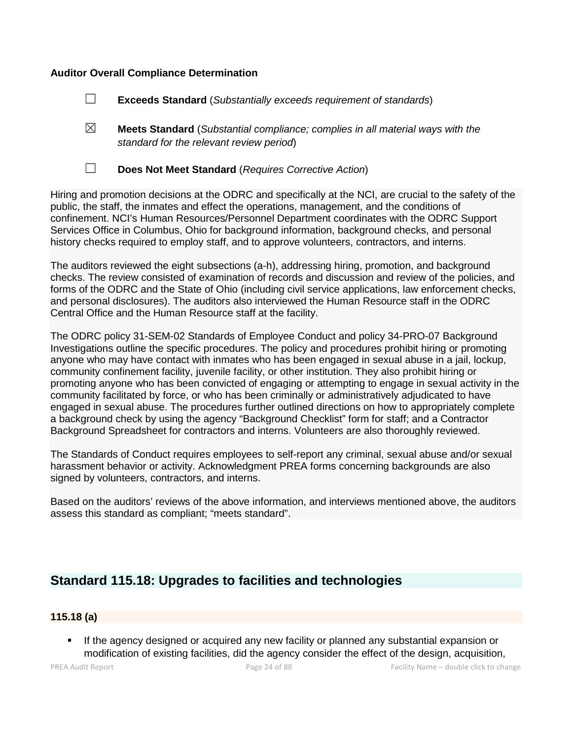**Auditor Overall Compliance Determination**

☐ **Exceeds Standard** (*Substantially exceeds requirement of standards*)

☒ **Meets Standard** (*Substantial compliance; complies in all material ways with the standard for the relevant review period*)

☐ **Does Not Meet Standard** (*Requires Corrective Action*)

Hiring and promotion decisions at the ODRC and specifically at the NCI, are crucial to the safety of the public, the staff, the inmates and effect the operations, management, and the conditions of confinement. NCI's Human Resources/Personnel Department coordinates with the ODRC Support Services Office in Columbus, Ohio for background information, background checks, and personal history checks required to employ staff, and to approve volunteers, contractors, and interns.

The auditors reviewed the eight subsections (a-h), addressing hiring, promotion, and background checks. The review consisted of examination of records and discussion and review of the policies, and forms of the ODRC and the State of Ohio (including civil service applications, law enforcement checks, and personal disclosures). The auditors also interviewed the Human Resource staff in the ODRC Central Office and the Human Resource staff at the facility.

The ODRC policy 31-SEM-02 Standards of Employee Conduct and policy 34-PRO-07 Background Investigations outline the specific procedures. The policy and procedures prohibit hiring or promoting anyone who may have contact with inmates who has been engaged in sexual abuse in a jail, lockup, community confinement facility, juvenile facility, or other institution. They also prohibit hiring or promoting anyone who has been convicted of engaging or attempting to engage in sexual activity in the community facilitated by force, or who has been criminally or administratively adjudicated to have engaged in sexual abuse. The procedures further outlined directions on how to appropriately complete a background check by using the agency "Background Checklist" form for staff; and a Contractor Background Spreadsheet for contractors and interns. Volunteers are also thoroughly reviewed.

The Standards of Conduct requires employees to self-report any criminal, sexual abuse and/or sexual harassment behavior or activity. Acknowledgment PREA forms concerning backgrounds are also signed by volunteers, contractors, and interns.

Based on the auditors' reviews of the above information, and interviews mentioned above, the auditors assess this standard as compliant; "meets standard".

## Standard 115.18: Upgrades to facilities and technologies

**115.18 (a)**

- If the agency designed or acquired any new facility or planned any substantial expansion or modification of existing facilities, did the agency consider the effect of the design, acquisition,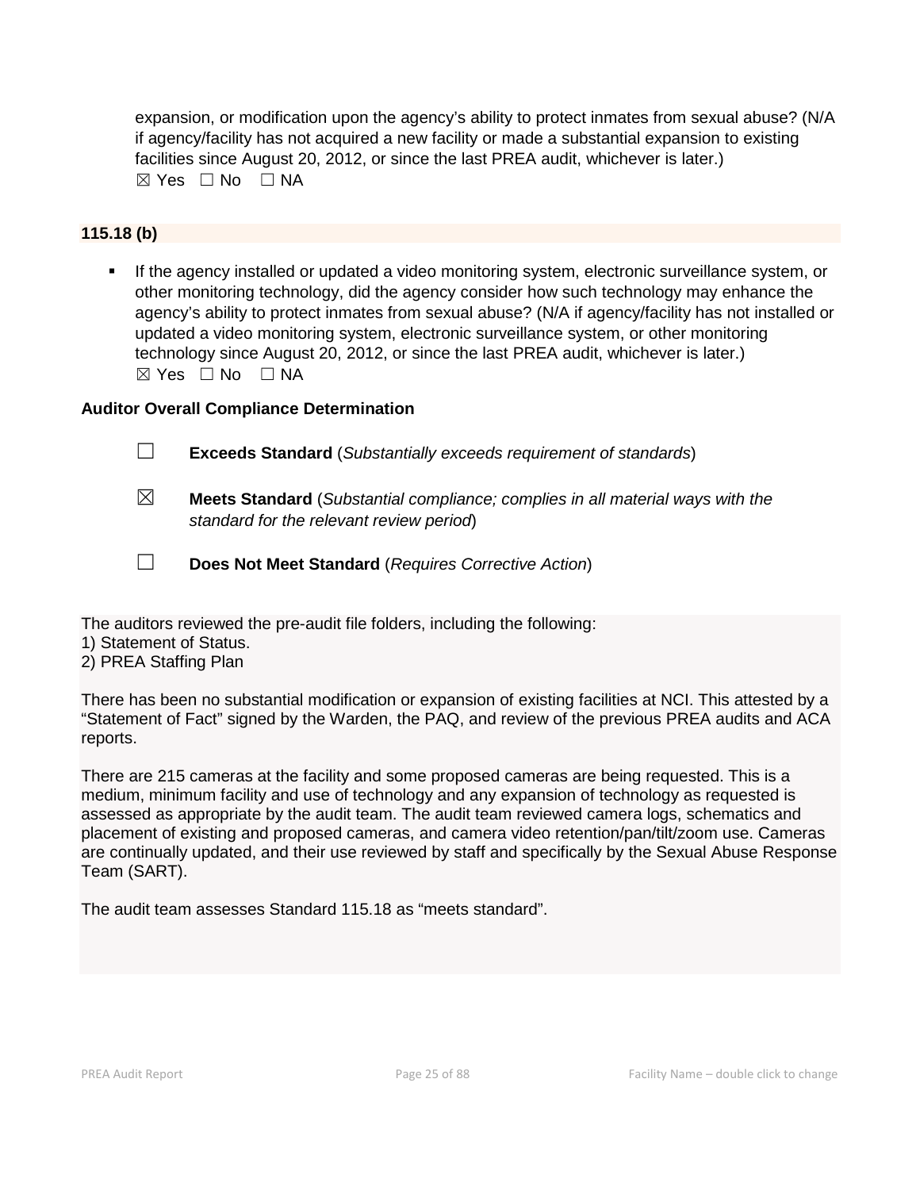expansion, or modification upon the agency's ability to protect inmates from sexual abuse? (N/A if agency/facility has not acquired a new facility or made a substantial expansion to existing facilities since August 20, 2012, or since the last PREA audit, whichever is later.)
☒ Yes ☐ No ☐ NA

**115.18 (b)**

- If the agency installed or updated a video monitoring system, electronic surveillance system, or other monitoring technology, did the agency consider how such technology may enhance the agency's ability to protect inmates from sexual abuse? (N/A if agency/facility has not installed or updated a video monitoring system, electronic surveillance system, or other monitoring technology since August 20, 2012, or since the last PREA audit, whichever is later.)
☒ Yes ☐ No ☐ NA

**Auditor Overall Compliance Determination**

☐ **Exceeds Standard** (*Substantially exceeds requirement of standards*)

☒ **Meets Standard** (*Substantial compliance; complies in all material ways with the standard for the relevant review period*)

☐ **Does Not Meet Standard** (*Requires Corrective Action*)

The auditors reviewed the pre-audit file folders, including the following:
1) Statement of Status.
2) PREA Staffing Plan

There has been no substantial modification or expansion of existing facilities at NCI. This attested by a "Statement of Fact" signed by the Warden, the PAQ, and review of the previous PREA audits and ACA reports.

There are 215 cameras at the facility and some proposed cameras are being requested. This is a medium, minimum facility and use of technology and any expansion of technology as requested is assessed as appropriate by the audit team. The audit team reviewed camera logs, schematics and placement of existing and proposed cameras, and camera video retention/pan/tilt/zoom use. Cameras are continually updated, and their use reviewed by staff and specifically by the Sexual Abuse Response Team (SART).

The audit team assesses Standard 115.18 as "meets standard".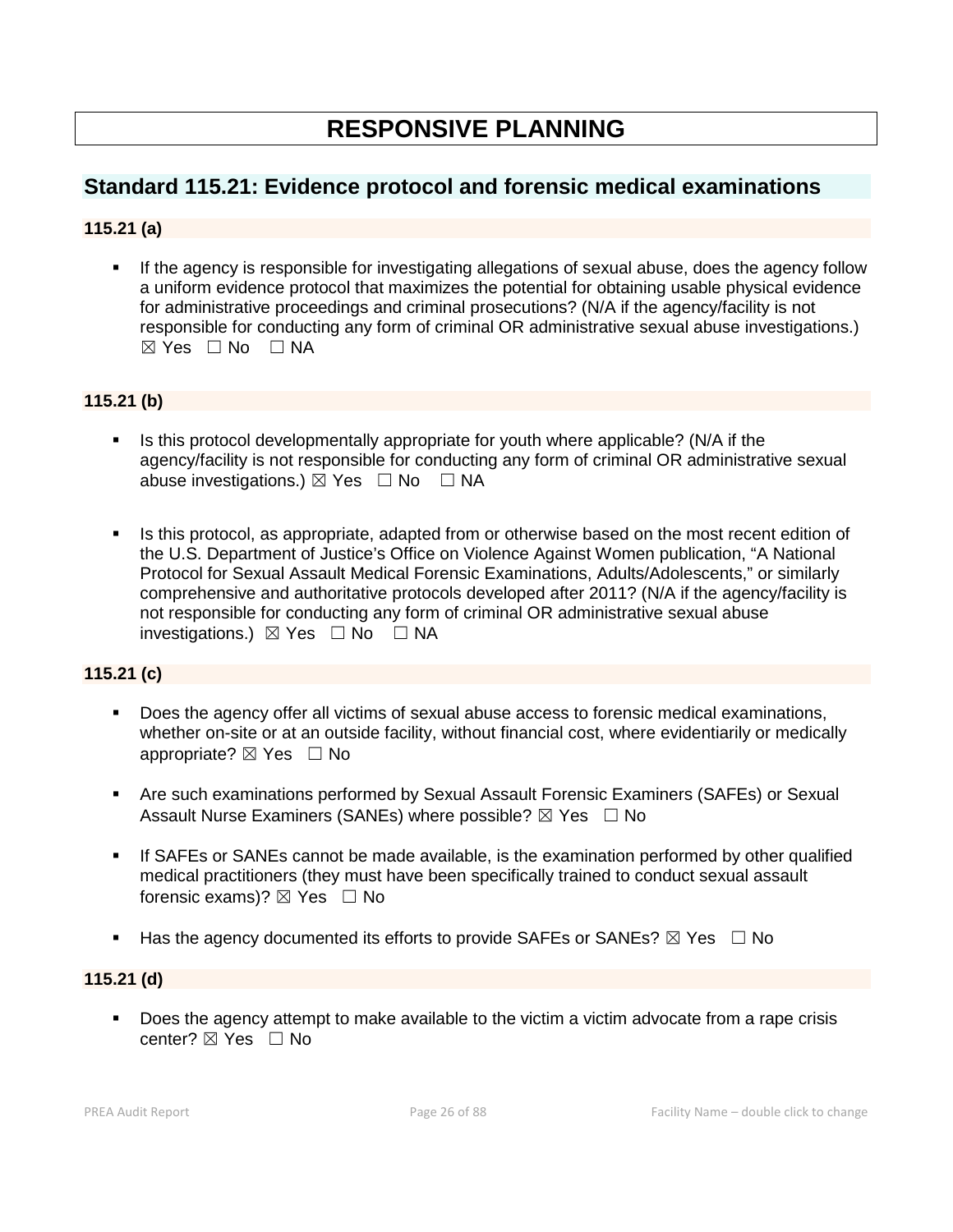# RESPONSIVE PLANNING

## Standard 115.21: Evidence protocol and forensic medical examinations

### 115.21 (a)

- If the agency is responsible for investigating allegations of sexual abuse, does the agency follow a uniform evidence protocol that maximizes the potential for obtaining usable physical evidence for administrative proceedings and criminal prosecutions? (N/A if the agency/facility is not responsible for conducting any form of criminal OR administrative sexual abuse investigations.) ☒ Yes ☐ No ☐ NA

### 115.21 (b)

- Is this protocol developmentally appropriate for youth where applicable? (N/A if the agency/facility is not responsible for conducting any form of criminal OR administrative sexual abuse investigations.) ☒ Yes ☐ No ☐ NA

- Is this protocol, as appropriate, adapted from or otherwise based on the most recent edition of the U.S. Department of Justice's Office on Violence Against Women publication, "A National Protocol for Sexual Assault Medical Forensic Examinations, Adults/Adolescents," or similarly comprehensive and authoritative protocols developed after 2011? (N/A if the agency/facility is not responsible for conducting any form of criminal OR administrative sexual abuse investigations.) ☒ Yes ☐ No ☐ NA

### 115.21 (c)

- Does the agency offer all victims of sexual abuse access to forensic medical examinations, whether on-site or at an outside facility, without financial cost, where evidentiarily or medically appropriate? ☒ Yes ☐ No

- Are such examinations performed by Sexual Assault Forensic Examiners (SAFEs) or Sexual Assault Nurse Examiners (SANEs) where possible? ☒ Yes ☐ No

- If SAFEs or SANEs cannot be made available, is the examination performed by other qualified medical practitioners (they must have been specifically trained to conduct sexual assault forensic exams)? ☒ Yes ☐ No

- Has the agency documented its efforts to provide SAFEs or SANEs? ☒ Yes ☐ No

### 115.21 (d)

- Does the agency attempt to make available to the victim a victim advocate from a rape crisis center? ☒ Yes ☐ No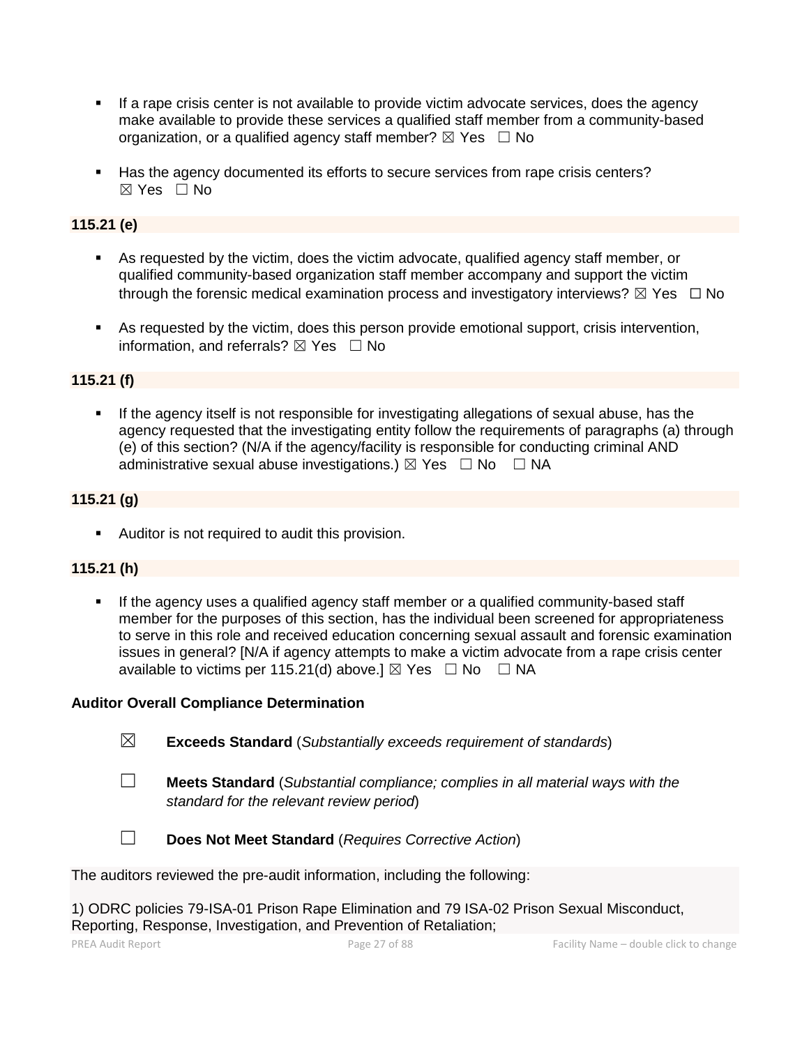- If a rape crisis center is not available to provide victim advocate services, does the agency make available to provide these services a qualified staff member from a community-based organization, or a qualified agency staff member? ☒ Yes ☐ No

- Has the agency documented its efforts to secure services from rape crisis centers? ☒ Yes ☐ No

**115.21 (e)**

- As requested by the victim, does the victim advocate, qualified agency staff member, or qualified community-based organization staff member accompany and support the victim through the forensic medical examination process and investigatory interviews? ☒ Yes ☐ No

- As requested by the victim, does this person provide emotional support, crisis intervention, information, and referrals? ☒ Yes ☐ No

**115.21 (f)**

- If the agency itself is not responsible for investigating allegations of sexual abuse, has the agency requested that the investigating entity follow the requirements of paragraphs (a) through (e) of this section? (N/A if the agency/facility is responsible for conducting criminal AND administrative sexual abuse investigations.) ☒ Yes ☐ No ☐ NA

**115.21 (g)**

- Auditor is not required to audit this provision.

**115.21 (h)**

- If the agency uses a qualified agency staff member or a qualified community-based staff member for the purposes of this section, has the individual been screened for appropriateness to serve in this role and received education concerning sexual assault and forensic examination issues in general? [N/A if agency attempts to make a victim advocate from a rape crisis center available to victims per 115.21(d) above.] ☒ Yes ☐ No ☐ NA

**Auditor Overall Compliance Determination**

☒ **Exceeds Standard** (*Substantially exceeds requirement of standards*)

☐ **Meets Standard** (*Substantial compliance; complies in all material ways with the standard for the relevant review period*)

☐ **Does Not Meet Standard** (*Requires Corrective Action*)

The auditors reviewed the pre-audit information, including the following:

1) ODRC policies 79-ISA-01 Prison Rape Elimination and 79 ISA-02 Prison Sexual Misconduct, Reporting, Response, Investigation, and Prevention of Retaliation;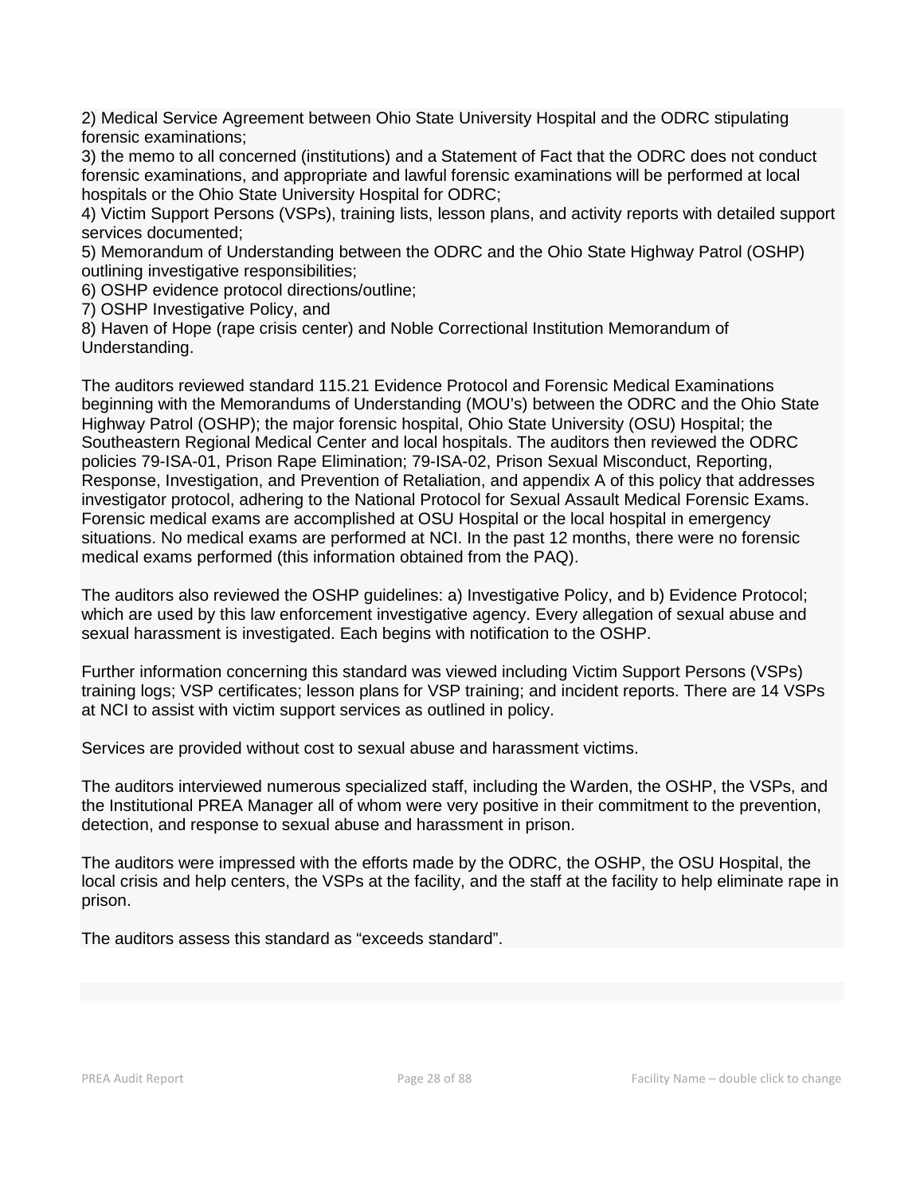2) Medical Service Agreement between Ohio State University Hospital and the ODRC stipulating forensic examinations;
3) the memo to all concerned (institutions) and a Statement of Fact that the ODRC does not conduct forensic examinations, and appropriate and lawful forensic examinations will be performed at local hospitals or the Ohio State University Hospital for ODRC;
4) Victim Support Persons (VSPs), training lists, lesson plans, and activity reports with detailed support services documented;
5) Memorandum of Understanding between the ODRC and the Ohio State Highway Patrol (OSHP) outlining investigative responsibilities;
6) OSHP evidence protocol directions/outline;
7) OSHP Investigative Policy, and
8) Haven of Hope (rape crisis center) and Noble Correctional Institution Memorandum of Understanding.

The auditors reviewed standard 115.21 Evidence Protocol and Forensic Medical Examinations beginning with the Memorandums of Understanding (MOU's) between the ODRC and the Ohio State Highway Patrol (OSHP); the major forensic hospital, Ohio State University (OSU) Hospital; the Southeastern Regional Medical Center and local hospitals. The auditors then reviewed the ODRC policies 79-ISA-01, Prison Rape Elimination; 79-ISA-02, Prison Sexual Misconduct, Reporting, Response, Investigation, and Prevention of Retaliation, and appendix A of this policy that addresses investigator protocol, adhering to the National Protocol for Sexual Assault Medical Forensic Exams. Forensic medical exams are accomplished at OSU Hospital or the local hospital in emergency situations. No medical exams are performed at NCI. In the past 12 months, there were no forensic medical exams performed (this information obtained from the PAQ).

The auditors also reviewed the OSHP guidelines: a) Investigative Policy, and b) Evidence Protocol; which are used by this law enforcement investigative agency. Every allegation of sexual abuse and sexual harassment is investigated. Each begins with notification to the OSHP.

Further information concerning this standard was viewed including Victim Support Persons (VSPs) training logs; VSP certificates; lesson plans for VSP training; and incident reports. There are 14 VSPs at NCI to assist with victim support services as outlined in policy.

Services are provided without cost to sexual abuse and harassment victims.

The auditors interviewed numerous specialized staff, including the Warden, the OSHP, the VSPs, and the Institutional PREA Manager all of whom were very positive in their commitment to the prevention, detection, and response to sexual abuse and harassment in prison.

The auditors were impressed with the efforts made by the ODRC, the OSHP, the OSU Hospital, the local crisis and help centers, the VSPs at the facility, and the staff at the facility to help eliminate rape in prison.

The auditors assess this standard as "exceeds standard".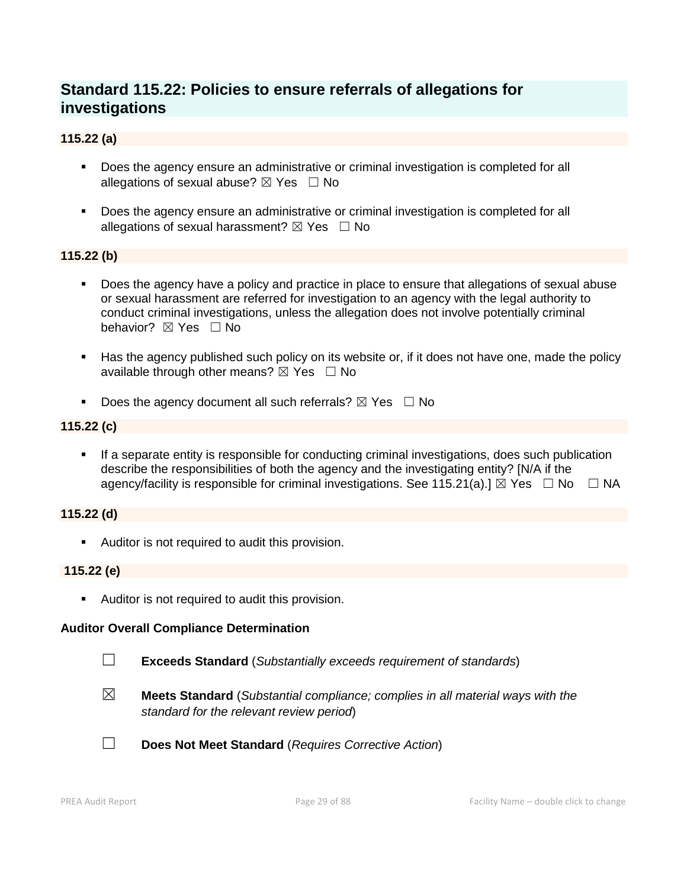## Standard 115.22: Policies to ensure referrals of allegations for investigations

### 115.22 (a)

- Does the agency ensure an administrative or criminal investigation is completed for all allegations of sexual abuse? ☒ Yes ☐ No
- Does the agency ensure an administrative or criminal investigation is completed for all allegations of sexual harassment? ☒ Yes ☐ No

### 115.22 (b)

- Does the agency have a policy and practice in place to ensure that allegations of sexual abuse or sexual harassment are referred for investigation to an agency with the legal authority to conduct criminal investigations, unless the allegation does not involve potentially criminal behavior? ☒ Yes ☐ No
- Has the agency published such policy on its website or, if it does not have one, made the policy available through other means? ☒ Yes ☐ No
- Does the agency document all such referrals? ☒ Yes ☐ No

### 115.22 (c)

- If a separate entity is responsible for conducting criminal investigations, does such publication describe the responsibilities of both the agency and the investigating entity? [N/A if the agency/facility is responsible for criminal investigations. See 115.21(a).] ☒ Yes ☐ No ☐ NA

### 115.22 (d)

- Auditor is not required to audit this provision.

### 115.22 (e)

- Auditor is not required to audit this provision.

**Auditor Overall Compliance Determination**

☐ **Exceeds Standard** (*Substantially exceeds requirement of standards*)

☒ **Meets Standard** (*Substantial compliance; complies in all material ways with the standard for the relevant review period*)

☐ **Does Not Meet Standard** (*Requires Corrective Action*)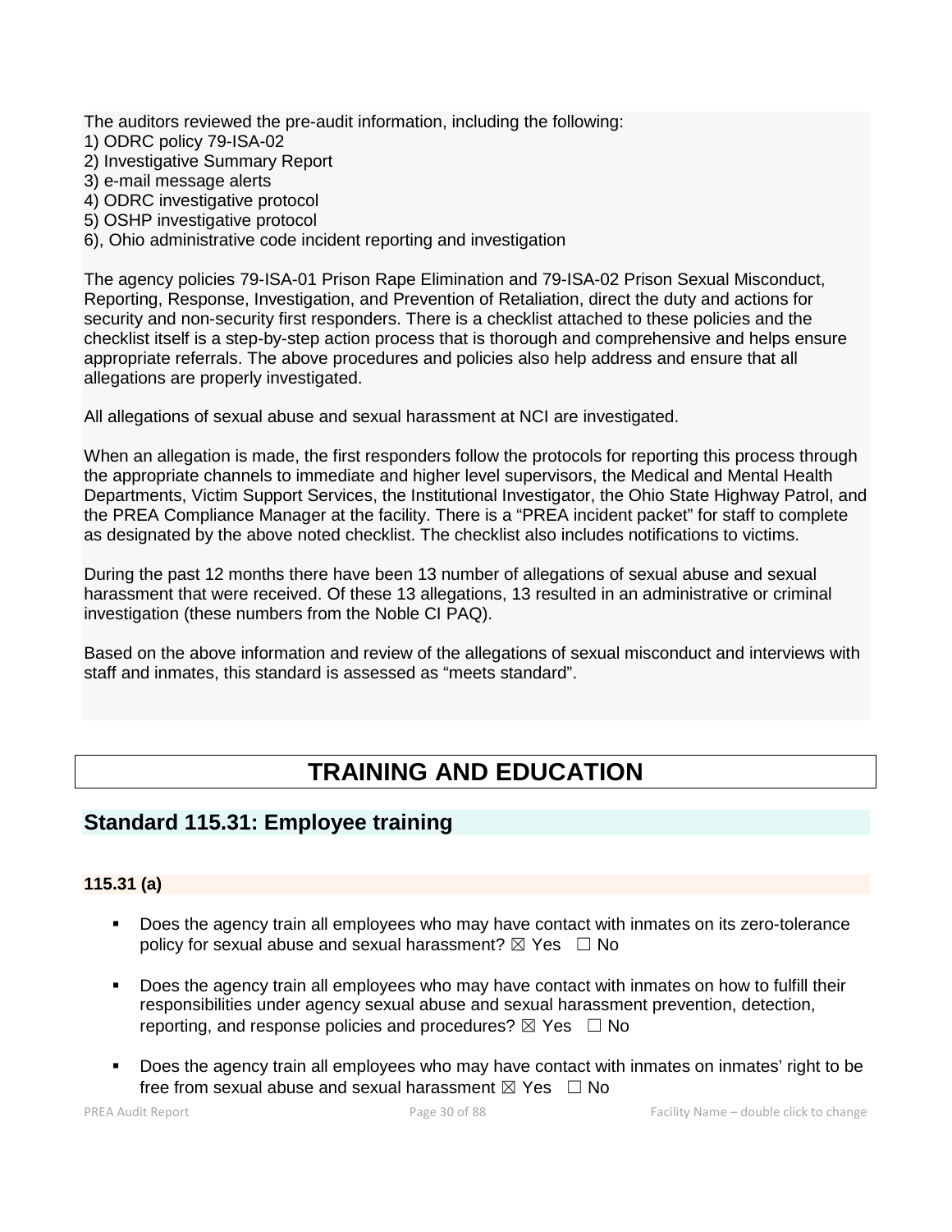The auditors reviewed the pre-audit information, including the following:
1) ODRC policy 79-ISA-02
2) Investigative Summary Report
3) e-mail message alerts
4) ODRC investigative protocol
5) OSHP investigative protocol
6), Ohio administrative code incident reporting and investigation

The agency policies 79-ISA-01 Prison Rape Elimination and 79-ISA-02 Prison Sexual Misconduct, Reporting, Response, Investigation, and Prevention of Retaliation, direct the duty and actions for security and non-security first responders. There is a checklist attached to these policies and the checklist itself is a step-by-step action process that is thorough and comprehensive and helps ensure appropriate referrals. The above procedures and policies also help address and ensure that all allegations are properly investigated.

All allegations of sexual abuse and sexual harassment at NCI are investigated.

When an allegation is made, the first responders follow the protocols for reporting this process through the appropriate channels to immediate and higher level supervisors, the Medical and Mental Health Departments, Victim Support Services, the Institutional Investigator, the Ohio State Highway Patrol, and the PREA Compliance Manager at the facility. There is a "PREA incident packet" for staff to complete as designated by the above noted checklist. The checklist also includes notifications to victims.

During the past 12 months there have been 13 number of allegations of sexual abuse and sexual harassment that were received. Of these 13 allegations, 13 resulted in an administrative or criminal investigation (these numbers from the Noble CI PAQ).

Based on the above information and review of the allegations of sexual misconduct and interviews with staff and inmates, this standard is assessed as "meets standard".

# TRAINING AND EDUCATION

## Standard 115.31: Employee training

### 115.31 (a)

- Does the agency train all employees who may have contact with inmates on its zero-tolerance policy for sexual abuse and sexual harassment? ☒ Yes ☐ No
- Does the agency train all employees who may have contact with inmates on how to fulfill their responsibilities under agency sexual abuse and sexual harassment prevention, detection, reporting, and response policies and procedures? ☒ Yes ☐ No
- Does the agency train all employees who may have contact with inmates on inmates' right to be free from sexual abuse and sexual harassment ☒ Yes ☐ No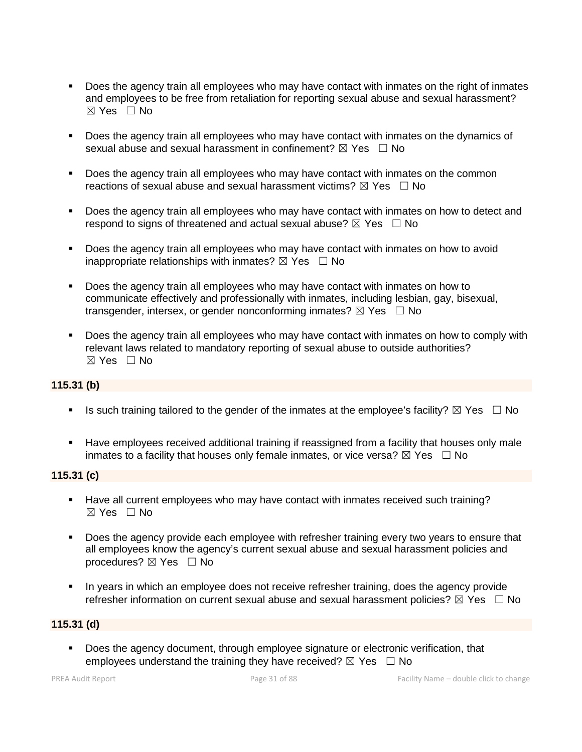- Does the agency train all employees who may have contact with inmates on the right of inmates and employees to be free from retaliation for reporting sexual abuse and sexual harassment? ☒ Yes ☐ No

- Does the agency train all employees who may have contact with inmates on the dynamics of sexual abuse and sexual harassment in confinement? ☒ Yes ☐ No

- Does the agency train all employees who may have contact with inmates on the common reactions of sexual abuse and sexual harassment victims? ☒ Yes ☐ No

- Does the agency train all employees who may have contact with inmates on how to detect and respond to signs of threatened and actual sexual abuse? ☒ Yes ☐ No

- Does the agency train all employees who may have contact with inmates on how to avoid inappropriate relationships with inmates? ☒ Yes ☐ No

- Does the agency train all employees who may have contact with inmates on how to communicate effectively and professionally with inmates, including lesbian, gay, bisexual, transgender, intersex, or gender nonconforming inmates? ☒ Yes ☐ No

- Does the agency train all employees who may have contact with inmates on how to comply with relevant laws related to mandatory reporting of sexual abuse to outside authorities? ☒ Yes ☐ No

**115.31 (b)**

- Is such training tailored to the gender of the inmates at the employee's facility? ☒ Yes ☐ No

- Have employees received additional training if reassigned from a facility that houses only male inmates to a facility that houses only female inmates, or vice versa? ☒ Yes ☐ No

**115.31 (c)**

- Have all current employees who may have contact with inmates received such training? ☒ Yes ☐ No

- Does the agency provide each employee with refresher training every two years to ensure that all employees know the agency's current sexual abuse and sexual harassment policies and procedures? ☒ Yes ☐ No

- In years in which an employee does not receive refresher training, does the agency provide refresher information on current sexual abuse and sexual harassment policies? ☒ Yes ☐ No

**115.31 (d)**

- Does the agency document, through employee signature or electronic verification, that employees understand the training they have received? ☒ Yes ☐ No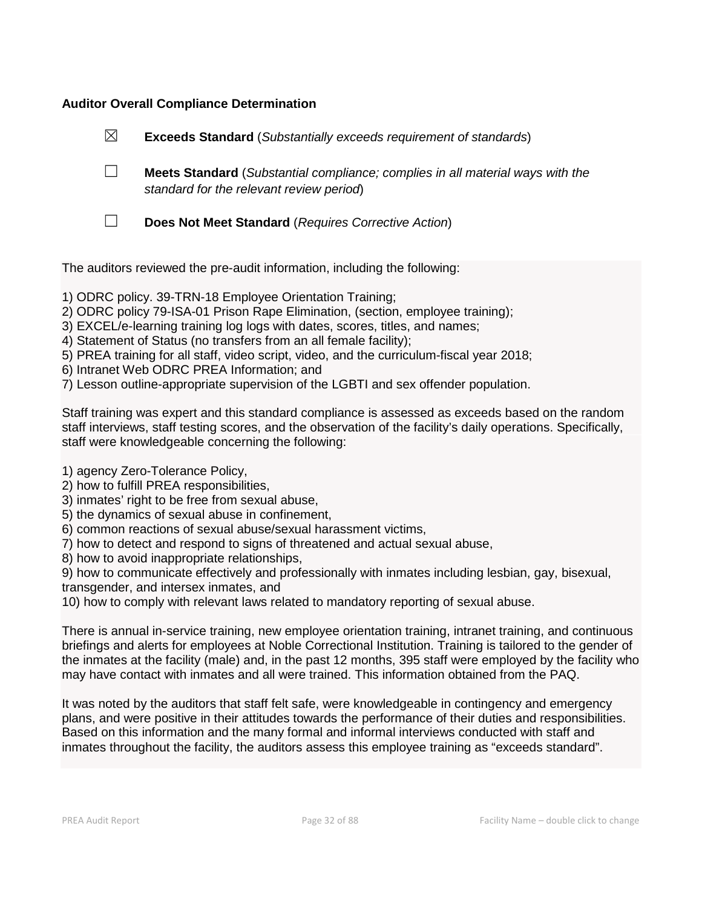**Auditor Overall Compliance Determination**

☒ **Exceeds Standard** (*Substantially exceeds requirement of standards*)

☐ **Meets Standard** (*Substantial compliance; complies in all material ways with the standard for the relevant review period*)

☐ **Does Not Meet Standard** (*Requires Corrective Action*)

The auditors reviewed the pre-audit information, including the following:

1) ODRC policy. 39-TRN-18 Employee Orientation Training;
2) ODRC policy 79-ISA-01 Prison Rape Elimination, (section, employee training);
3) EXCEL/e-learning training log logs with dates, scores, titles, and names;
4) Statement of Status (no transfers from an all female facility);
5) PREA training for all staff, video script, video, and the curriculum-fiscal year 2018;
6) Intranet Web ODRC PREA Information; and
7) Lesson outline-appropriate supervision of the LGBTI and sex offender population.

Staff training was expert and this standard compliance is assessed as exceeds based on the random staff interviews, staff testing scores, and the observation of the facility's daily operations. Specifically, staff were knowledgeable concerning the following:

1) agency Zero-Tolerance Policy,
2) how to fulfill PREA responsibilities,
3) inmates' right to be free from sexual abuse,
5) the dynamics of sexual abuse in confinement,
6) common reactions of sexual abuse/sexual harassment victims,
7) how to detect and respond to signs of threatened and actual sexual abuse,
8) how to avoid inappropriate relationships,
9) how to communicate effectively and professionally with inmates including lesbian, gay, bisexual, transgender, and intersex inmates, and
10) how to comply with relevant laws related to mandatory reporting of sexual abuse.

There is annual in-service training, new employee orientation training, intranet training, and continuous briefings and alerts for employees at Noble Correctional Institution. Training is tailored to the gender of the inmates at the facility (male) and, in the past 12 months, 395 staff were employed by the facility who may have contact with inmates and all were trained. This information obtained from the PAQ.

It was noted by the auditors that staff felt safe, were knowledgeable in contingency and emergency plans, and were positive in their attitudes towards the performance of their duties and responsibilities. Based on this information and the many formal and informal interviews conducted with staff and inmates throughout the facility, the auditors assess this employee training as "exceeds standard".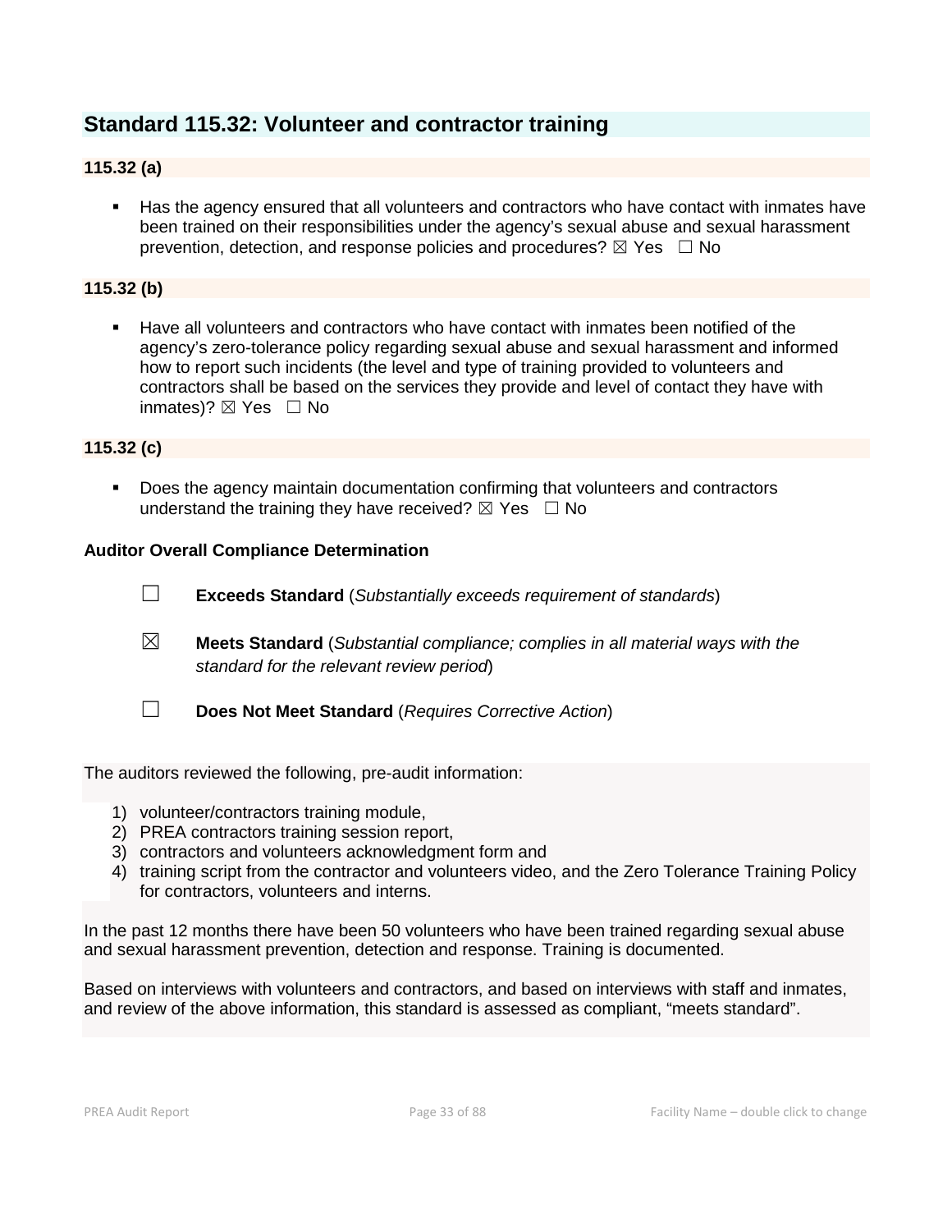## Standard 115.32: Volunteer and contractor training

### 115.32 (a)

- Has the agency ensured that all volunteers and contractors who have contact with inmates have been trained on their responsibilities under the agency's sexual abuse and sexual harassment prevention, detection, and response policies and procedures? ☒ Yes ☐ No

### 115.32 (b)

- Have all volunteers and contractors who have contact with inmates been notified of the agency's zero-tolerance policy regarding sexual abuse and sexual harassment and informed how to report such incidents (the level and type of training provided to volunteers and contractors shall be based on the services they provide and level of contact they have with inmates)? ☒ Yes ☐ No

### 115.32 (c)

- Does the agency maintain documentation confirming that volunteers and contractors understand the training they have received? ☒ Yes ☐ No

**Auditor Overall Compliance Determination**

☐ **Exceeds Standard** (*Substantially exceeds requirement of standards*)

☒ **Meets Standard** (*Substantial compliance; complies in all material ways with the standard for the relevant review period*)

☐ **Does Not Meet Standard** (*Requires Corrective Action*)

The auditors reviewed the following, pre-audit information:

1) volunteer/contractors training module,
2) PREA contractors training session report,
3) contractors and volunteers acknowledgment form and
4) training script from the contractor and volunteers video, and the Zero Tolerance Training Policy for contractors, volunteers and interns.

In the past 12 months there have been 50 volunteers who have been trained regarding sexual abuse and sexual harassment prevention, detection and response. Training is documented.

Based on interviews with volunteers and contractors, and based on interviews with staff and inmates, and review of the above information, this standard is assessed as compliant, "meets standard".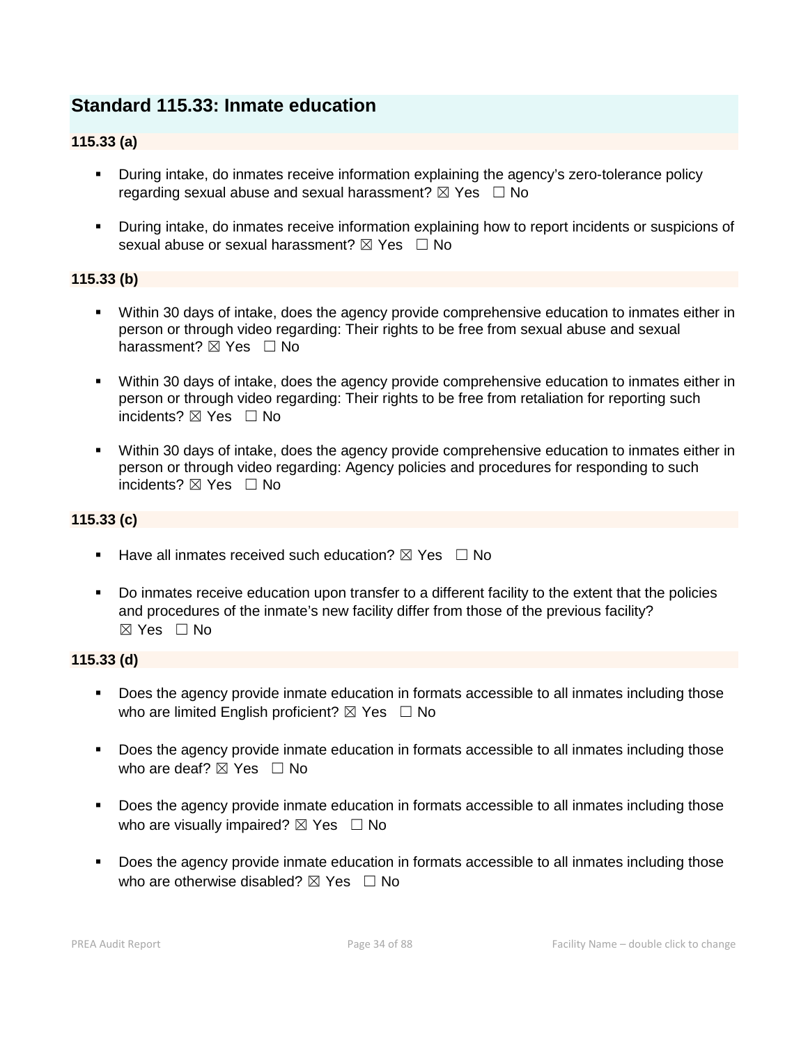## Standard 115.33: Inmate education

### 115.33 (a)

- During intake, do inmates receive information explaining the agency's zero-tolerance policy regarding sexual abuse and sexual harassment? ☒ Yes ☐ No
- During intake, do inmates receive information explaining how to report incidents or suspicions of sexual abuse or sexual harassment? ☒ Yes ☐ No

### 115.33 (b)

- Within 30 days of intake, does the agency provide comprehensive education to inmates either in person or through video regarding: Their rights to be free from sexual abuse and sexual harassment? ☒ Yes ☐ No
- Within 30 days of intake, does the agency provide comprehensive education to inmates either in person or through video regarding: Their rights to be free from retaliation for reporting such incidents? ☒ Yes ☐ No
- Within 30 days of intake, does the agency provide comprehensive education to inmates either in person or through video regarding: Agency policies and procedures for responding to such incidents? ☒ Yes ☐ No

### 115.33 (c)

- Have all inmates received such education? ☒ Yes ☐ No
- Do inmates receive education upon transfer to a different facility to the extent that the policies and procedures of the inmate's new facility differ from those of the previous facility? ☒ Yes ☐ No

### 115.33 (d)

- Does the agency provide inmate education in formats accessible to all inmates including those who are limited English proficient? ☒ Yes ☐ No
- Does the agency provide inmate education in formats accessible to all inmates including those who are deaf? ☒ Yes ☐ No
- Does the agency provide inmate education in formats accessible to all inmates including those who are visually impaired? ☒ Yes ☐ No
- Does the agency provide inmate education in formats accessible to all inmates including those who are otherwise disabled? ☒ Yes ☐ No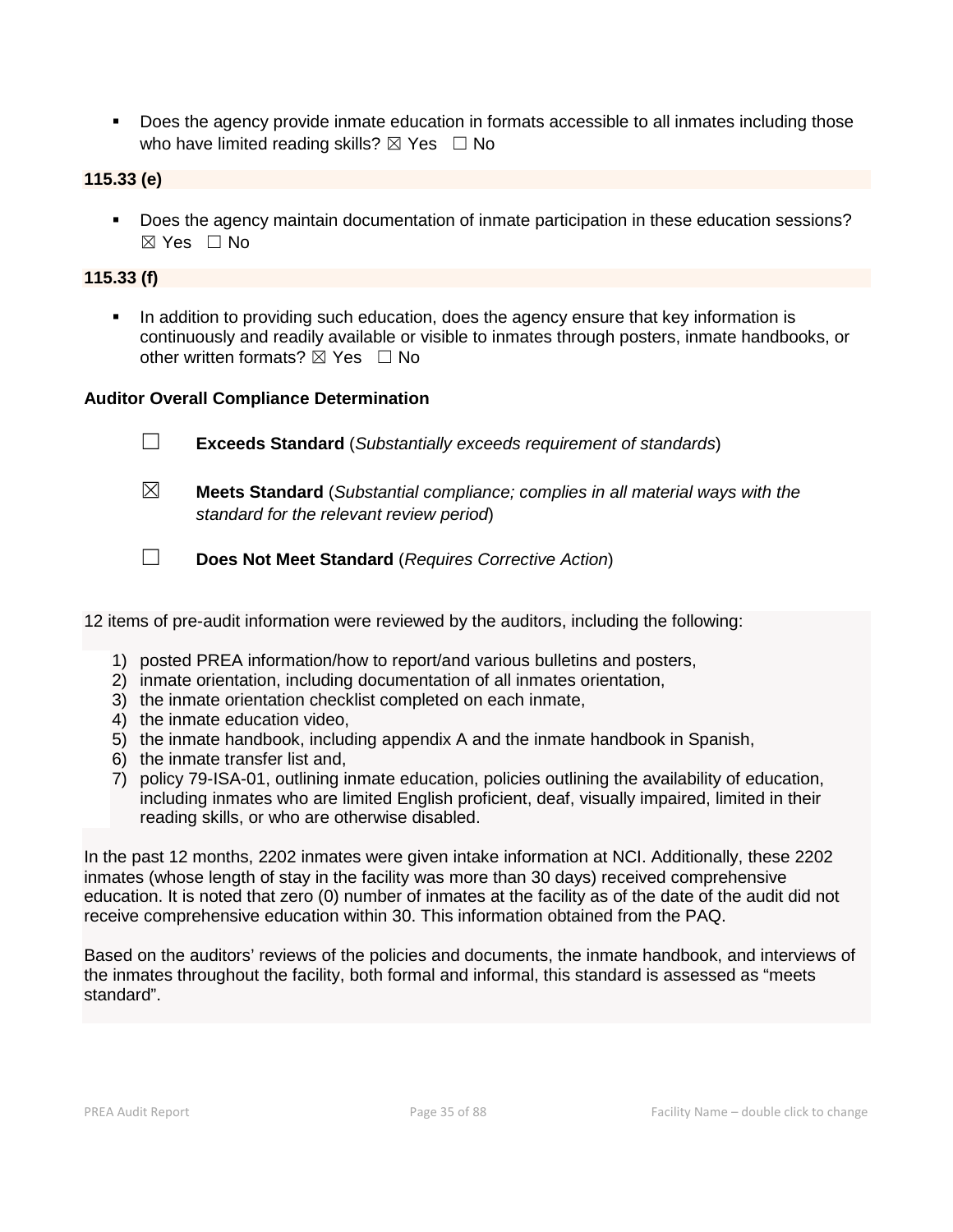- Does the agency provide inmate education in formats accessible to all inmates including those who have limited reading skills? ☒ Yes ☐ No

**115.33 (e)**

- Does the agency maintain documentation of inmate participation in these education sessions? ☒ Yes ☐ No

**115.33 (f)**

- In addition to providing such education, does the agency ensure that key information is continuously and readily available or visible to inmates through posters, inmate handbooks, or other written formats? ☒ Yes ☐ No

**Auditor Overall Compliance Determination**

☐ **Exceeds Standard** (*Substantially exceeds requirement of standards*)

☒ **Meets Standard** (*Substantial compliance; complies in all material ways with the standard for the relevant review period*)

☐ **Does Not Meet Standard** (*Requires Corrective Action*)

12 items of pre-audit information were reviewed by the auditors, including the following:

1) posted PREA information/how to report/and various bulletins and posters,
2) inmate orientation, including documentation of all inmates orientation,
3) the inmate orientation checklist completed on each inmate,
4) the inmate education video,
5) the inmate handbook, including appendix A and the inmate handbook in Spanish,
6) the inmate transfer list and,
7) policy 79-ISA-01, outlining inmate education, policies outlining the availability of education, including inmates who are limited English proficient, deaf, visually impaired, limited in their reading skills, or who are otherwise disabled.

In the past 12 months, 2202 inmates were given intake information at NCI. Additionally, these 2202 inmates (whose length of stay in the facility was more than 30 days) received comprehensive education. It is noted that zero (0) number of inmates at the facility as of the date of the audit did not receive comprehensive education within 30. This information obtained from the PAQ.

Based on the auditors' reviews of the policies and documents, the inmate handbook, and interviews of the inmates throughout the facility, both formal and informal, this standard is assessed as "meets standard".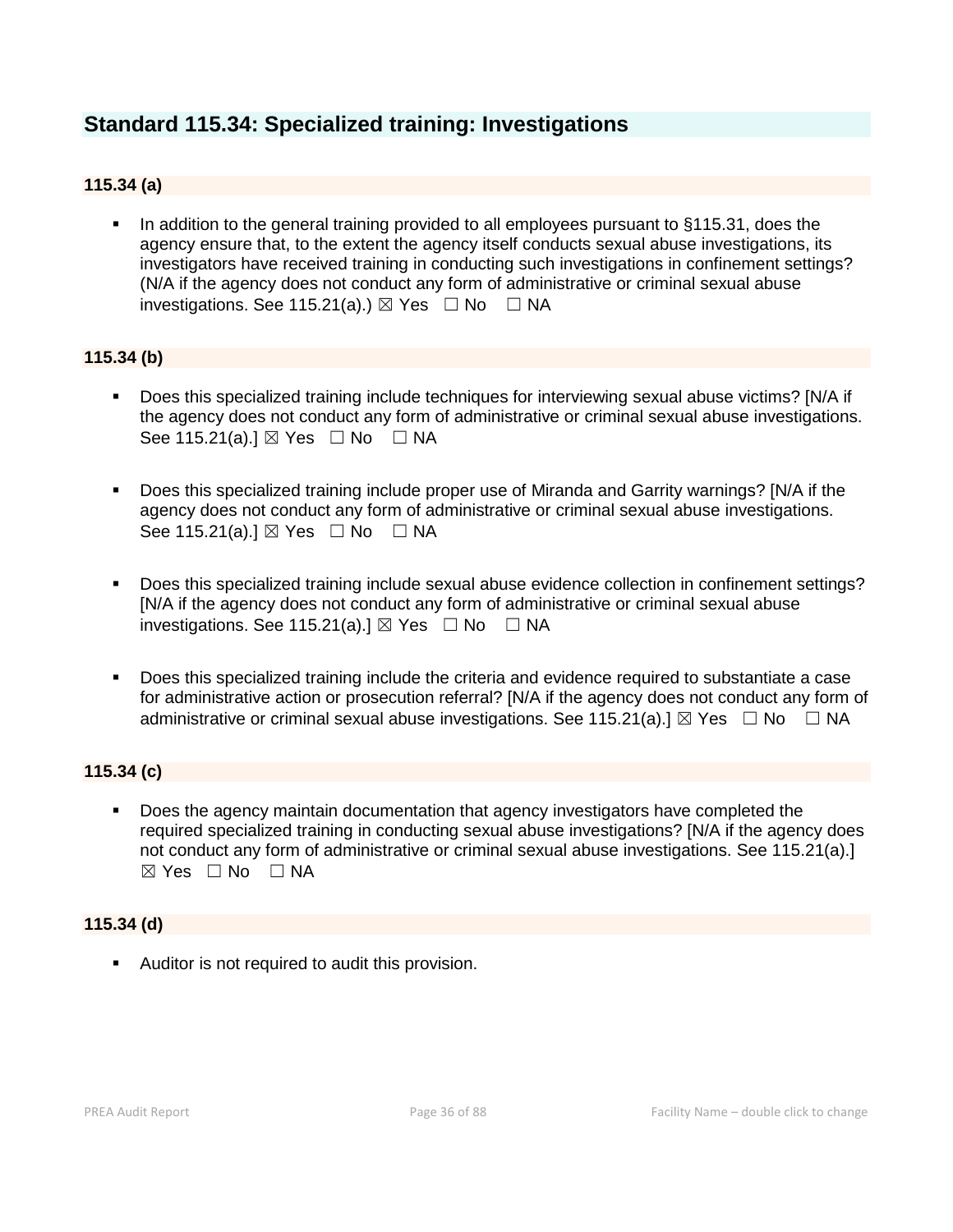## Standard 115.34: Specialized training: Investigations

### 115.34 (a)

- In addition to the general training provided to all employees pursuant to §115.31, does the agency ensure that, to the extent the agency itself conducts sexual abuse investigations, its investigators have received training in conducting such investigations in confinement settings? (N/A if the agency does not conduct any form of administrative or criminal sexual abuse investigations. See 115.21(a).) ☒ Yes ☐ No ☐ NA

### 115.34 (b)

- Does this specialized training include techniques for interviewing sexual abuse victims? [N/A if the agency does not conduct any form of administrative or criminal sexual abuse investigations. See 115.21(a).] ☒ Yes ☐ No ☐ NA

- Does this specialized training include proper use of Miranda and Garrity warnings? [N/A if the agency does not conduct any form of administrative or criminal sexual abuse investigations. See 115.21(a).] ☒ Yes ☐ No ☐ NA

- Does this specialized training include sexual abuse evidence collection in confinement settings? [N/A if the agency does not conduct any form of administrative or criminal sexual abuse investigations. See 115.21(a).] ☒ Yes ☐ No ☐ NA

- Does this specialized training include the criteria and evidence required to substantiate a case for administrative action or prosecution referral? [N/A if the agency does not conduct any form of administrative or criminal sexual abuse investigations. See 115.21(a).] ☒ Yes ☐ No ☐ NA

### 115.34 (c)

- Does the agency maintain documentation that agency investigators have completed the required specialized training in conducting sexual abuse investigations? [N/A if the agency does not conduct any form of administrative or criminal sexual abuse investigations. See 115.21(a).] ☒ Yes ☐ No ☐ NA

### 115.34 (d)

- Auditor is not required to audit this provision.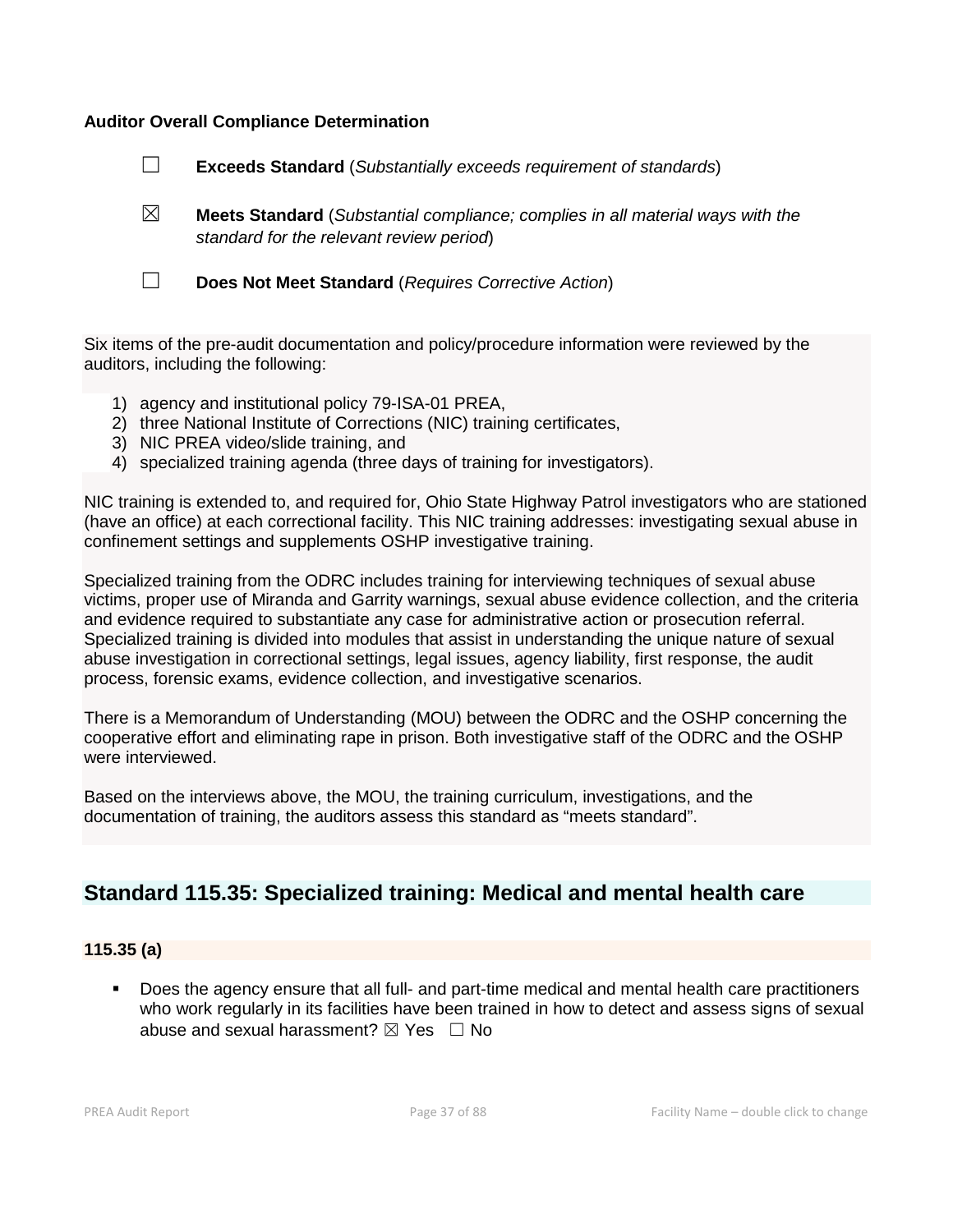**Auditor Overall Compliance Determination**

☐ **Exceeds Standard** (*Substantially exceeds requirement of standards*)

☒ **Meets Standard** (*Substantial compliance; complies in all material ways with the standard for the relevant review period*)

☐ **Does Not Meet Standard** (*Requires Corrective Action*)

Six items of the pre-audit documentation and policy/procedure information were reviewed by the auditors, including the following:

1) agency and institutional policy 79-ISA-01 PREA,
2) three National Institute of Corrections (NIC) training certificates,
3) NIC PREA video/slide training, and
4) specialized training agenda (three days of training for investigators).

NIC training is extended to, and required for, Ohio State Highway Patrol investigators who are stationed (have an office) at each correctional facility. This NIC training addresses: investigating sexual abuse in confinement settings and supplements OSHP investigative training.

Specialized training from the ODRC includes training for interviewing techniques of sexual abuse victims, proper use of Miranda and Garrity warnings, sexual abuse evidence collection, and the criteria and evidence required to substantiate any case for administrative action or prosecution referral. Specialized training is divided into modules that assist in understanding the unique nature of sexual abuse investigation in correctional settings, legal issues, agency liability, first response, the audit process, forensic exams, evidence collection, and investigative scenarios.

There is a Memorandum of Understanding (MOU) between the ODRC and the OSHP concerning the cooperative effort and eliminating rape in prison. Both investigative staff of the ODRC and the OSHP were interviewed.

Based on the interviews above, the MOU, the training curriculum, investigations, and the documentation of training, the auditors assess this standard as “meets standard”.

## Standard 115.35: Specialized training: Medical and mental health care

**115.35 (a)**

- Does the agency ensure that all full- and part-time medical and mental health care practitioners who work regularly in its facilities have been trained in how to detect and assess signs of sexual abuse and sexual harassment? ☒ Yes ☐ No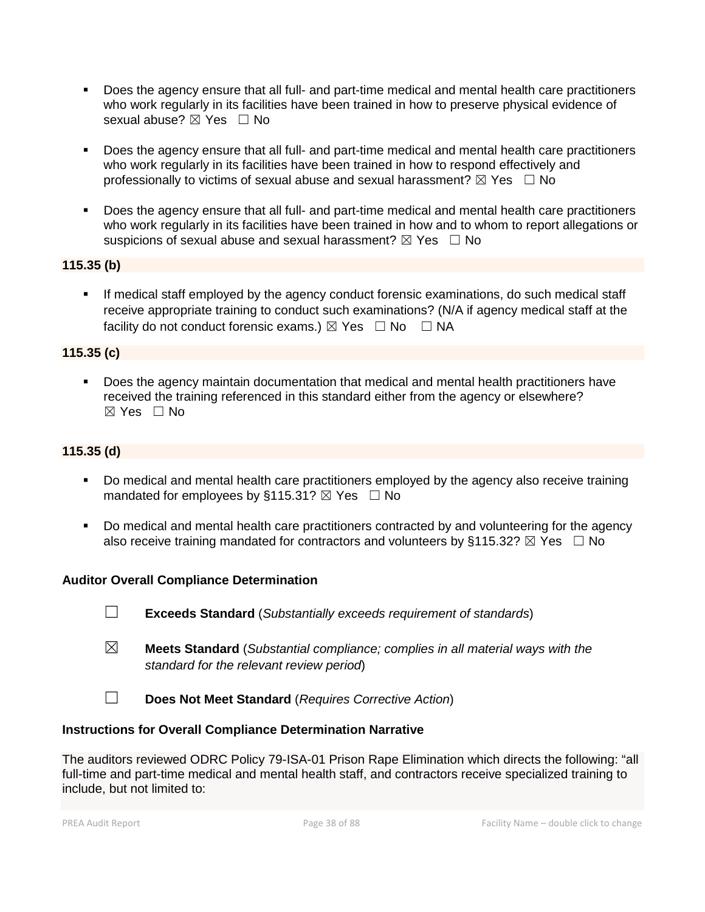- Does the agency ensure that all full- and part-time medical and mental health care practitioners who work regularly in its facilities have been trained in how to preserve physical evidence of sexual abuse? ☒ Yes ☐ No

- Does the agency ensure that all full- and part-time medical and mental health care practitioners who work regularly in its facilities have been trained in how to respond effectively and professionally to victims of sexual abuse and sexual harassment? ☒ Yes ☐ No

- Does the agency ensure that all full- and part-time medical and mental health care practitioners who work regularly in its facilities have been trained in how and to whom to report allegations or suspicions of sexual abuse and sexual harassment? ☒ Yes ☐ No

**115.35 (b)**

- If medical staff employed by the agency conduct forensic examinations, do such medical staff receive appropriate training to conduct such examinations? (N/A if agency medical staff at the facility do not conduct forensic exams.) ☒ Yes ☐ No ☐ NA

**115.35 (c)**

- Does the agency maintain documentation that medical and mental health practitioners have received the training referenced in this standard either from the agency or elsewhere? ☒ Yes ☐ No

**115.35 (d)**

- Do medical and mental health care practitioners employed by the agency also receive training mandated for employees by §115.31? ☒ Yes ☐ No

- Do medical and mental health care practitioners contracted by and volunteering for the agency also receive training mandated for contractors and volunteers by §115.32? ☒ Yes ☐ No

**Auditor Overall Compliance Determination**

☐ **Exceeds Standard** (*Substantially exceeds requirement of standards*)

☒ **Meets Standard** (*Substantial compliance; complies in all material ways with the standard for the relevant review period*)

☐ **Does Not Meet Standard** (*Requires Corrective Action*)

**Instructions for Overall Compliance Determination Narrative**

The auditors reviewed ODRC Policy 79-ISA-01 Prison Rape Elimination which directs the following: "all full-time and part-time medical and mental health staff, and contractors receive specialized training to include, but not limited to: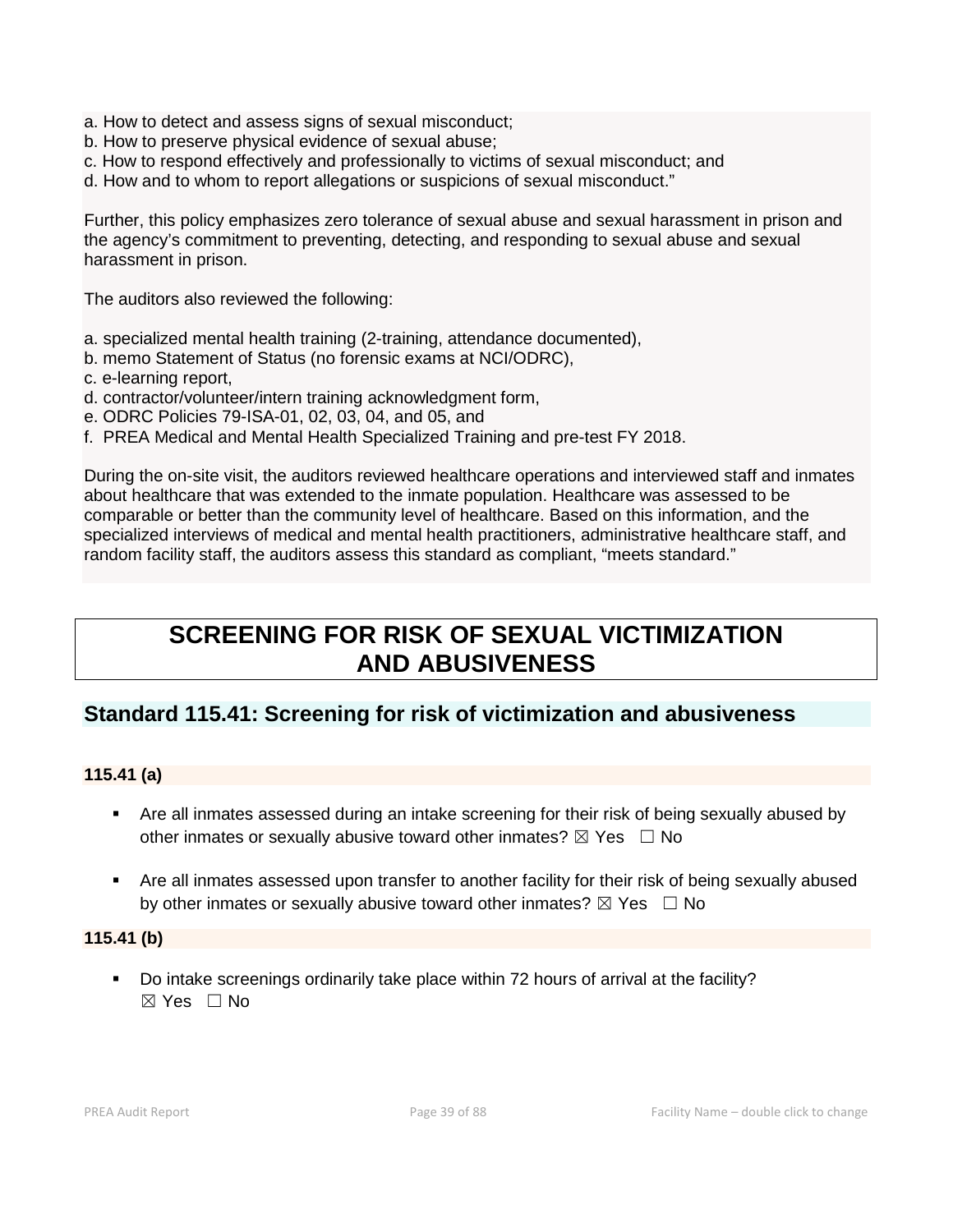a. How to detect and assess signs of sexual misconduct;
b. How to preserve physical evidence of sexual abuse;
c. How to respond effectively and professionally to victims of sexual misconduct; and
d. How and to whom to report allegations or suspicions of sexual misconduct."

Further, this policy emphasizes zero tolerance of sexual abuse and sexual harassment in prison and the agency's commitment to preventing, detecting, and responding to sexual abuse and sexual harassment in prison.

The auditors also reviewed the following:

a. specialized mental health training (2-training, attendance documented),
b. memo Statement of Status (no forensic exams at NCI/ODRC),
c. e-learning report,
d. contractor/volunteer/intern training acknowledgment form,
e. ODRC Policies 79-ISA-01, 02, 03, 04, and 05, and
f. PREA Medical and Mental Health Specialized Training and pre-test FY 2018.

During the on-site visit, the auditors reviewed healthcare operations and interviewed staff and inmates about healthcare that was extended to the inmate population. Healthcare was assessed to be comparable or better than the community level of healthcare. Based on this information, and the specialized interviews of medical and mental health practitioners, administrative healthcare staff, and random facility staff, the auditors assess this standard as compliant, "meets standard."

# SCREENING FOR RISK OF SEXUAL VICTIMIZATION AND ABUSIVENESS

## Standard 115.41: Screening for risk of victimization and abusiveness

**115.41 (a)**

- Are all inmates assessed during an intake screening for their risk of being sexually abused by other inmates or sexually abusive toward other inmates? ☒ Yes ☐ No
- Are all inmates assessed upon transfer to another facility for their risk of being sexually abused by other inmates or sexually abusive toward other inmates? ☒ Yes ☐ No

**115.41 (b)**

- Do intake screenings ordinarily take place within 72 hours of arrival at the facility? ☒ Yes ☐ No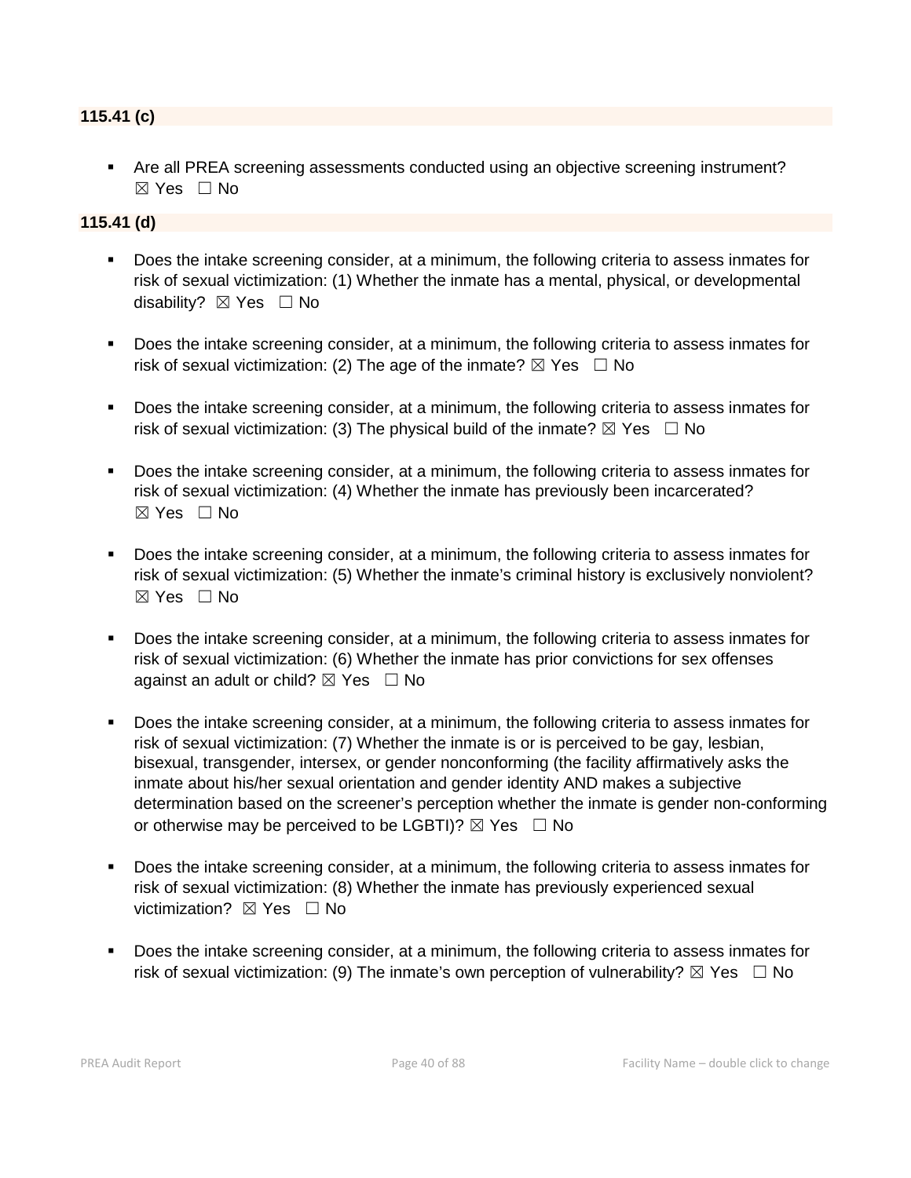**115.41 (c)**

- Are all PREA screening assessments conducted using an objective screening instrument? ☒ Yes ☐ No

**115.41 (d)**

- Does the intake screening consider, at a minimum, the following criteria to assess inmates for risk of sexual victimization: (1) Whether the inmate has a mental, physical, or developmental disability? ☒ Yes ☐ No

- Does the intake screening consider, at a minimum, the following criteria to assess inmates for risk of sexual victimization: (2) The age of the inmate? ☒ Yes ☐ No

- Does the intake screening consider, at a minimum, the following criteria to assess inmates for risk of sexual victimization: (3) The physical build of the inmate? ☒ Yes ☐ No

- Does the intake screening consider, at a minimum, the following criteria to assess inmates for risk of sexual victimization: (4) Whether the inmate has previously been incarcerated? ☒ Yes ☐ No

- Does the intake screening consider, at a minimum, the following criteria to assess inmates for risk of sexual victimization: (5) Whether the inmate's criminal history is exclusively nonviolent? ☒ Yes ☐ No

- Does the intake screening consider, at a minimum, the following criteria to assess inmates for risk of sexual victimization: (6) Whether the inmate has prior convictions for sex offenses against an adult or child? ☒ Yes ☐ No

- Does the intake screening consider, at a minimum, the following criteria to assess inmates for risk of sexual victimization: (7) Whether the inmate is or is perceived to be gay, lesbian, bisexual, transgender, intersex, or gender nonconforming (the facility affirmatively asks the inmate about his/her sexual orientation and gender identity AND makes a subjective determination based on the screener's perception whether the inmate is gender non-conforming or otherwise may be perceived to be LGBTI)? ☒ Yes ☐ No

- Does the intake screening consider, at a minimum, the following criteria to assess inmates for risk of sexual victimization: (8) Whether the inmate has previously experienced sexual victimization? ☒ Yes ☐ No

- Does the intake screening consider, at a minimum, the following criteria to assess inmates for risk of sexual victimization: (9) The inmate's own perception of vulnerability? ☒ Yes ☐ No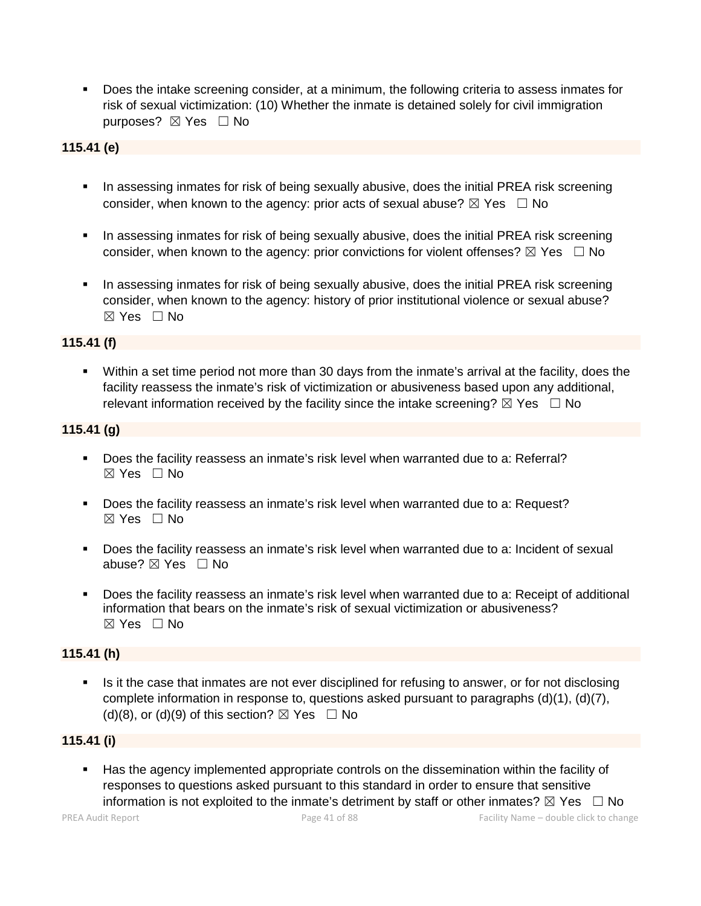- Does the intake screening consider, at a minimum, the following criteria to assess inmates for risk of sexual victimization: (10) Whether the inmate is detained solely for civil immigration purposes? ☒ Yes ☐ No

**115.41 (e)**

- In assessing inmates for risk of being sexually abusive, does the initial PREA risk screening consider, when known to the agency: prior acts of sexual abuse? ☒ Yes ☐ No
- In assessing inmates for risk of being sexually abusive, does the initial PREA risk screening consider, when known to the agency: prior convictions for violent offenses? ☒ Yes ☐ No
- In assessing inmates for risk of being sexually abusive, does the initial PREA risk screening consider, when known to the agency: history of prior institutional violence or sexual abuse? ☒ Yes ☐ No

**115.41 (f)**

- Within a set time period not more than 30 days from the inmate's arrival at the facility, does the facility reassess the inmate's risk of victimization or abusiveness based upon any additional, relevant information received by the facility since the intake screening? ☒ Yes ☐ No

**115.41 (g)**

- Does the facility reassess an inmate's risk level when warranted due to a: Referral? ☒ Yes ☐ No
- Does the facility reassess an inmate's risk level when warranted due to a: Request? ☒ Yes ☐ No
- Does the facility reassess an inmate's risk level when warranted due to a: Incident of sexual abuse? ☒ Yes ☐ No
- Does the facility reassess an inmate's risk level when warranted due to a: Receipt of additional information that bears on the inmate's risk of sexual victimization or abusiveness? ☒ Yes ☐ No

**115.41 (h)**

- Is it the case that inmates are not ever disciplined for refusing to answer, or for not disclosing complete information in response to, questions asked pursuant to paragraphs (d)(1), (d)(7), (d)(8), or (d)(9) of this section? ☒ Yes ☐ No

**115.41 (i)**

- Has the agency implemented appropriate controls on the dissemination within the facility of responses to questions asked pursuant to this standard in order to ensure that sensitive information is not exploited to the inmate's detriment by staff or other inmates? ☒ Yes ☐ No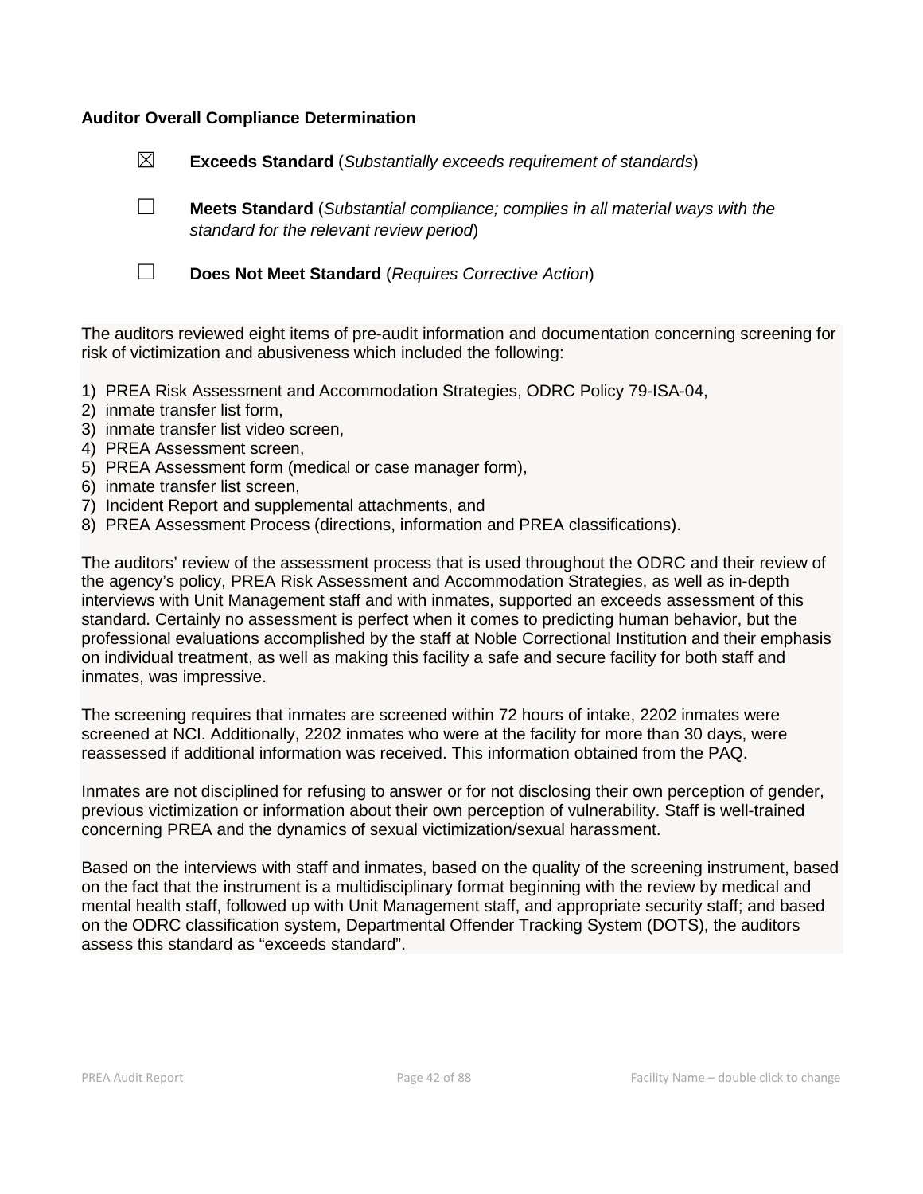**Auditor Overall Compliance Determination**

☒ **Exceeds Standard** (*Substantially exceeds requirement of standards*)

☐ **Meets Standard** (*Substantial compliance; complies in all material ways with the standard for the relevant review period*)

☐ **Does Not Meet Standard** (*Requires Corrective Action*)

The auditors reviewed eight items of pre-audit information and documentation concerning screening for risk of victimization and abusiveness which included the following:

1) PREA Risk Assessment and Accommodation Strategies, ODRC Policy 79-ISA-04,
2) inmate transfer list form,
3) inmate transfer list video screen,
4) PREA Assessment screen,
5) PREA Assessment form (medical or case manager form),
6) inmate transfer list screen,
7) Incident Report and supplemental attachments, and
8) PREA Assessment Process (directions, information and PREA classifications).

The auditors' review of the assessment process that is used throughout the ODRC and their review of the agency's policy, PREA Risk Assessment and Accommodation Strategies, as well as in-depth interviews with Unit Management staff and with inmates, supported an exceeds assessment of this standard. Certainly no assessment is perfect when it comes to predicting human behavior, but the professional evaluations accomplished by the staff at Noble Correctional Institution and their emphasis on individual treatment, as well as making this facility a safe and secure facility for both staff and inmates, was impressive.

The screening requires that inmates are screened within 72 hours of intake, 2202 inmates were screened at NCI. Additionally, 2202 inmates who were at the facility for more than 30 days, were reassessed if additional information was received. This information obtained from the PAQ.

Inmates are not disciplined for refusing to answer or for not disclosing their own perception of gender, previous victimization or information about their own perception of vulnerability. Staff is well-trained concerning PREA and the dynamics of sexual victimization/sexual harassment.

Based on the interviews with staff and inmates, based on the quality of the screening instrument, based on the fact that the instrument is a multidisciplinary format beginning with the review by medical and mental health staff, followed up with Unit Management staff, and appropriate security staff; and based on the ODRC classification system, Departmental Offender Tracking System (DOTS), the auditors assess this standard as "exceeds standard".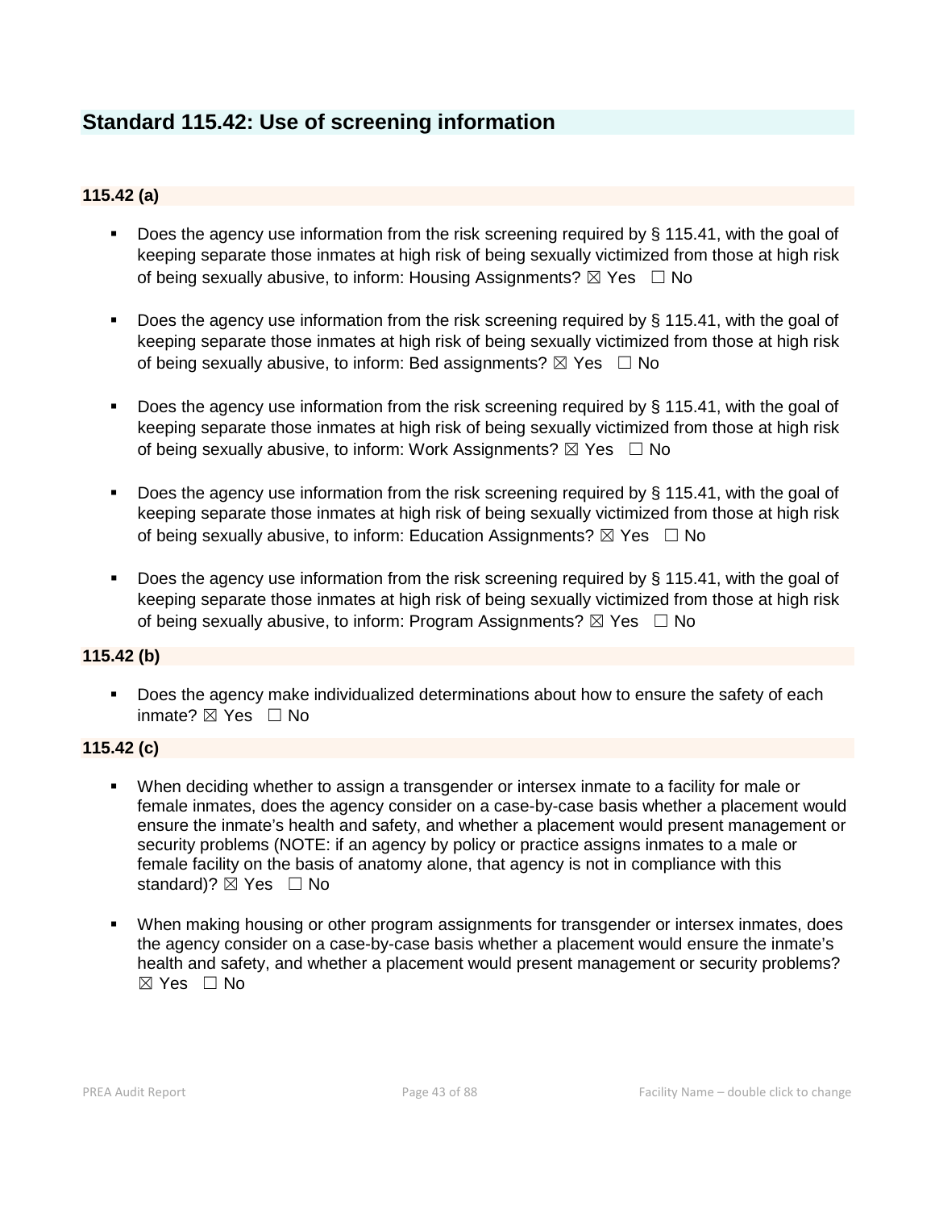## Standard 115.42: Use of screening information

### 115.42 (a)

- Does the agency use information from the risk screening required by § 115.41, with the goal of keeping separate those inmates at high risk of being sexually victimized from those at high risk of being sexually abusive, to inform: Housing Assignments? ☒ Yes ☐ No
- Does the agency use information from the risk screening required by § 115.41, with the goal of keeping separate those inmates at high risk of being sexually victimized from those at high risk of being sexually abusive, to inform: Bed assignments? ☒ Yes ☐ No
- Does the agency use information from the risk screening required by § 115.41, with the goal of keeping separate those inmates at high risk of being sexually victimized from those at high risk of being sexually abusive, to inform: Work Assignments? ☒ Yes ☐ No
- Does the agency use information from the risk screening required by § 115.41, with the goal of keeping separate those inmates at high risk of being sexually victimized from those at high risk of being sexually abusive, to inform: Education Assignments? ☒ Yes ☐ No
- Does the agency use information from the risk screening required by § 115.41, with the goal of keeping separate those inmates at high risk of being sexually victimized from those at high risk of being sexually abusive, to inform: Program Assignments? ☒ Yes ☐ No

### 115.42 (b)

- Does the agency make individualized determinations about how to ensure the safety of each inmate? ☒ Yes ☐ No

### 115.42 (c)

- When deciding whether to assign a transgender or intersex inmate to a facility for male or female inmates, does the agency consider on a case-by-case basis whether a placement would ensure the inmate's health and safety, and whether a placement would present management or security problems (NOTE: if an agency by policy or practice assigns inmates to a male or female facility on the basis of anatomy alone, that agency is not in compliance with this standard)? ☒ Yes ☐ No
- When making housing or other program assignments for transgender or intersex inmates, does the agency consider on a case-by-case basis whether a placement would ensure the inmate's health and safety, and whether a placement would present management or security problems? ☒ Yes ☐ No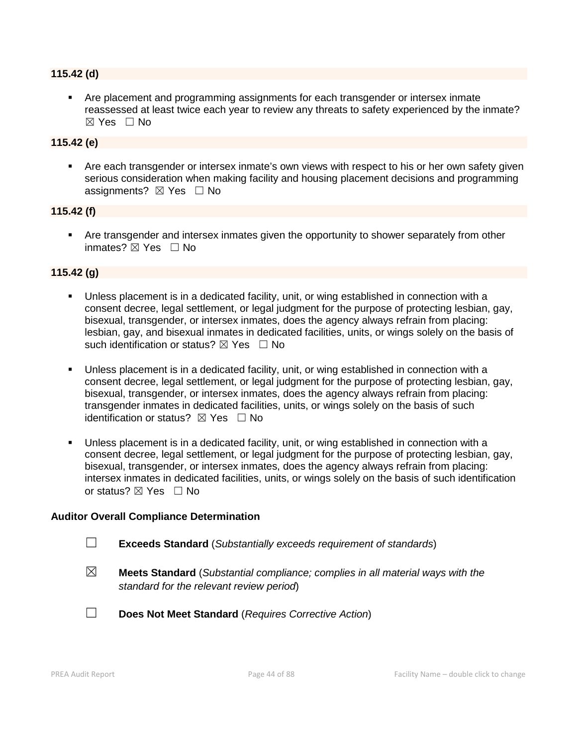**115.42 (d)**

- Are placement and programming assignments for each transgender or intersex inmate reassessed at least twice each year to review any threats to safety experienced by the inmate? ☒ Yes ☐ No

**115.42 (e)**

- Are each transgender or intersex inmate's own views with respect to his or her own safety given serious consideration when making facility and housing placement decisions and programming assignments? ☒ Yes ☐ No

**115.42 (f)**

- Are transgender and intersex inmates given the opportunity to shower separately from other inmates? ☒ Yes ☐ No

**115.42 (g)**

- Unless placement is in a dedicated facility, unit, or wing established in connection with a consent decree, legal settlement, or legal judgment for the purpose of protecting lesbian, gay, bisexual, transgender, or intersex inmates, does the agency always refrain from placing: lesbian, gay, and bisexual inmates in dedicated facilities, units, or wings solely on the basis of such identification or status? ☒ Yes ☐ No

- Unless placement is in a dedicated facility, unit, or wing established in connection with a consent decree, legal settlement, or legal judgment for the purpose of protecting lesbian, gay, bisexual, transgender, or intersex inmates, does the agency always refrain from placing: transgender inmates in dedicated facilities, units, or wings solely on the basis of such identification or status? ☒ Yes ☐ No

- Unless placement is in a dedicated facility, unit, or wing established in connection with a consent decree, legal settlement, or legal judgment for the purpose of protecting lesbian, gay, bisexual, transgender, or intersex inmates, does the agency always refrain from placing: intersex inmates in dedicated facilities, units, or wings solely on the basis of such identification or status? ☒ Yes ☐ No

**Auditor Overall Compliance Determination**

☐ **Exceeds Standard** (*Substantially exceeds requirement of standards*)

☒ **Meets Standard** (*Substantial compliance; complies in all material ways with the standard for the relevant review period*)

☐ **Does Not Meet Standard** (*Requires Corrective Action*)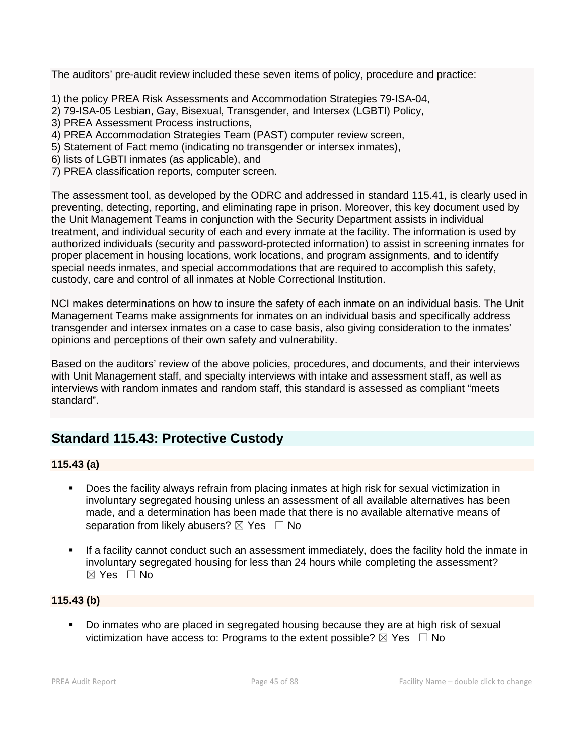The auditors' pre-audit review included these seven items of policy, procedure and practice:

1) the policy PREA Risk Assessments and Accommodation Strategies 79-ISA-04,
2) 79-ISA-05 Lesbian, Gay, Bisexual, Transgender, and Intersex (LGBTI) Policy,
3) PREA Assessment Process instructions,
4) PREA Accommodation Strategies Team (PAST) computer review screen,
5) Statement of Fact memo (indicating no transgender or intersex inmates),
6) lists of LGBTI inmates (as applicable), and
7) PREA classification reports, computer screen.

The assessment tool, as developed by the ODRC and addressed in standard 115.41, is clearly used in preventing, detecting, reporting, and eliminating rape in prison. Moreover, this key document used by the Unit Management Teams in conjunction with the Security Department assists in individual treatment, and individual security of each and every inmate at the facility. The information is used by authorized individuals (security and password-protected information) to assist in screening inmates for proper placement in housing locations, work locations, and program assignments, and to identify special needs inmates, and special accommodations that are required to accomplish this safety, custody, care and control of all inmates at Noble Correctional Institution.

NCI makes determinations on how to insure the safety of each inmate on an individual basis. The Unit Management Teams make assignments for inmates on an individual basis and specifically address transgender and intersex inmates on a case to case basis, also giving consideration to the inmates' opinions and perceptions of their own safety and vulnerability.

Based on the auditors' review of the above policies, procedures, and documents, and their interviews with Unit Management staff, and specialty interviews with intake and assessment staff, as well as interviews with random inmates and random staff, this standard is assessed as compliant "meets standard".

## Standard 115.43: Protective Custody

**115.43 (a)**

- Does the facility always refrain from placing inmates at high risk for sexual victimization in involuntary segregated housing unless an assessment of all available alternatives has been made, and a determination has been made that there is no available alternative means of separation from likely abusers? ☒ Yes ☐ No

- If a facility cannot conduct such an assessment immediately, does the facility hold the inmate in involuntary segregated housing for less than 24 hours while completing the assessment? ☒ Yes ☐ No

**115.43 (b)**

- Do inmates who are placed in segregated housing because they are at high risk of sexual victimization have access to: Programs to the extent possible? ☒ Yes ☐ No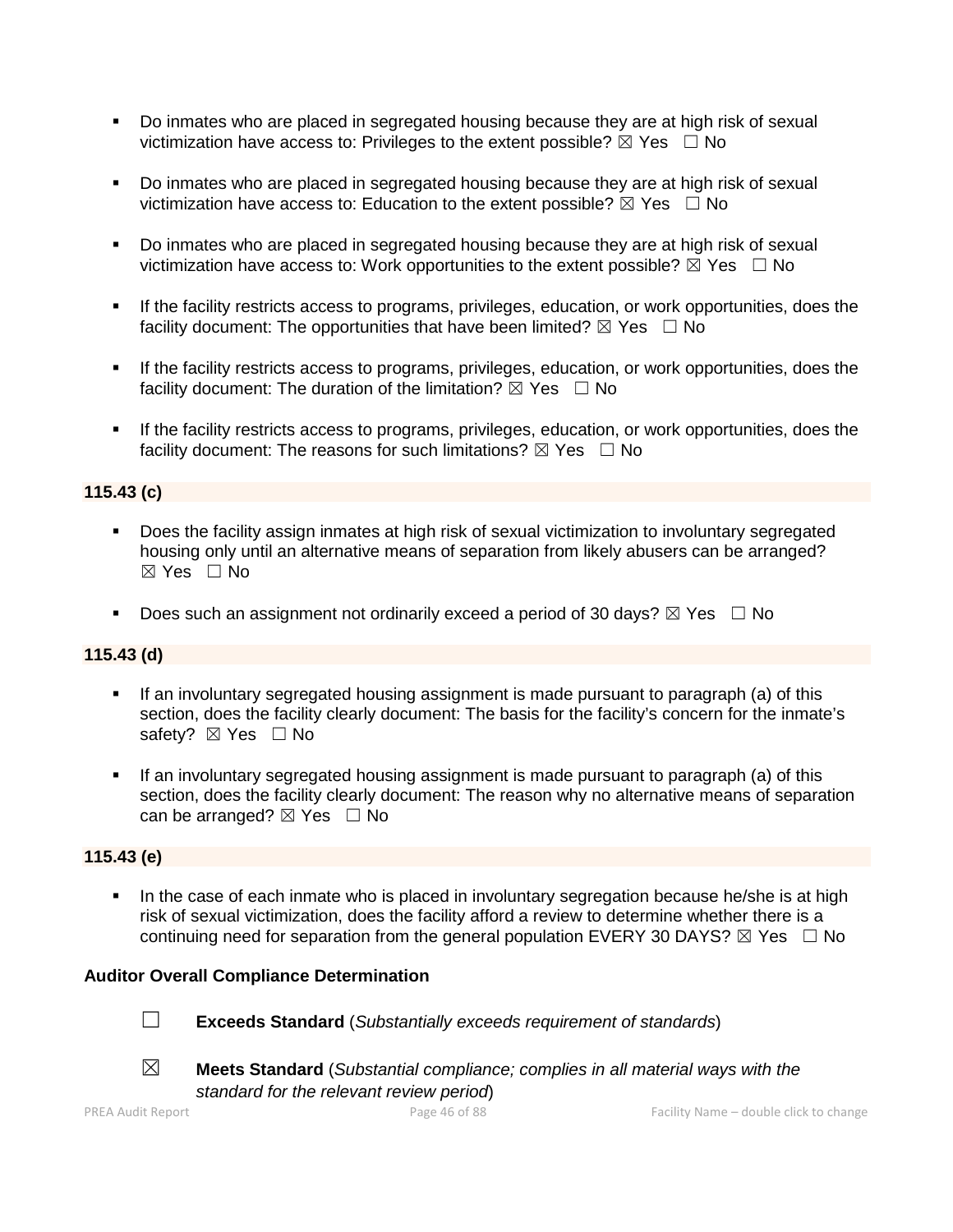- Do inmates who are placed in segregated housing because they are at high risk of sexual victimization have access to: Privileges to the extent possible? ☒ Yes ☐ No

- Do inmates who are placed in segregated housing because they are at high risk of sexual victimization have access to: Education to the extent possible? ☒ Yes ☐ No

- Do inmates who are placed in segregated housing because they are at high risk of sexual victimization have access to: Work opportunities to the extent possible? ☒ Yes ☐ No

- If the facility restricts access to programs, privileges, education, or work opportunities, does the facility document: The opportunities that have been limited? ☒ Yes ☐ No

- If the facility restricts access to programs, privileges, education, or work opportunities, does the facility document: The duration of the limitation? ☒ Yes ☐ No

- If the facility restricts access to programs, privileges, education, or work opportunities, does the facility document: The reasons for such limitations? ☒ Yes ☐ No

**115.43 (c)**

- Does the facility assign inmates at high risk of sexual victimization to involuntary segregated housing only until an alternative means of separation from likely abusers can be arranged? ☒ Yes ☐ No

- Does such an assignment not ordinarily exceed a period of 30 days? ☒ Yes ☐ No

**115.43 (d)**

- If an involuntary segregated housing assignment is made pursuant to paragraph (a) of this section, does the facility clearly document: The basis for the facility's concern for the inmate's safety? ☒ Yes ☐ No

- If an involuntary segregated housing assignment is made pursuant to paragraph (a) of this section, does the facility clearly document: The reason why no alternative means of separation can be arranged? ☒ Yes ☐ No

**115.43 (e)**

- In the case of each inmate who is placed in involuntary segregation because he/she is at high risk of sexual victimization, does the facility afford a review to determine whether there is a continuing need for separation from the general population EVERY 30 DAYS? ☒ Yes ☐ No

**Auditor Overall Compliance Determination**

☐ **Exceeds Standard** (*Substantially exceeds requirement of standards*)

☒ **Meets Standard** (*Substantial compliance; complies in all material ways with the standard for the relevant review period*)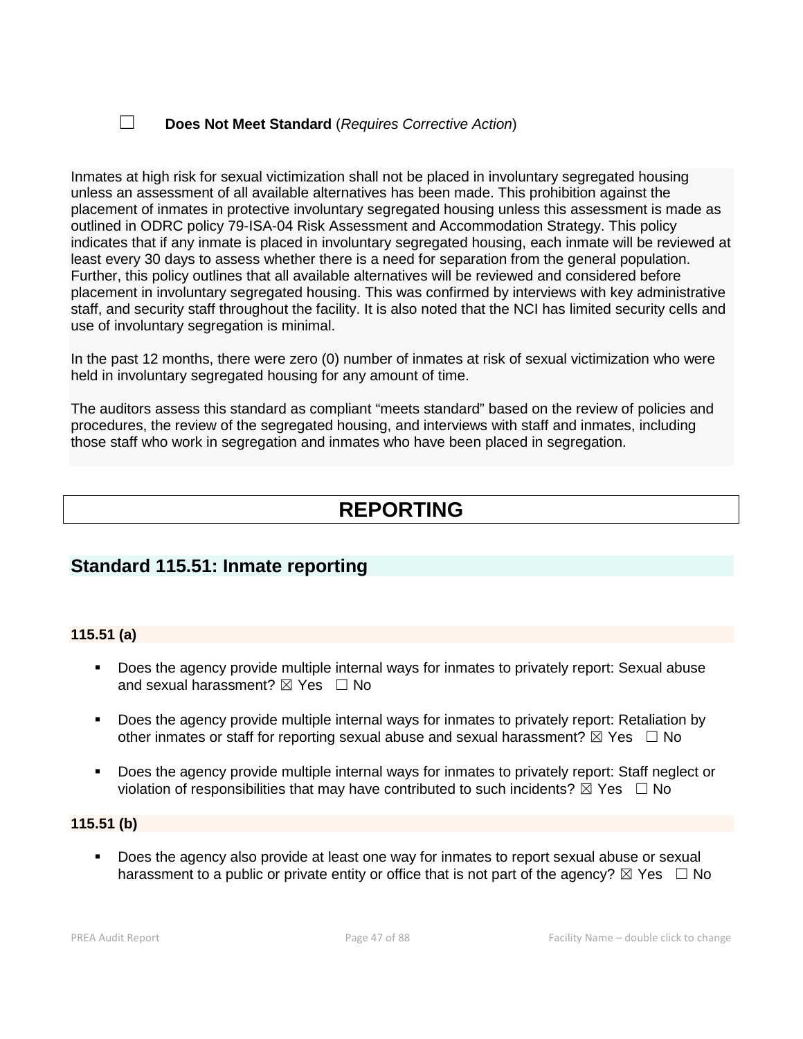☐ **Does Not Meet Standard** (*Requires Corrective Action*)

Inmates at high risk for sexual victimization shall not be placed in involuntary segregated housing unless an assessment of all available alternatives has been made. This prohibition against the placement of inmates in protective involuntary segregated housing unless this assessment is made as outlined in ODRC policy 79-ISA-04 Risk Assessment and Accommodation Strategy. This policy indicates that if any inmate is placed in involuntary segregated housing, each inmate will be reviewed at least every 30 days to assess whether there is a need for separation from the general population. Further, this policy outlines that all available alternatives will be reviewed and considered before placement in involuntary segregated housing. This was confirmed by interviews with key administrative staff, and security staff throughout the facility. It is also noted that the NCI has limited security cells and use of involuntary segregation is minimal.

In the past 12 months, there were zero (0) number of inmates at risk of sexual victimization who were held in involuntary segregated housing for any amount of time.

The auditors assess this standard as compliant "meets standard" based on the review of policies and procedures, the review of the segregated housing, and interviews with staff and inmates, including those staff who work in segregation and inmates who have been placed in segregation.

# REPORTING

## Standard 115.51: Inmate reporting

**115.51 (a)**

- Does the agency provide multiple internal ways for inmates to privately report: Sexual abuse and sexual harassment? ☒ Yes ☐ No
- Does the agency provide multiple internal ways for inmates to privately report: Retaliation by other inmates or staff for reporting sexual abuse and sexual harassment? ☒ Yes ☐ No
- Does the agency provide multiple internal ways for inmates to privately report: Staff neglect or violation of responsibilities that may have contributed to such incidents? ☒ Yes ☐ No

**115.51 (b)**

- Does the agency also provide at least one way for inmates to report sexual abuse or sexual harassment to a public or private entity or office that is not part of the agency? ☒ Yes ☐ No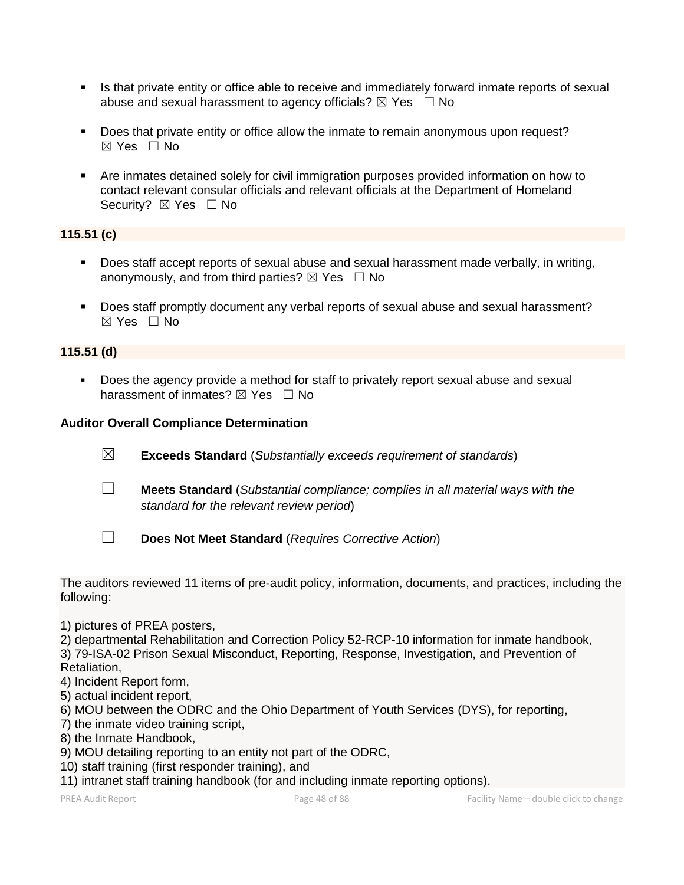- Is that private entity or office able to receive and immediately forward inmate reports of sexual abuse and sexual harassment to agency officials? ☒ Yes ☐ No

- Does that private entity or office allow the inmate to remain anonymous upon request? ☒ Yes ☐ No

- Are inmates detained solely for civil immigration purposes provided information on how to contact relevant consular officials and relevant officials at the Department of Homeland Security? ☒ Yes ☐ No

**115.51 (c)**

- Does staff accept reports of sexual abuse and sexual harassment made verbally, in writing, anonymously, and from third parties? ☒ Yes ☐ No

- Does staff promptly document any verbal reports of sexual abuse and sexual harassment? ☒ Yes ☐ No

**115.51 (d)**

- Does the agency provide a method for staff to privately report sexual abuse and sexual harassment of inmates? ☒ Yes ☐ No

**Auditor Overall Compliance Determination**

☒ **Exceeds Standard** (*Substantially exceeds requirement of standards*)

☐ **Meets Standard** (*Substantial compliance; complies in all material ways with the standard for the relevant review period*)

☐ **Does Not Meet Standard** (*Requires Corrective Action*)

The auditors reviewed 11 items of pre-audit policy, information, documents, and practices, including the following:

1) pictures of PREA posters,
2) departmental Rehabilitation and Correction Policy 52-RCP-10 information for inmate handbook,
3) 79-ISA-02 Prison Sexual Misconduct, Reporting, Response, Investigation, and Prevention of Retaliation,
4) Incident Report form,
5) actual incident report,
6) MOU between the ODRC and the Ohio Department of Youth Services (DYS), for reporting,
7) the inmate video training script,
8) the Inmate Handbook,
9) MOU detailing reporting to an entity not part of the ODRC,
10) staff training (first responder training), and
11) intranet staff training handbook (for and including inmate reporting options).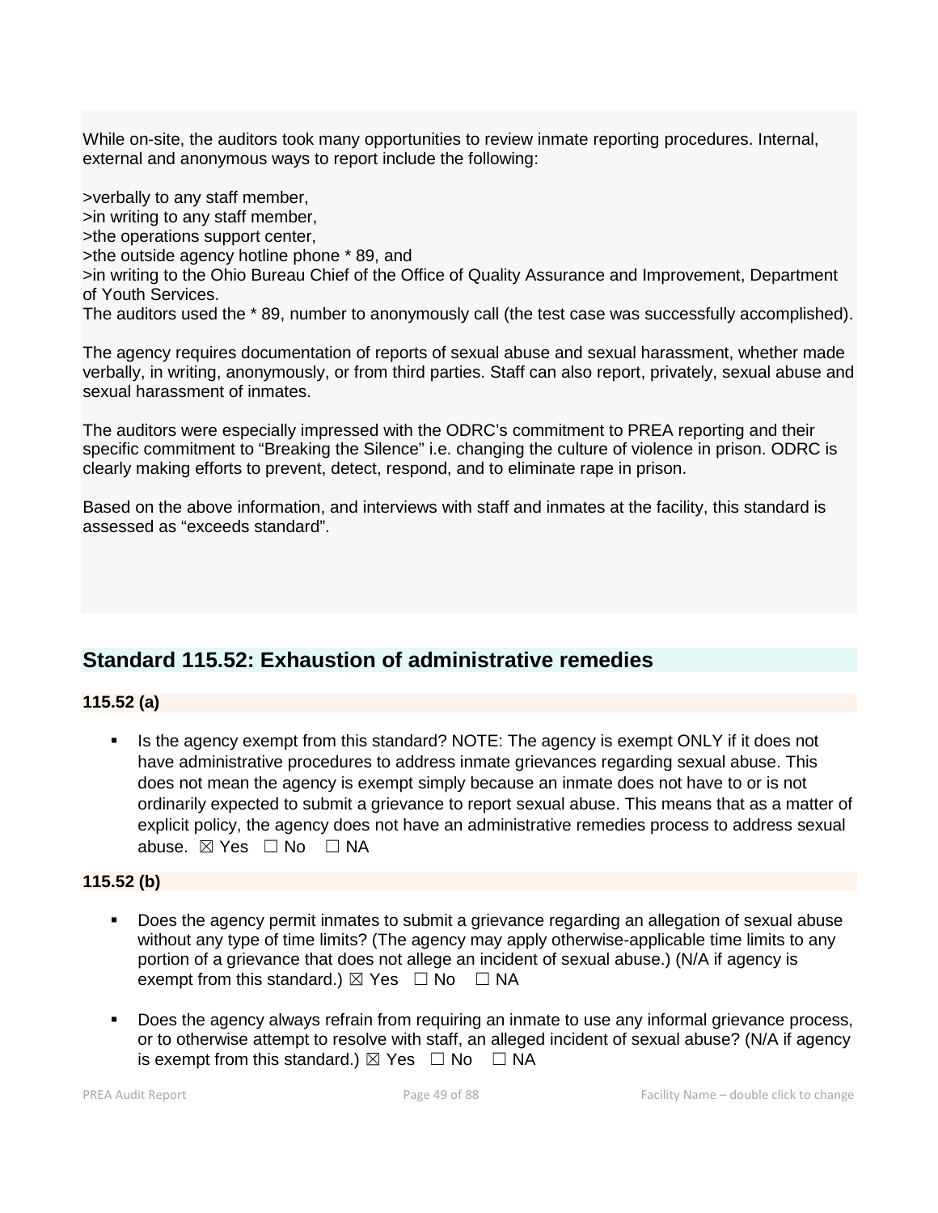While on-site, the auditors took many opportunities to review inmate reporting procedures. Internal, external and anonymous ways to report include the following:

>verbally to any staff member,
>in writing to any staff member,
>the operations support center,
>the outside agency hotline phone * 89, and
>in writing to the Ohio Bureau Chief of the Office of Quality Assurance and Improvement, Department of Youth Services.
The auditors used the * 89, number to anonymously call (the test case was successfully accomplished).

The agency requires documentation of reports of sexual abuse and sexual harassment, whether made verbally, in writing, anonymously, or from third parties. Staff can also report, privately, sexual abuse and sexual harassment of inmates.

The auditors were especially impressed with the ODRC's commitment to PREA reporting and their specific commitment to "Breaking the Silence" i.e. changing the culture of violence in prison. ODRC is clearly making efforts to prevent, detect, respond, and to eliminate rape in prison.

Based on the above information, and interviews with staff and inmates at the facility, this standard is assessed as "exceeds standard".

## Standard 115.52: Exhaustion of administrative remedies

**115.52 (a)**

- Is the agency exempt from this standard? NOTE: The agency is exempt ONLY if it does not have administrative procedures to address inmate grievances regarding sexual abuse. This does not mean the agency is exempt simply because an inmate does not have to or is not ordinarily expected to submit a grievance to report sexual abuse. This means that as a matter of explicit policy, the agency does not have an administrative remedies process to address sexual abuse. ☒ Yes ☐ No ☐ NA

**115.52 (b)**

- Does the agency permit inmates to submit a grievance regarding an allegation of sexual abuse without any type of time limits? (The agency may apply otherwise-applicable time limits to any portion of a grievance that does not allege an incident of sexual abuse.) (N/A if agency is exempt from this standard.) ☒ Yes ☐ No ☐ NA

- Does the agency always refrain from requiring an inmate to use any informal grievance process, or to otherwise attempt to resolve with staff, an alleged incident of sexual abuse? (N/A if agency is exempt from this standard.) ☒ Yes ☐ No ☐ NA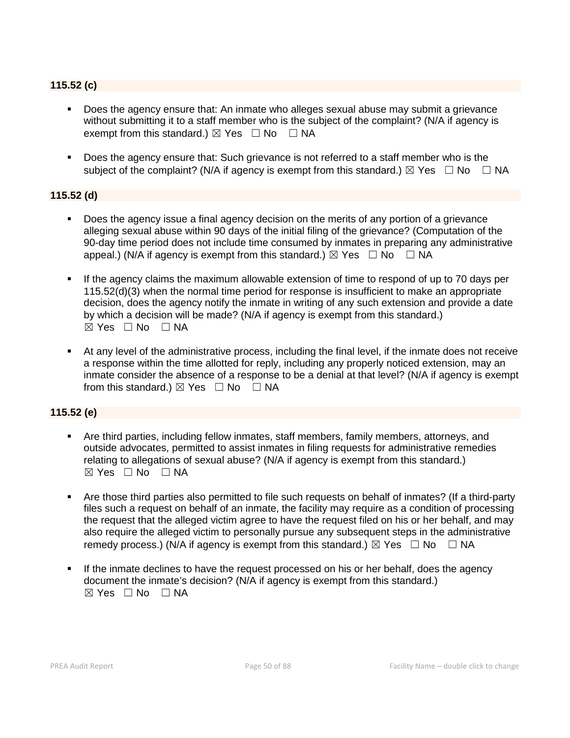**115.52 (c)**

- Does the agency ensure that: An inmate who alleges sexual abuse may submit a grievance without submitting it to a staff member who is the subject of the complaint? (N/A if agency is exempt from this standard.) ☒ Yes ☐ No ☐ NA

- Does the agency ensure that: Such grievance is not referred to a staff member who is the subject of the complaint? (N/A if agency is exempt from this standard.) ☒ Yes ☐ No ☐ NA

**115.52 (d)**

- Does the agency issue a final agency decision on the merits of any portion of a grievance alleging sexual abuse within 90 days of the initial filing of the grievance? (Computation of the 90-day time period does not include time consumed by inmates in preparing any administrative appeal.) (N/A if agency is exempt from this standard.) ☒ Yes ☐ No ☐ NA

- If the agency claims the maximum allowable extension of time to respond of up to 70 days per 115.52(d)(3) when the normal time period for response is insufficient to make an appropriate decision, does the agency notify the inmate in writing of any such extension and provide a date by which a decision will be made? (N/A if agency is exempt from this standard.) ☒ Yes ☐ No ☐ NA

- At any level of the administrative process, including the final level, if the inmate does not receive a response within the time allotted for reply, including any properly noticed extension, may an inmate consider the absence of a response to be a denial at that level? (N/A if agency is exempt from this standard.) ☒ Yes ☐ No ☐ NA

**115.52 (e)**

- Are third parties, including fellow inmates, staff members, family members, attorneys, and outside advocates, permitted to assist inmates in filing requests for administrative remedies relating to allegations of sexual abuse? (N/A if agency is exempt from this standard.) ☒ Yes ☐ No ☐ NA

- Are those third parties also permitted to file such requests on behalf of inmates? (If a third-party files such a request on behalf of an inmate, the facility may require as a condition of processing the request that the alleged victim agree to have the request filed on his or her behalf, and may also require the alleged victim to personally pursue any subsequent steps in the administrative remedy process.) (N/A if agency is exempt from this standard.) ☒ Yes ☐ No ☐ NA

- If the inmate declines to have the request processed on his or her behalf, does the agency document the inmate's decision? (N/A if agency is exempt from this standard.) ☒ Yes ☐ No ☐ NA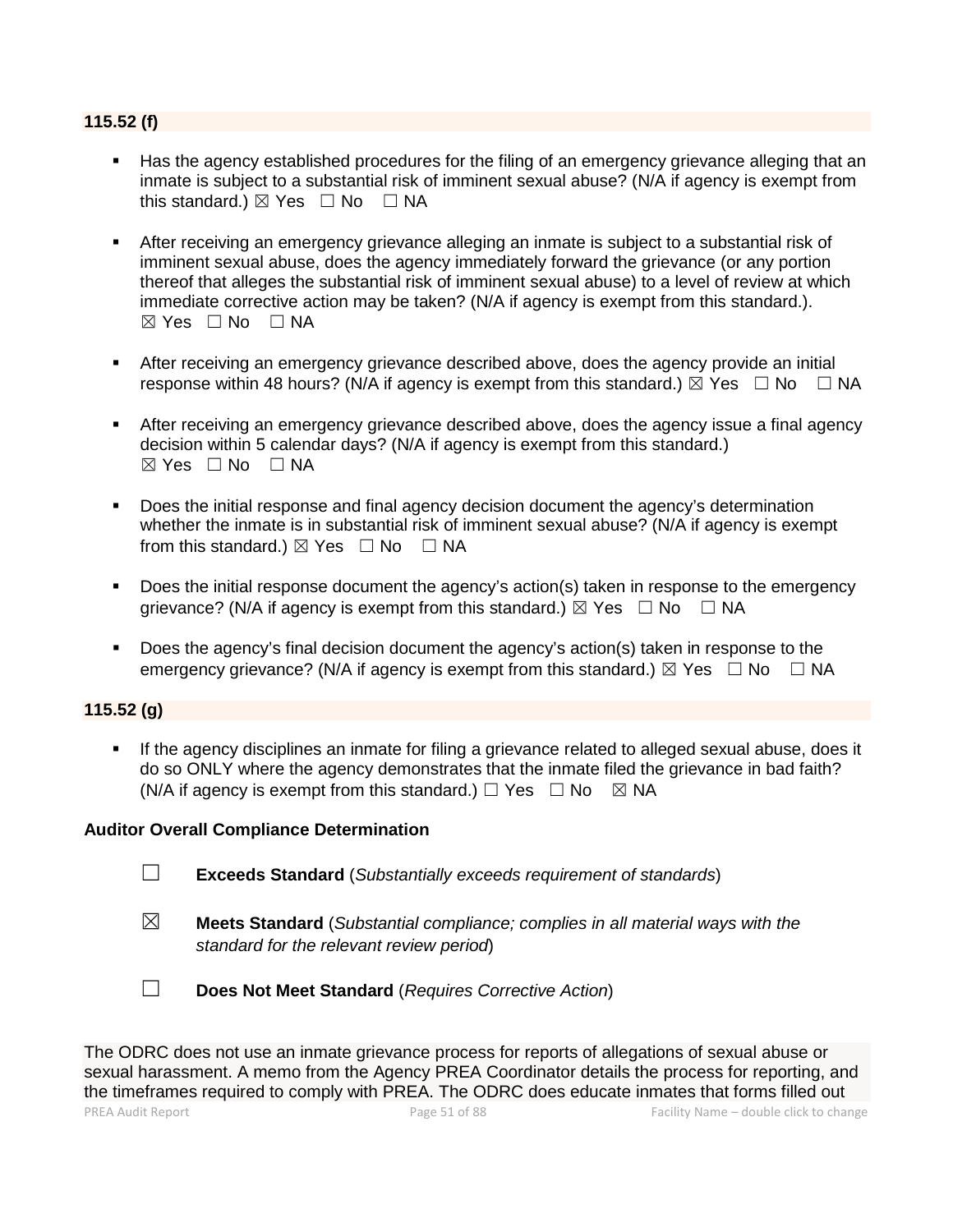**115.52 (f)**

- Has the agency established procedures for the filing of an emergency grievance alleging that an inmate is subject to a substantial risk of imminent sexual abuse? (N/A if agency is exempt from this standard.) ☒ Yes ☐ No ☐ NA

- After receiving an emergency grievance alleging an inmate is subject to a substantial risk of imminent sexual abuse, does the agency immediately forward the grievance (or any portion thereof that alleges the substantial risk of imminent sexual abuse) to a level of review at which immediate corrective action may be taken? (N/A if agency is exempt from this standard.). ☒ Yes ☐ No ☐ NA

- After receiving an emergency grievance described above, does the agency provide an initial response within 48 hours? (N/A if agency is exempt from this standard.) ☒ Yes ☐ No ☐ NA

- After receiving an emergency grievance described above, does the agency issue a final agency decision within 5 calendar days? (N/A if agency is exempt from this standard.) ☒ Yes ☐ No ☐ NA

- Does the initial response and final agency decision document the agency's determination whether the inmate is in substantial risk of imminent sexual abuse? (N/A if agency is exempt from this standard.) ☒ Yes ☐ No ☐ NA

- Does the initial response document the agency's action(s) taken in response to the emergency grievance? (N/A if agency is exempt from this standard.) ☒ Yes ☐ No ☐ NA

- Does the agency's final decision document the agency's action(s) taken in response to the emergency grievance? (N/A if agency is exempt from this standard.) ☒ Yes ☐ No ☐ NA

**115.52 (g)**

- If the agency disciplines an inmate for filing a grievance related to alleged sexual abuse, does it do so ONLY where the agency demonstrates that the inmate filed the grievance in bad faith? (N/A if agency is exempt from this standard.) ☐ Yes ☐ No ☒ NA

**Auditor Overall Compliance Determination**

☐ **Exceeds Standard** (*Substantially exceeds requirement of standards*)

☒ **Meets Standard** (*Substantial compliance; complies in all material ways with the standard for the relevant review period*)

☐ **Does Not Meet Standard** (*Requires Corrective Action*)

The ODRC does not use an inmate grievance process for reports of allegations of sexual abuse or sexual harassment. A memo from the Agency PREA Coordinator details the process for reporting, and the timeframes required to comply with PREA. The ODRC does educate inmates that forms filled out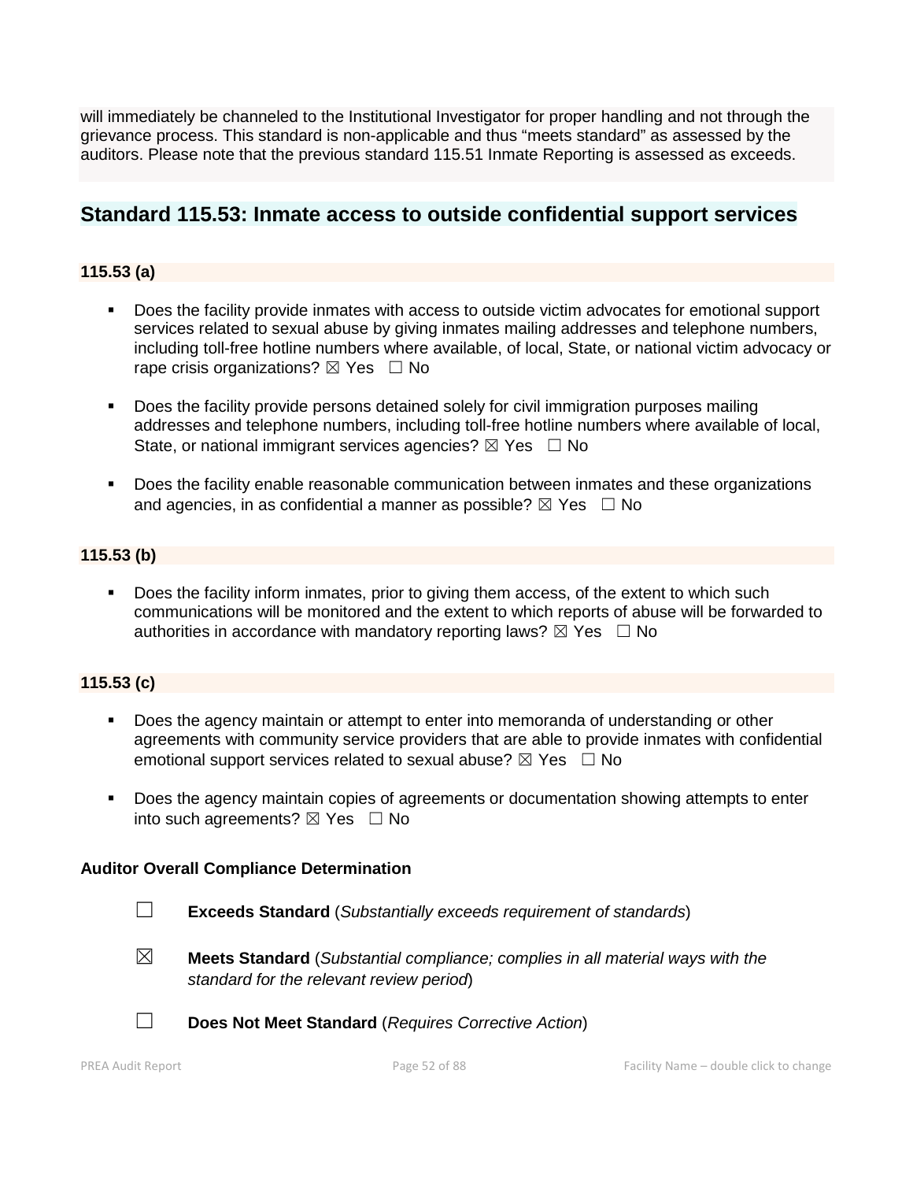will immediately be channeled to the Institutional Investigator for proper handling and not through the grievance process. This standard is non-applicable and thus "meets standard" as assessed by the auditors. Please note that the previous standard 115.51 Inmate Reporting is assessed as exceeds.

## Standard 115.53: Inmate access to outside confidential support services

### 115.53 (a)

- Does the facility provide inmates with access to outside victim advocates for emotional support services related to sexual abuse by giving inmates mailing addresses and telephone numbers, including toll-free hotline numbers where available, of local, State, or national victim advocacy or rape crisis organizations? ☒ Yes ☐ No
- Does the facility provide persons detained solely for civil immigration purposes mailing addresses and telephone numbers, including toll-free hotline numbers where available of local, State, or national immigrant services agencies? ☒ Yes ☐ No
- Does the facility enable reasonable communication between inmates and these organizations and agencies, in as confidential a manner as possible? ☒ Yes ☐ No

### 115.53 (b)

- Does the facility inform inmates, prior to giving them access, of the extent to which such communications will be monitored and the extent to which reports of abuse will be forwarded to authorities in accordance with mandatory reporting laws? ☒ Yes ☐ No

### 115.53 (c)

- Does the agency maintain or attempt to enter into memoranda of understanding or other agreements with community service providers that are able to provide inmates with confidential emotional support services related to sexual abuse? ☒ Yes ☐ No
- Does the agency maintain copies of agreements or documentation showing attempts to enter into such agreements? ☒ Yes ☐ No

**Auditor Overall Compliance Determination**

☐ **Exceeds Standard** (*Substantially exceeds requirement of standards*)

☒ **Meets Standard** (*Substantial compliance; complies in all material ways with the standard for the relevant review period*)

☐ **Does Not Meet Standard** (*Requires Corrective Action*)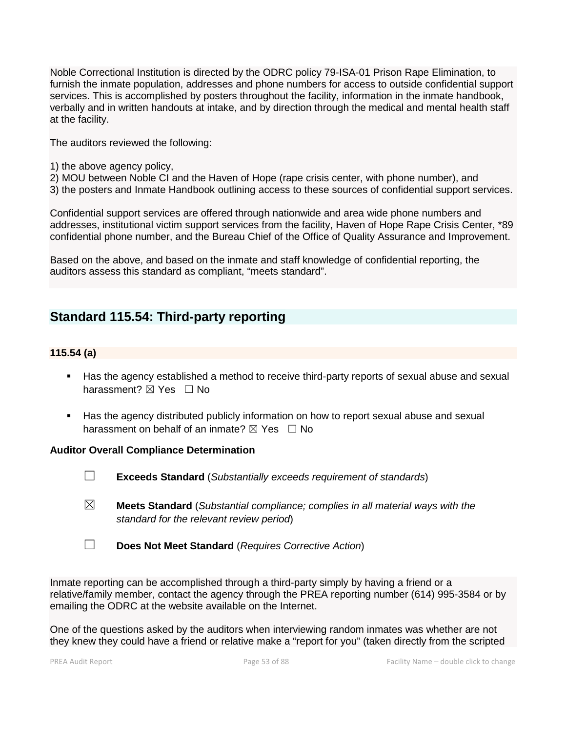Noble Correctional Institution is directed by the ODRC policy 79-ISA-01 Prison Rape Elimination, to furnish the inmate population, addresses and phone numbers for access to outside confidential support services. This is accomplished by posters throughout the facility, information in the inmate handbook, verbally and in written handouts at intake, and by direction through the medical and mental health staff at the facility.

The auditors reviewed the following:

1) the above agency policy,
2) MOU between Noble CI and the Haven of Hope (rape crisis center, with phone number), and
3) the posters and Inmate Handbook outlining access to these sources of confidential support services.

Confidential support services are offered through nationwide and area wide phone numbers and addresses, institutional victim support services from the facility, Haven of Hope Rape Crisis Center, *89 confidential phone number, and the Bureau Chief of the Office of Quality Assurance and Improvement.

Based on the above, and based on the inmate and staff knowledge of confidential reporting, the auditors assess this standard as compliant, "meets standard".

## Standard 115.54: Third-party reporting

**115.54 (a)**

- Has the agency established a method to receive third-party reports of sexual abuse and sexual harassment? ☒ Yes ☐ No
- Has the agency distributed publicly information on how to report sexual abuse and sexual harassment on behalf of an inmate? ☒ Yes ☐ No

**Auditor Overall Compliance Determination**

☐ **Exceeds Standard** (*Substantially exceeds requirement of standards*)

☒ **Meets Standard** (*Substantial compliance; complies in all material ways with the standard for the relevant review period*)

☐ **Does Not Meet Standard** (*Requires Corrective Action*)

Inmate reporting can be accomplished through a third-party simply by having a friend or a relative/family member, contact the agency through the PREA reporting number (614) 995-3584 or by emailing the ODRC at the website available on the Internet.

One of the questions asked by the auditors when interviewing random inmates was whether are not they knew they could have a friend or relative make a "report for you" (taken directly from the scripted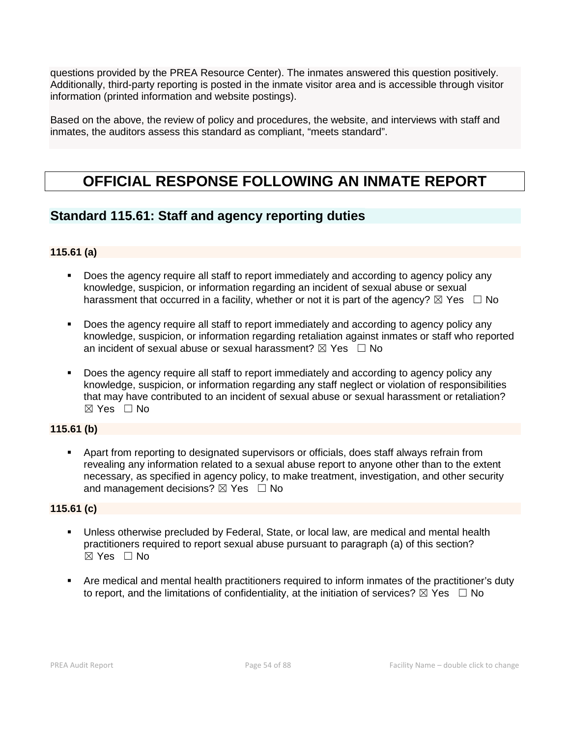questions provided by the PREA Resource Center). The inmates answered this question positively. Additionally, third-party reporting is posted in the inmate visitor area and is accessible through visitor information (printed information and website postings).

Based on the above, the review of policy and procedures, the website, and interviews with staff and inmates, the auditors assess this standard as compliant, “meets standard”.

# OFFICIAL RESPONSE FOLLOWING AN INMATE REPORT

## Standard 115.61: Staff and agency reporting duties

### 115.61 (a)

- Does the agency require all staff to report immediately and according to agency policy any knowledge, suspicion, or information regarding an incident of sexual abuse or sexual harassment that occurred in a facility, whether or not it is part of the agency? ☒ Yes ☐ No
- Does the agency require all staff to report immediately and according to agency policy any knowledge, suspicion, or information regarding retaliation against inmates or staff who reported an incident of sexual abuse or sexual harassment? ☒ Yes ☐ No
- Does the agency require all staff to report immediately and according to agency policy any knowledge, suspicion, or information regarding any staff neglect or violation of responsibilities that may have contributed to an incident of sexual abuse or sexual harassment or retaliation? ☒ Yes ☐ No

### 115.61 (b)

- Apart from reporting to designated supervisors or officials, does staff always refrain from revealing any information related to a sexual abuse report to anyone other than to the extent necessary, as specified in agency policy, to make treatment, investigation, and other security and management decisions? ☒ Yes ☐ No

### 115.61 (c)

- Unless otherwise precluded by Federal, State, or local law, are medical and mental health practitioners required to report sexual abuse pursuant to paragraph (a) of this section? ☒ Yes ☐ No
- Are medical and mental health practitioners required to inform inmates of the practitioner’s duty to report, and the limitations of confidentiality, at the initiation of services? ☒ Yes ☐ No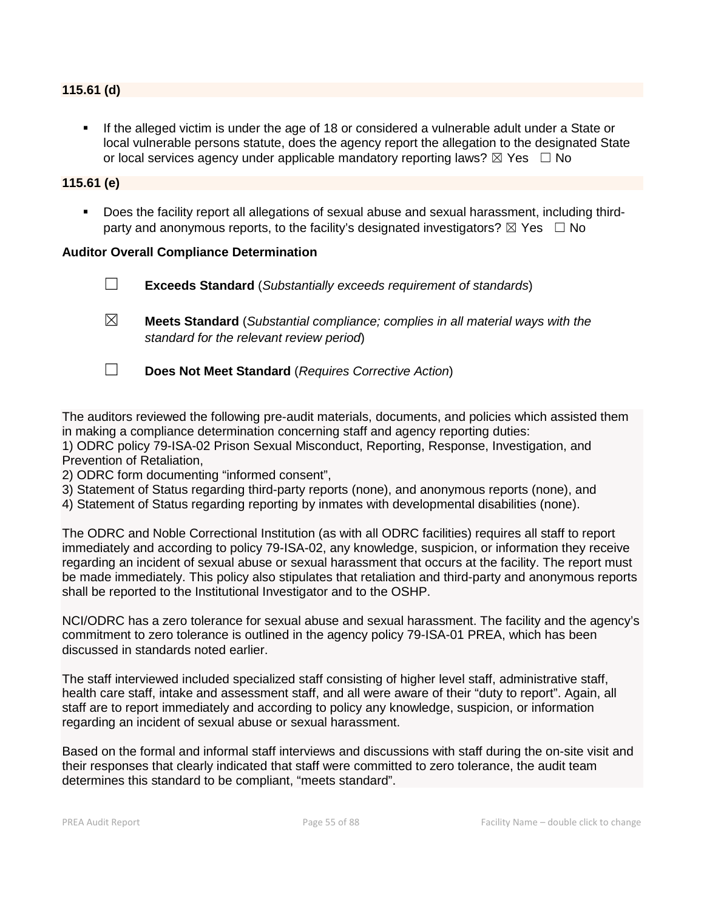**115.61 (d)**

- If the alleged victim is under the age of 18 or considered a vulnerable adult under a State or local vulnerable persons statute, does the agency report the allegation to the designated State or local services agency under applicable mandatory reporting laws? ☒ Yes ☐ No

**115.61 (e)**

- Does the facility report all allegations of sexual abuse and sexual harassment, including third-party and anonymous reports, to the facility's designated investigators? ☒ Yes ☐ No

**Auditor Overall Compliance Determination**

☐ **Exceeds Standard** (*Substantially exceeds requirement of standards*)

☒ **Meets Standard** (*Substantial compliance; complies in all material ways with the standard for the relevant review period*)

☐ **Does Not Meet Standard** (*Requires Corrective Action*)

The auditors reviewed the following pre-audit materials, documents, and policies which assisted them in making a compliance determination concerning staff and agency reporting duties:
1) ODRC policy 79-ISA-02 Prison Sexual Misconduct, Reporting, Response, Investigation, and Prevention of Retaliation,
2) ODRC form documenting "informed consent",
3) Statement of Status regarding third-party reports (none), and anonymous reports (none), and
4) Statement of Status regarding reporting by inmates with developmental disabilities (none).

The ODRC and Noble Correctional Institution (as with all ODRC facilities) requires all staff to report immediately and according to policy 79-ISA-02, any knowledge, suspicion, or information they receive regarding an incident of sexual abuse or sexual harassment that occurs at the facility. The report must be made immediately. This policy also stipulates that retaliation and third-party and anonymous reports shall be reported to the Institutional Investigator and to the OSHP.

NCI/ODRC has a zero tolerance for sexual abuse and sexual harassment. The facility and the agency's commitment to zero tolerance is outlined in the agency policy 79-ISA-01 PREA, which has been discussed in standards noted earlier.

The staff interviewed included specialized staff consisting of higher level staff, administrative staff, health care staff, intake and assessment staff, and all were aware of their "duty to report". Again, all staff are to report immediately and according to policy any knowledge, suspicion, or information regarding an incident of sexual abuse or sexual harassment.

Based on the formal and informal staff interviews and discussions with staff during the on-site visit and their responses that clearly indicated that staff were committed to zero tolerance, the audit team determines this standard to be compliant, "meets standard".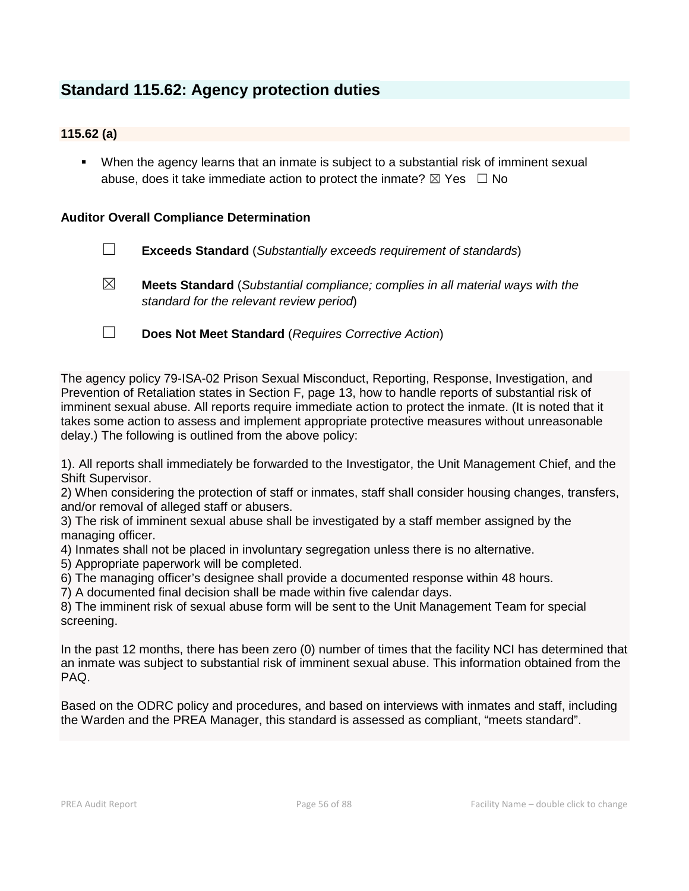## Standard 115.62: Agency protection duties

### 115.62 (a)

- When the agency learns that an inmate is subject to a substantial risk of imminent sexual abuse, does it take immediate action to protect the inmate? ☒ Yes ☐ No

**Auditor Overall Compliance Determination**

☐ **Exceeds Standard** (*Substantially exceeds requirement of standards*)

☒ **Meets Standard** (*Substantial compliance; complies in all material ways with the standard for the relevant review period*)

☐ **Does Not Meet Standard** (*Requires Corrective Action*)

The agency policy 79-ISA-02 Prison Sexual Misconduct, Reporting, Response, Investigation, and Prevention of Retaliation states in Section F, page 13, how to handle reports of substantial risk of imminent sexual abuse. All reports require immediate action to protect the inmate. (It is noted that it takes some action to assess and implement appropriate protective measures without unreasonable delay.) The following is outlined from the above policy:

1). All reports shall immediately be forwarded to the Investigator, the Unit Management Chief, and the Shift Supervisor.
2) When considering the protection of staff or inmates, staff shall consider housing changes, transfers, and/or removal of alleged staff or abusers.
3) The risk of imminent sexual abuse shall be investigated by a staff member assigned by the managing officer.
4) Inmates shall not be placed in involuntary segregation unless there is no alternative.
5) Appropriate paperwork will be completed.
6) The managing officer's designee shall provide a documented response within 48 hours.
7) A documented final decision shall be made within five calendar days.
8) The imminent risk of sexual abuse form will be sent to the Unit Management Team for special screening.

In the past 12 months, there has been zero (0) number of times that the facility NCI has determined that an inmate was subject to substantial risk of imminent sexual abuse. This information obtained from the PAQ.

Based on the ODRC policy and procedures, and based on interviews with inmates and staff, including the Warden and the PREA Manager, this standard is assessed as compliant, "meets standard".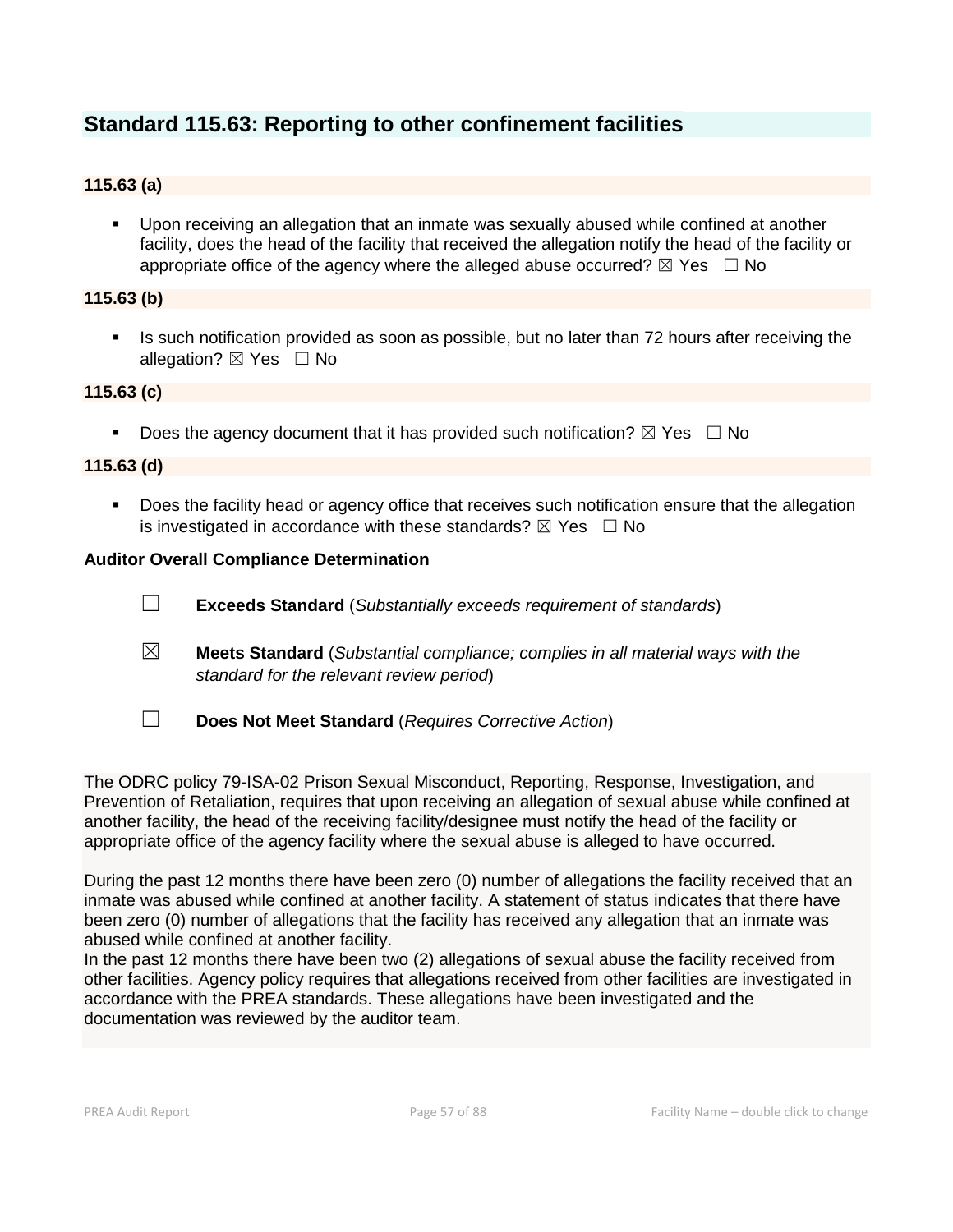## Standard 115.63: Reporting to other confinement facilities

### 115.63 (a)

- Upon receiving an allegation that an inmate was sexually abused while confined at another facility, does the head of the facility that received the allegation notify the head of the facility or appropriate office of the agency where the alleged abuse occurred? ☒ Yes ☐ No

### 115.63 (b)

- Is such notification provided as soon as possible, but no later than 72 hours after receiving the allegation? ☒ Yes ☐ No

### 115.63 (c)

- Does the agency document that it has provided such notification? ☒ Yes ☐ No

### 115.63 (d)

- Does the facility head or agency office that receives such notification ensure that the allegation is investigated in accordance with these standards? ☒ Yes ☐ No

**Auditor Overall Compliance Determination**

☐ **Exceeds Standard** (*Substantially exceeds requirement of standards*)

☒ **Meets Standard** (*Substantial compliance; complies in all material ways with the standard for the relevant review period*)

☐ **Does Not Meet Standard** (*Requires Corrective Action*)

The ODRC policy 79-ISA-02 Prison Sexual Misconduct, Reporting, Response, Investigation, and Prevention of Retaliation, requires that upon receiving an allegation of sexual abuse while confined at another facility, the head of the receiving facility/designee must notify the head of the facility or appropriate office of the agency facility where the sexual abuse is alleged to have occurred.

During the past 12 months there have been zero (0) number of allegations the facility received that an inmate was abused while confined at another facility. A statement of status indicates that there have been zero (0) number of allegations that the facility has received any allegation that an inmate was abused while confined at another facility.
In the past 12 months there have been two (2) allegations of sexual abuse the facility received from other facilities. Agency policy requires that allegations received from other facilities are investigated in accordance with the PREA standards. These allegations have been investigated and the documentation was reviewed by the auditor team.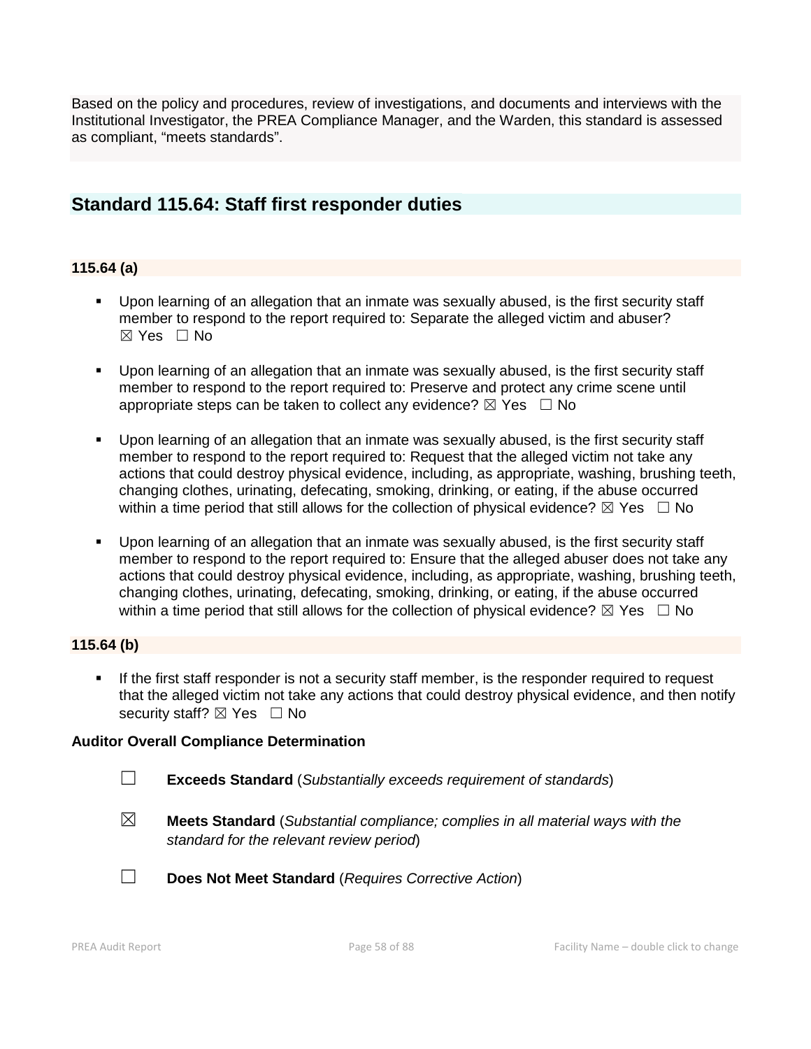Based on the policy and procedures, review of investigations, and documents and interviews with the Institutional Investigator, the PREA Compliance Manager, and the Warden, this standard is assessed as compliant, "meets standards".

## Standard 115.64: Staff first responder duties

### 115.64 (a)

- Upon learning of an allegation that an inmate was sexually abused, is the first security staff member to respond to the report required to: Separate the alleged victim and abuser? ☒ Yes ☐ No
- Upon learning of an allegation that an inmate was sexually abused, is the first security staff member to respond to the report required to: Preserve and protect any crime scene until appropriate steps can be taken to collect any evidence? ☒ Yes ☐ No
- Upon learning of an allegation that an inmate was sexually abused, is the first security staff member to respond to the report required to: Request that the alleged victim not take any actions that could destroy physical evidence, including, as appropriate, washing, brushing teeth, changing clothes, urinating, defecating, smoking, drinking, or eating, if the abuse occurred within a time period that still allows for the collection of physical evidence? ☒ Yes ☐ No
- Upon learning of an allegation that an inmate was sexually abused, is the first security staff member to respond to the report required to: Ensure that the alleged abuser does not take any actions that could destroy physical evidence, including, as appropriate, washing, brushing teeth, changing clothes, urinating, defecating, smoking, drinking, or eating, if the abuse occurred within a time period that still allows for the collection of physical evidence? ☒ Yes ☐ No

### 115.64 (b)

- If the first staff responder is not a security staff member, is the responder required to request that the alleged victim not take any actions that could destroy physical evidence, and then notify security staff? ☒ Yes ☐ No

**Auditor Overall Compliance Determination**

☐ **Exceeds Standard** (*Substantially exceeds requirement of standards*)

☒ **Meets Standard** (*Substantial compliance; complies in all material ways with the standard for the relevant review period*)

☐ **Does Not Meet Standard** (*Requires Corrective Action*)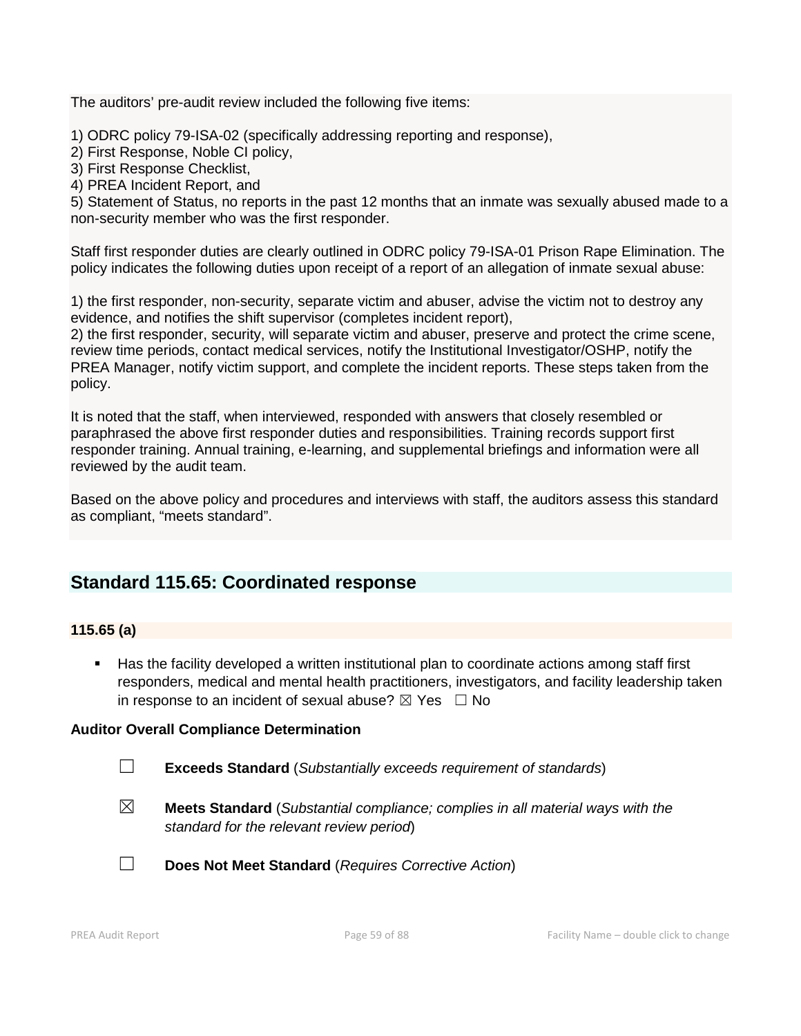The auditors' pre-audit review included the following five items:

1) ODRC policy 79-ISA-02 (specifically addressing reporting and response),
2) First Response, Noble CI policy,
3) First Response Checklist,
4) PREA Incident Report, and
5) Statement of Status, no reports in the past 12 months that an inmate was sexually abused made to a non-security member who was the first responder.

Staff first responder duties are clearly outlined in ODRC policy 79-ISA-01 Prison Rape Elimination. The policy indicates the following duties upon receipt of a report of an allegation of inmate sexual abuse:

1) the first responder, non-security, separate victim and abuser, advise the victim not to destroy any evidence, and notifies the shift supervisor (completes incident report),
2) the first responder, security, will separate victim and abuser, preserve and protect the crime scene, review time periods, contact medical services, notify the Institutional Investigator/OSHP, notify the PREA Manager, notify victim support, and complete the incident reports. These steps taken from the policy.

It is noted that the staff, when interviewed, responded with answers that closely resembled or paraphrased the above first responder duties and responsibilities. Training records support first responder training. Annual training, e-learning, and supplemental briefings and information were all reviewed by the audit team.

Based on the above policy and procedures and interviews with staff, the auditors assess this standard as compliant, "meets standard".

## Standard 115.65: Coordinated response

### 115.65 (a)

- Has the facility developed a written institutional plan to coordinate actions among staff first responders, medical and mental health practitioners, investigators, and facility leadership taken in response to an incident of sexual abuse? ☒ Yes ☐ No

**Auditor Overall Compliance Determination**

☐ **Exceeds Standard** (*Substantially exceeds requirement of standards*)

☒ **Meets Standard** (*Substantial compliance; complies in all material ways with the standard for the relevant review period*)

☐ **Does Not Meet Standard** (*Requires Corrective Action*)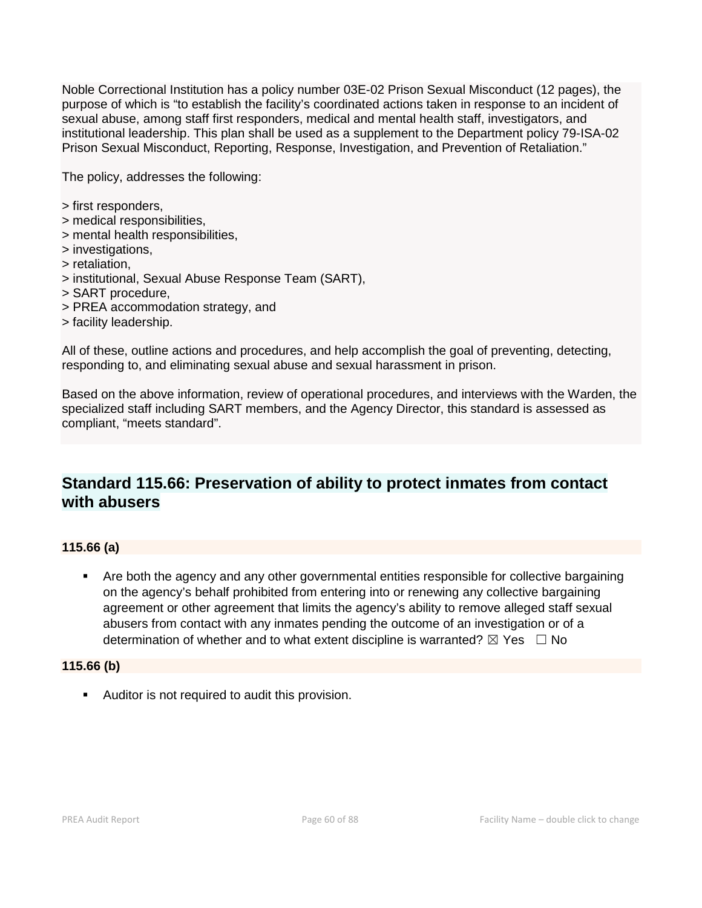Noble Correctional Institution has a policy number 03E-02 Prison Sexual Misconduct (12 pages), the purpose of which is "to establish the facility's coordinated actions taken in response to an incident of sexual abuse, among staff first responders, medical and mental health staff, investigators, and institutional leadership. This plan shall be used as a supplement to the Department policy 79-ISA-02 Prison Sexual Misconduct, Reporting, Response, Investigation, and Prevention of Retaliation."

The policy, addresses the following:

> first responders,
> medical responsibilities,
> mental health responsibilities,
> investigations,
> retaliation,
> institutional, Sexual Abuse Response Team (SART),
> SART procedure,
> PREA accommodation strategy, and
> facility leadership.

All of these, outline actions and procedures, and help accomplish the goal of preventing, detecting, responding to, and eliminating sexual abuse and sexual harassment in prison.

Based on the above information, review of operational procedures, and interviews with the Warden, the specialized staff including SART members, and the Agency Director, this standard is assessed as compliant, "meets standard".

## Standard 115.66: Preservation of ability to protect inmates from contact with abusers

**115.66 (a)**

- Are both the agency and any other governmental entities responsible for collective bargaining on the agency's behalf prohibited from entering into or renewing any collective bargaining agreement or other agreement that limits the agency's ability to remove alleged staff sexual abusers from contact with any inmates pending the outcome of an investigation or of a determination of whether and to what extent discipline is warranted? ☒ Yes ☐ No

**115.66 (b)**

- Auditor is not required to audit this provision.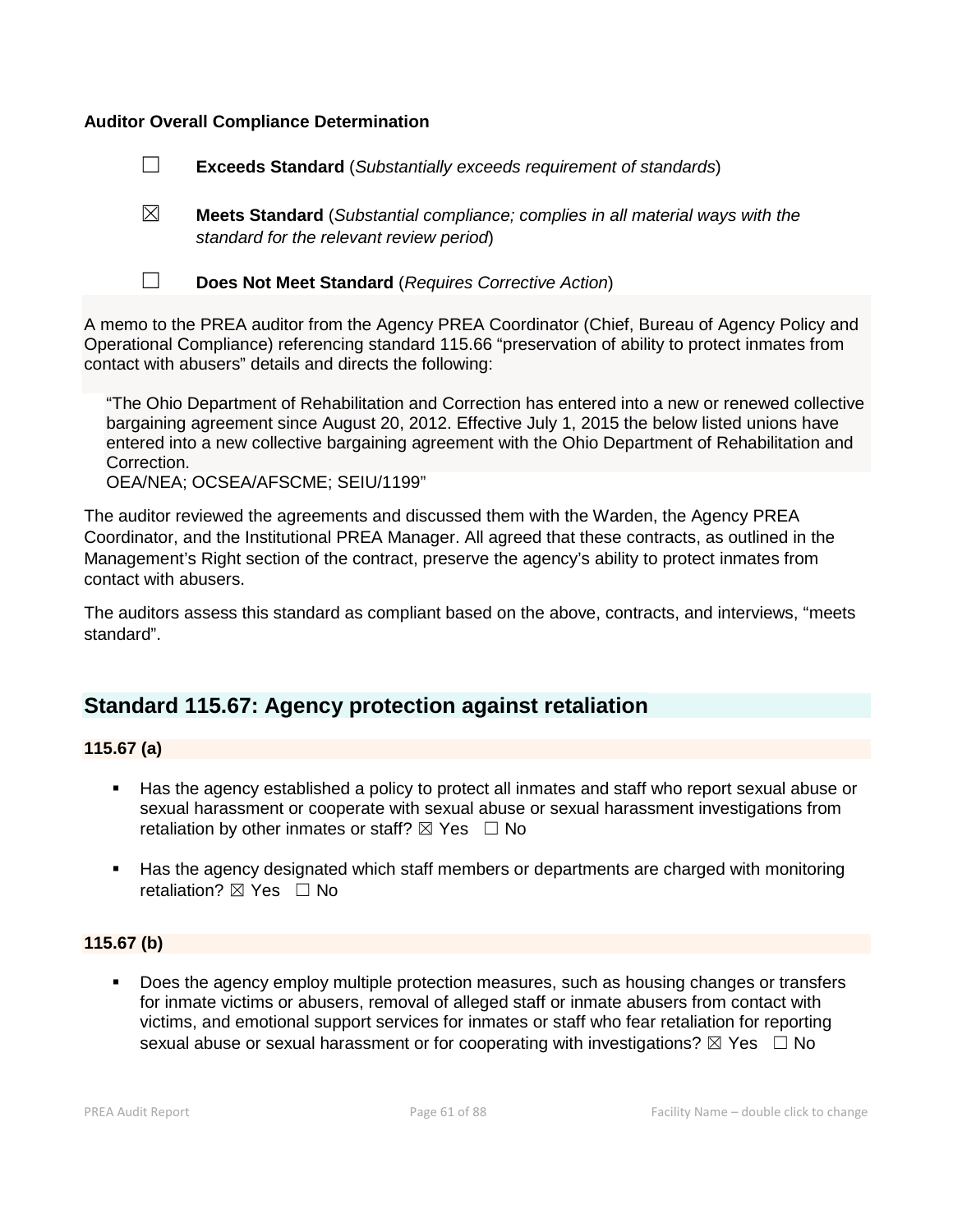**Auditor Overall Compliance Determination**

☐ **Exceeds Standard** (*Substantially exceeds requirement of standards*)

☒ **Meets Standard** (*Substantial compliance; complies in all material ways with the standard for the relevant review period*)

☐ **Does Not Meet Standard** (*Requires Corrective Action*)

A memo to the PREA auditor from the Agency PREA Coordinator (Chief, Bureau of Agency Policy and Operational Compliance) referencing standard 115.66 "preservation of ability to protect inmates from contact with abusers" details and directs the following:

> "The Ohio Department of Rehabilitation and Correction has entered into a new or renewed collective bargaining agreement since August 20, 2012. Effective July 1, 2015 the below listed unions have entered into a new collective bargaining agreement with the Ohio Department of Rehabilitation and Correction.
> OEA/NEA; OCSEA/AFSCME; SEIU/1199"

The auditor reviewed the agreements and discussed them with the Warden, the Agency PREA Coordinator, and the Institutional PREA Manager. All agreed that these contracts, as outlined in the Management's Right section of the contract, preserve the agency's ability to protect inmates from contact with abusers.

The auditors assess this standard as compliant based on the above, contracts, and interviews, "meets standard".

## Standard 115.67: Agency protection against retaliation

**115.67 (a)**

- Has the agency established a policy to protect all inmates and staff who report sexual abuse or sexual harassment or cooperate with sexual abuse or sexual harassment investigations from retaliation by other inmates or staff? ☒ Yes ☐ No
- Has the agency designated which staff members or departments are charged with monitoring retaliation? ☒ Yes ☐ No

**115.67 (b)**

- Does the agency employ multiple protection measures, such as housing changes or transfers for inmate victims or abusers, removal of alleged staff or inmate abusers from contact with victims, and emotional support services for inmates or staff who fear retaliation for reporting sexual abuse or sexual harassment or for cooperating with investigations? ☒ Yes ☐ No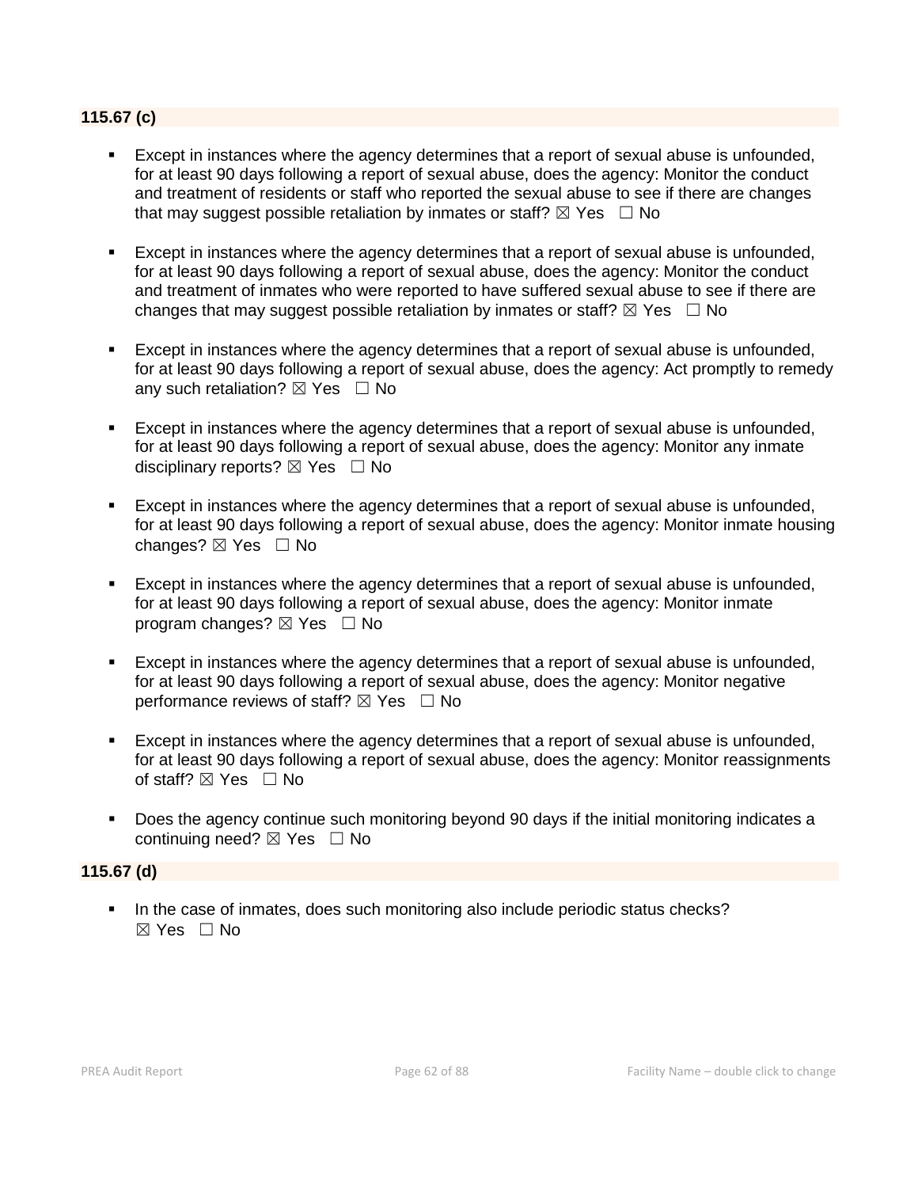**115.67 (c)**

- Except in instances where the agency determines that a report of sexual abuse is unfounded, for at least 90 days following a report of sexual abuse, does the agency: Monitor the conduct and treatment of residents or staff who reported the sexual abuse to see if there are changes that may suggest possible retaliation by inmates or staff? ☒ Yes ☐ No

- Except in instances where the agency determines that a report of sexual abuse is unfounded, for at least 90 days following a report of sexual abuse, does the agency: Monitor the conduct and treatment of inmates who were reported to have suffered sexual abuse to see if there are changes that may suggest possible retaliation by inmates or staff? ☒ Yes ☐ No

- Except in instances where the agency determines that a report of sexual abuse is unfounded, for at least 90 days following a report of sexual abuse, does the agency: Act promptly to remedy any such retaliation? ☒ Yes ☐ No

- Except in instances where the agency determines that a report of sexual abuse is unfounded, for at least 90 days following a report of sexual abuse, does the agency: Monitor any inmate disciplinary reports? ☒ Yes ☐ No

- Except in instances where the agency determines that a report of sexual abuse is unfounded, for at least 90 days following a report of sexual abuse, does the agency: Monitor inmate housing changes? ☒ Yes ☐ No

- Except in instances where the agency determines that a report of sexual abuse is unfounded, for at least 90 days following a report of sexual abuse, does the agency: Monitor inmate program changes? ☒ Yes ☐ No

- Except in instances where the agency determines that a report of sexual abuse is unfounded, for at least 90 days following a report of sexual abuse, does the agency: Monitor negative performance reviews of staff? ☒ Yes ☐ No

- Except in instances where the agency determines that a report of sexual abuse is unfounded, for at least 90 days following a report of sexual abuse, does the agency: Monitor reassignments of staff? ☒ Yes ☐ No

- Does the agency continue such monitoring beyond 90 days if the initial monitoring indicates a continuing need? ☒ Yes ☐ No

**115.67 (d)**

- In the case of inmates, does such monitoring also include periodic status checks? ☒ Yes ☐ No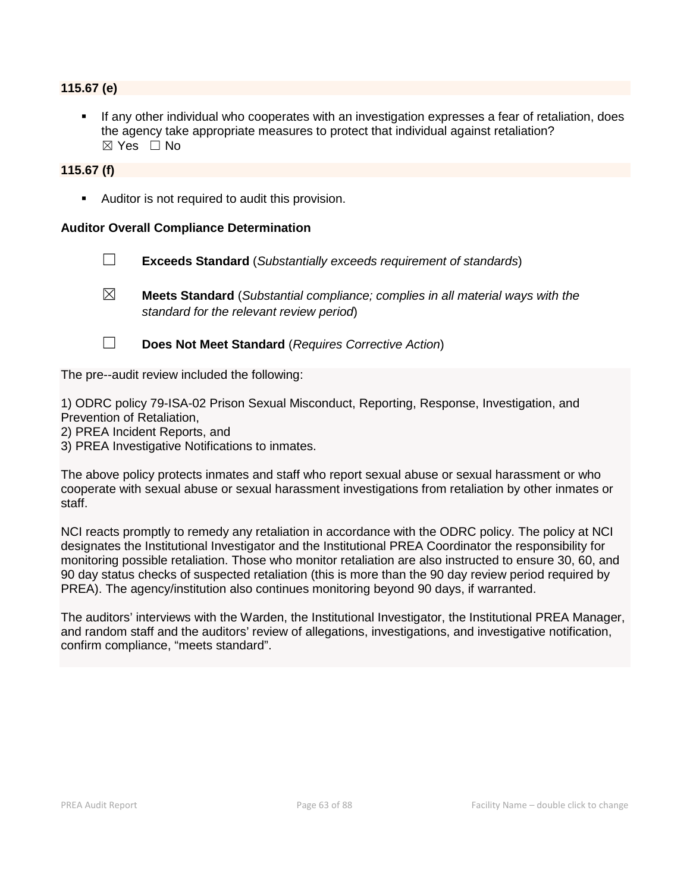**115.67 (e)**

- If any other individual who cooperates with an investigation expresses a fear of retaliation, does the agency take appropriate measures to protect that individual against retaliation?
  ☒ Yes ☐ No

**115.67 (f)**

- Auditor is not required to audit this provision.

**Auditor Overall Compliance Determination**

☐ **Exceeds Standard** (*Substantially exceeds requirement of standards*)

☒ **Meets Standard** (*Substantial compliance; complies in all material ways with the standard for the relevant review period*)

☐ **Does Not Meet Standard** (*Requires Corrective Action*)

The pre--audit review included the following:

1) ODRC policy 79-ISA-02 Prison Sexual Misconduct, Reporting, Response, Investigation, and Prevention of Retaliation,
2) PREA Incident Reports, and
3) PREA Investigative Notifications to inmates.

The above policy protects inmates and staff who report sexual abuse or sexual harassment or who cooperate with sexual abuse or sexual harassment investigations from retaliation by other inmates or staff.

NCI reacts promptly to remedy any retaliation in accordance with the ODRC policy. The policy at NCI designates the Institutional Investigator and the Institutional PREA Coordinator the responsibility for monitoring possible retaliation. Those who monitor retaliation are also instructed to ensure 30, 60, and 90 day status checks of suspected retaliation (this is more than the 90 day review period required by PREA). The agency/institution also continues monitoring beyond 90 days, if warranted.

The auditors' interviews with the Warden, the Institutional Investigator, the Institutional PREA Manager, and random staff and the auditors' review of allegations, investigations, and investigative notification, confirm compliance, "meets standard".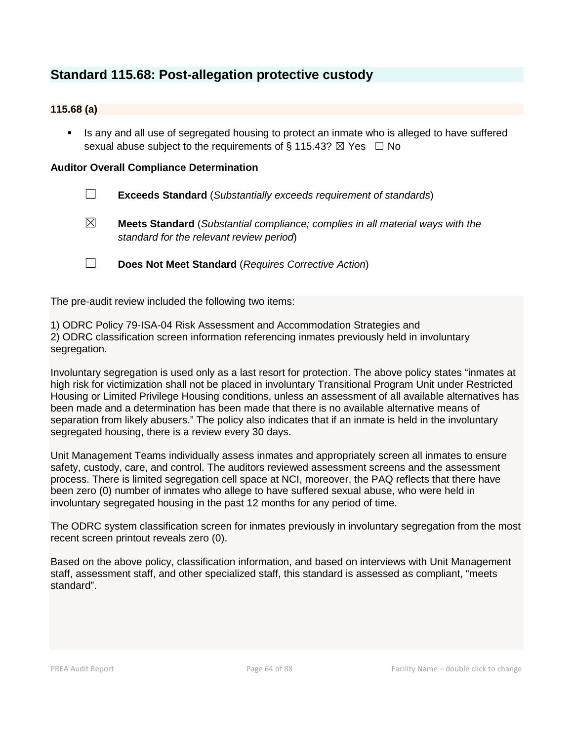## Standard 115.68: Post-allegation protective custody

### 115.68 (a)

- Is any and all use of segregated housing to protect an inmate who is alleged to have suffered sexual abuse subject to the requirements of § 115.43? ☒ Yes ☐ No

**Auditor Overall Compliance Determination**

☐ **Exceeds Standard** (*Substantially exceeds requirement of standards*)

☒ **Meets Standard** (*Substantial compliance; complies in all material ways with the standard for the relevant review period*)

☐ **Does Not Meet Standard** (*Requires Corrective Action*)

The pre-audit review included the following two items:

1) ODRC Policy 79-ISA-04 Risk Assessment and Accommodation Strategies and
2) ODRC classification screen information referencing inmates previously held in involuntary segregation.

Involuntary segregation is used only as a last resort for protection. The above policy states "inmates at high risk for victimization shall not be placed in involuntary Transitional Program Unit under Restricted Housing or Limited Privilege Housing conditions, unless an assessment of all available alternatives has been made and a determination has been made that there is no available alternative means of separation from likely abusers." The policy also indicates that if an inmate is held in the involuntary segregated housing, there is a review every 30 days.

Unit Management Teams individually assess inmates and appropriately screen all inmates to ensure safety, custody, care, and control. The auditors reviewed assessment screens and the assessment process. There is limited segregation cell space at NCI, moreover, the PAQ reflects that there have been zero (0) number of inmates who allege to have suffered sexual abuse, who were held in involuntary segregated housing in the past 12 months for any period of time.

The ODRC system classification screen for inmates previously in involuntary segregation from the most recent screen printout reveals zero (0).

Based on the above policy, classification information, and based on interviews with Unit Management staff, assessment staff, and other specialized staff, this standard is assessed as compliant, "meets standard".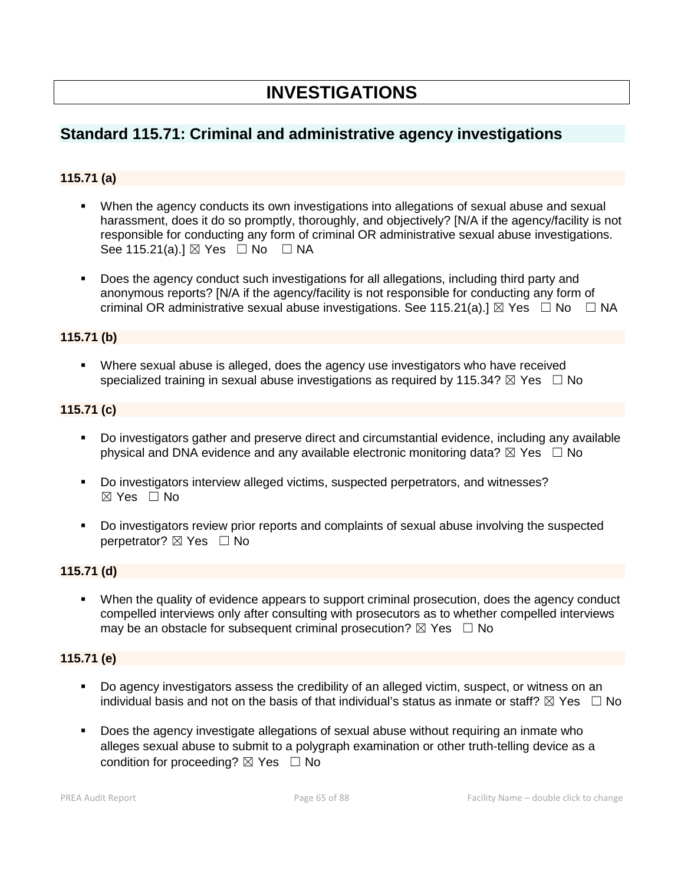# INVESTIGATIONS

## Standard 115.71: Criminal and administrative agency investigations

**115.71 (a)**

- When the agency conducts its own investigations into allegations of sexual abuse and sexual harassment, does it do so promptly, thoroughly, and objectively? [N/A if the agency/facility is not responsible for conducting any form of criminal OR administrative sexual abuse investigations. See 115.21(a).] ☒ Yes ☐ No ☐ NA

- Does the agency conduct such investigations for all allegations, including third party and anonymous reports? [N/A if the agency/facility is not responsible for conducting any form of criminal OR administrative sexual abuse investigations. See 115.21(a).] ☒ Yes ☐ No ☐ NA

**115.71 (b)**

- Where sexual abuse is alleged, does the agency use investigators who have received specialized training in sexual abuse investigations as required by 115.34? ☒ Yes ☐ No

**115.71 (c)**

- Do investigators gather and preserve direct and circumstantial evidence, including any available physical and DNA evidence and any available electronic monitoring data? ☒ Yes ☐ No

- Do investigators interview alleged victims, suspected perpetrators, and witnesses? ☒ Yes ☐ No

- Do investigators review prior reports and complaints of sexual abuse involving the suspected perpetrator? ☒ Yes ☐ No

**115.71 (d)**

- When the quality of evidence appears to support criminal prosecution, does the agency conduct compelled interviews only after consulting with prosecutors as to whether compelled interviews may be an obstacle for subsequent criminal prosecution? ☒ Yes ☐ No

**115.71 (e)**

- Do agency investigators assess the credibility of an alleged victim, suspect, or witness on an individual basis and not on the basis of that individual's status as inmate or staff? ☒ Yes ☐ No

- Does the agency investigate allegations of sexual abuse without requiring an inmate who alleges sexual abuse to submit to a polygraph examination or other truth-telling device as a condition for proceeding? ☒ Yes ☐ No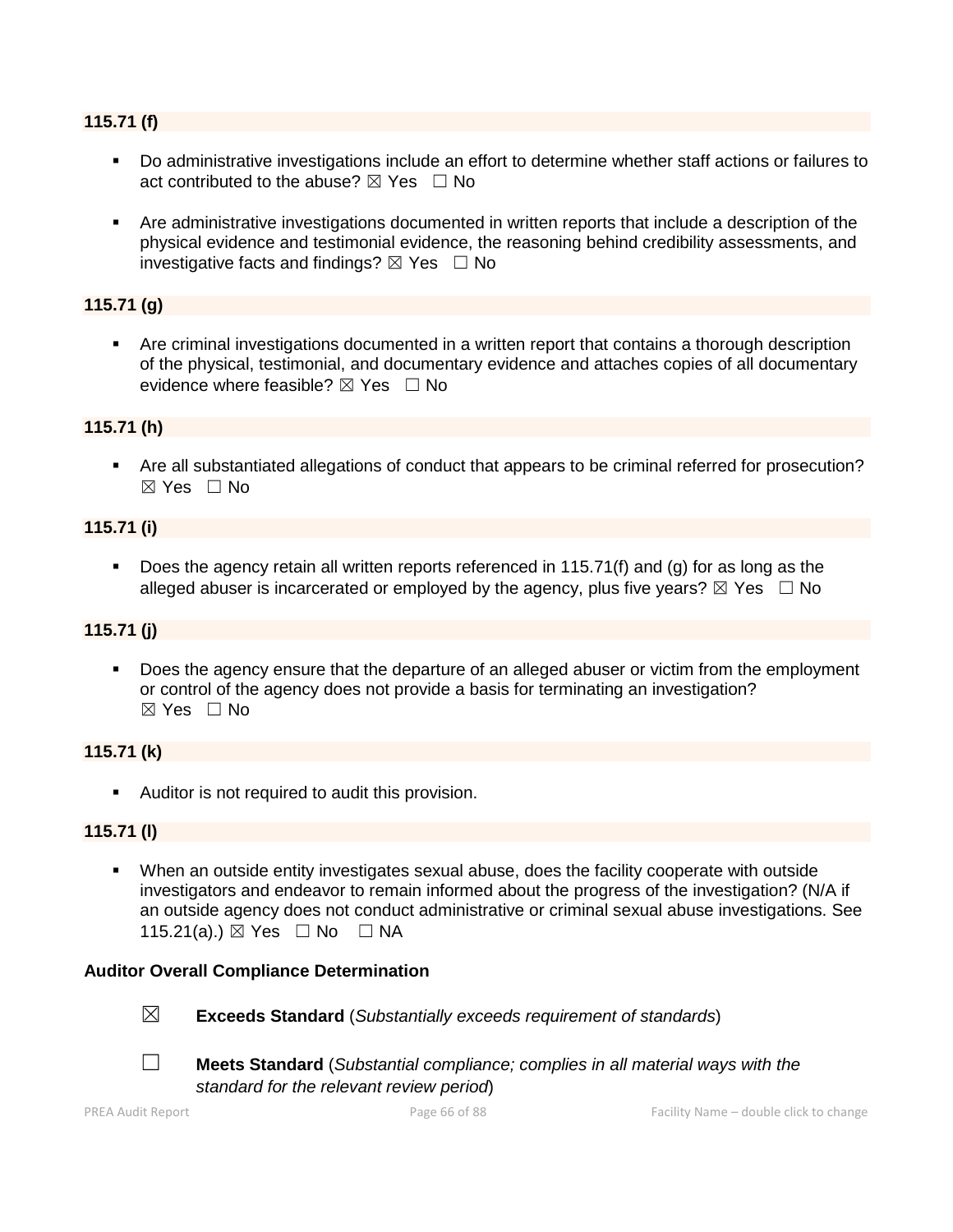**115.71 (f)**

- Do administrative investigations include an effort to determine whether staff actions or failures to act contributed to the abuse? ☒ Yes ☐ No
- Are administrative investigations documented in written reports that include a description of the physical evidence and testimonial evidence, the reasoning behind credibility assessments, and investigative facts and findings? ☒ Yes ☐ No

**115.71 (g)**

- Are criminal investigations documented in a written report that contains a thorough description of the physical, testimonial, and documentary evidence and attaches copies of all documentary evidence where feasible? ☒ Yes ☐ No

**115.71 (h)**

- Are all substantiated allegations of conduct that appears to be criminal referred for prosecution? ☒ Yes ☐ No

**115.71 (i)**

- Does the agency retain all written reports referenced in 115.71(f) and (g) for as long as the alleged abuser is incarcerated or employed by the agency, plus five years? ☒ Yes ☐ No

**115.71 (j)**

- Does the agency ensure that the departure of an alleged abuser or victim from the employment or control of the agency does not provide a basis for terminating an investigation? ☒ Yes ☐ No

**115.71 (k)**

- Auditor is not required to audit this provision.

**115.71 (l)**

- When an outside entity investigates sexual abuse, does the facility cooperate with outside investigators and endeavor to remain informed about the progress of the investigation? (N/A if an outside agency does not conduct administrative or criminal sexual abuse investigations. See 115.21(a).) ☒ Yes ☐ No ☐ NA

**Auditor Overall Compliance Determination**

☒ **Exceeds Standard** (*Substantially exceeds requirement of standards*)

☐ **Meets Standard** (*Substantial compliance; complies in all material ways with the standard for the relevant review period*)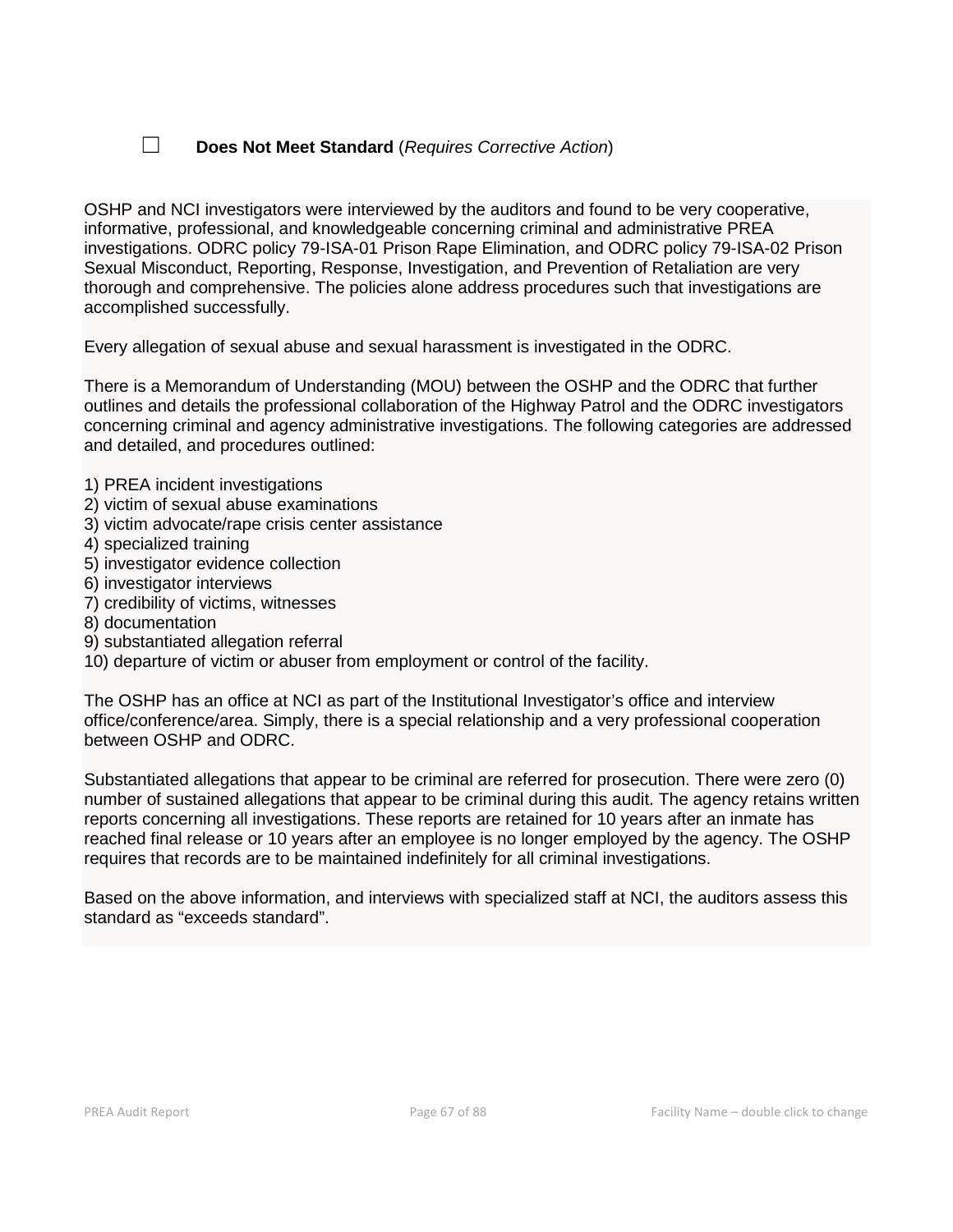☐ **Does Not Meet Standard** (*Requires Corrective Action*)

OSHP and NCI investigators were interviewed by the auditors and found to be very cooperative, informative, professional, and knowledgeable concerning criminal and administrative PREA investigations. ODRC policy 79-ISA-01 Prison Rape Elimination, and ODRC policy 79-ISA-02 Prison Sexual Misconduct, Reporting, Response, Investigation, and Prevention of Retaliation are very thorough and comprehensive. The policies alone address procedures such that investigations are accomplished successfully.

Every allegation of sexual abuse and sexual harassment is investigated in the ODRC.

There is a Memorandum of Understanding (MOU) between the OSHP and the ODRC that further outlines and details the professional collaboration of the Highway Patrol and the ODRC investigators concerning criminal and agency administrative investigations. The following categories are addressed and detailed, and procedures outlined:

1) PREA incident investigations
2) victim of sexual abuse examinations
3) victim advocate/rape crisis center assistance
4) specialized training
5) investigator evidence collection
6) investigator interviews
7) credibility of victims, witnesses
8) documentation
9) substantiated allegation referral
10) departure of victim or abuser from employment or control of the facility.

The OSHP has an office at NCI as part of the Institutional Investigator's office and interview office/conference/area. Simply, there is a special relationship and a very professional cooperation between OSHP and ODRC.

Substantiated allegations that appear to be criminal are referred for prosecution. There were zero (0) number of sustained allegations that appear to be criminal during this audit. The agency retains written reports concerning all investigations. These reports are retained for 10 years after an inmate has reached final release or 10 years after an employee is no longer employed by the agency. The OSHP requires that records are to be maintained indefinitely for all criminal investigations.

Based on the above information, and interviews with specialized staff at NCI, the auditors assess this standard as "exceeds standard".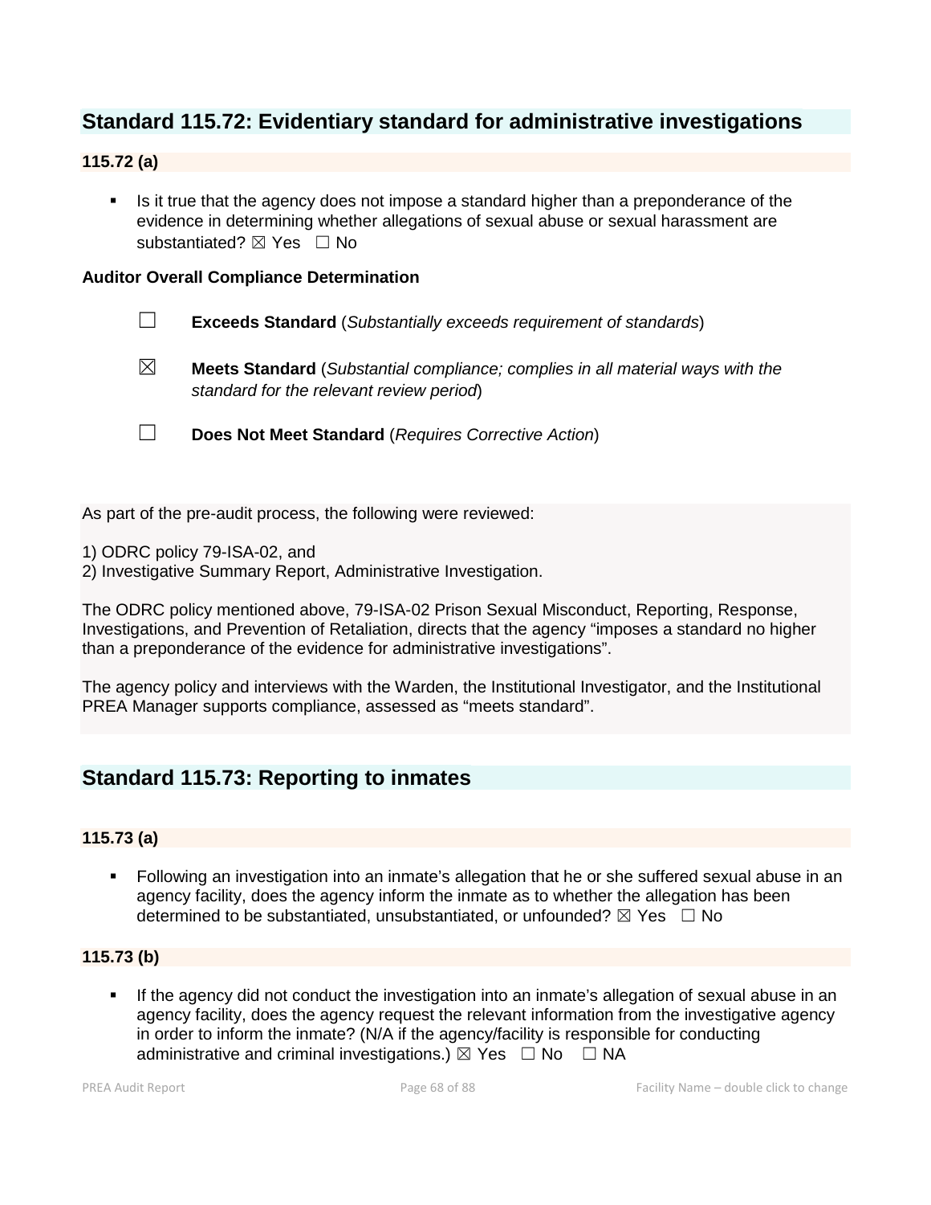## Standard 115.72: Evidentiary standard for administrative investigations

### 115.72 (a)

- Is it true that the agency does not impose a standard higher than a preponderance of the evidence in determining whether allegations of sexual abuse or sexual harassment are substantiated? ☒ Yes ☐ No

**Auditor Overall Compliance Determination**

☐ **Exceeds Standard** (*Substantially exceeds requirement of standards*)

☒ **Meets Standard** (*Substantial compliance; complies in all material ways with the standard for the relevant review period*)

☐ **Does Not Meet Standard** (*Requires Corrective Action*)

As part of the pre-audit process, the following were reviewed:

1) ODRC policy 79-ISA-02, and
2) Investigative Summary Report, Administrative Investigation.

The ODRC policy mentioned above, 79-ISA-02 Prison Sexual Misconduct, Reporting, Response, Investigations, and Prevention of Retaliation, directs that the agency "imposes a standard no higher than a preponderance of the evidence for administrative investigations".

The agency policy and interviews with the Warden, the Institutional Investigator, and the Institutional PREA Manager supports compliance, assessed as "meets standard".

## Standard 115.73: Reporting to inmates

### 115.73 (a)

- Following an investigation into an inmate's allegation that he or she suffered sexual abuse in an agency facility, does the agency inform the inmate as to whether the allegation has been determined to be substantiated, unsubstantiated, or unfounded? ☒ Yes ☐ No

### 115.73 (b)

- If the agency did not conduct the investigation into an inmate's allegation of sexual abuse in an agency facility, does the agency request the relevant information from the investigative agency in order to inform the inmate? (N/A if the agency/facility is responsible for conducting administrative and criminal investigations.) ☒ Yes ☐ No ☐ NA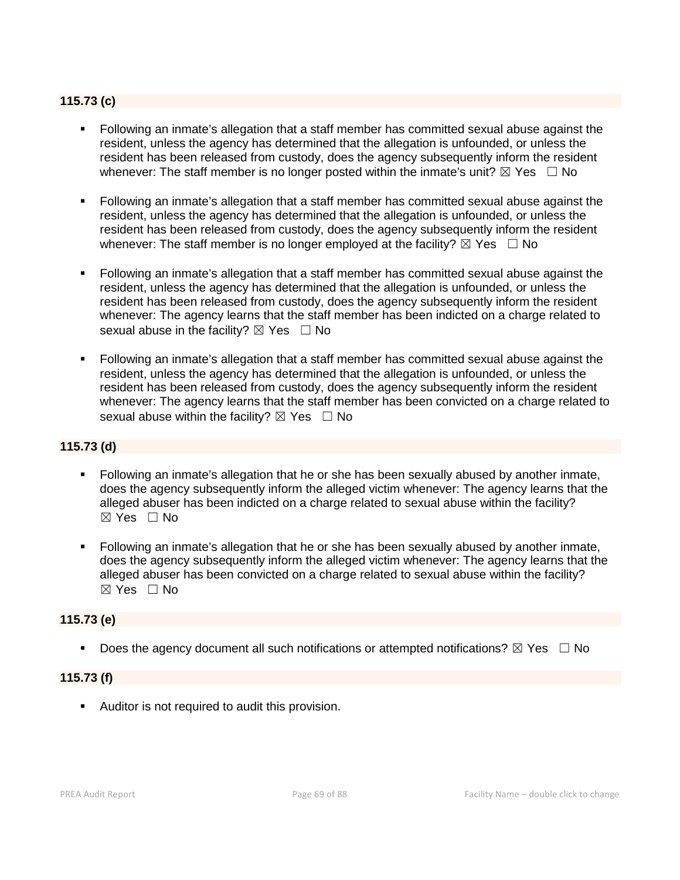**115.73 (c)**

- Following an inmate's allegation that a staff member has committed sexual abuse against the resident, unless the agency has determined that the allegation is unfounded, or unless the resident has been released from custody, does the agency subsequently inform the resident whenever: The staff member is no longer posted within the inmate's unit? ☒ Yes ☐ No

- Following an inmate's allegation that a staff member has committed sexual abuse against the resident, unless the agency has determined that the allegation is unfounded, or unless the resident has been released from custody, does the agency subsequently inform the resident whenever: The staff member is no longer employed at the facility? ☒ Yes ☐ No

- Following an inmate's allegation that a staff member has committed sexual abuse against the resident, unless the agency has determined that the allegation is unfounded, or unless the resident has been released from custody, does the agency subsequently inform the resident whenever: The agency learns that the staff member has been indicted on a charge related to sexual abuse in the facility? ☒ Yes ☐ No

- Following an inmate's allegation that a staff member has committed sexual abuse against the resident, unless the agency has determined that the allegation is unfounded, or unless the resident has been released from custody, does the agency subsequently inform the resident whenever: The agency learns that the staff member has been convicted on a charge related to sexual abuse within the facility? ☒ Yes ☐ No

**115.73 (d)**

- Following an inmate's allegation that he or she has been sexually abused by another inmate, does the agency subsequently inform the alleged victim whenever: The agency learns that the alleged abuser has been indicted on a charge related to sexual abuse within the facility? ☒ Yes ☐ No

- Following an inmate's allegation that he or she has been sexually abused by another inmate, does the agency subsequently inform the alleged victim whenever: The agency learns that the alleged abuser has been convicted on a charge related to sexual abuse within the facility? ☒ Yes ☐ No

**115.73 (e)**

- Does the agency document all such notifications or attempted notifications? ☒ Yes ☐ No

**115.73 (f)**

- Auditor is not required to audit this provision.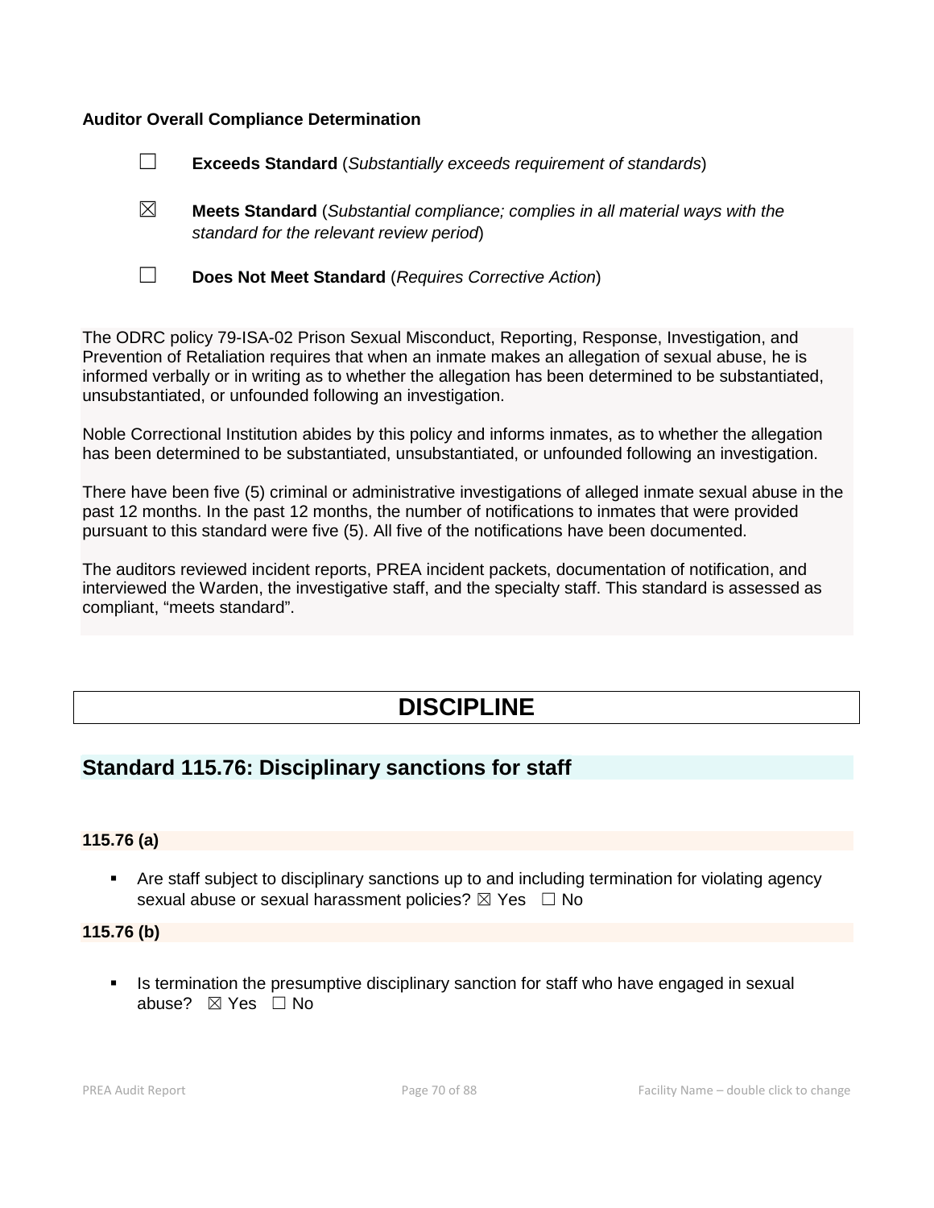**Auditor Overall Compliance Determination**

☐ **Exceeds Standard** (*Substantially exceeds requirement of standards*)

☒ **Meets Standard** (*Substantial compliance; complies in all material ways with the standard for the relevant review period*)

☐ **Does Not Meet Standard** (*Requires Corrective Action*)

The ODRC policy 79-ISA-02 Prison Sexual Misconduct, Reporting, Response, Investigation, and Prevention of Retaliation requires that when an inmate makes an allegation of sexual abuse, he is informed verbally or in writing as to whether the allegation has been determined to be substantiated, unsubstantiated, or unfounded following an investigation.

Noble Correctional Institution abides by this policy and informs inmates, as to whether the allegation has been determined to be substantiated, unsubstantiated, or unfounded following an investigation.

There have been five (5) criminal or administrative investigations of alleged inmate sexual abuse in the past 12 months. In the past 12 months, the number of notifications to inmates that were provided pursuant to this standard were five (5). All five of the notifications have been documented.

The auditors reviewed incident reports, PREA incident packets, documentation of notification, and interviewed the Warden, the investigative staff, and the specialty staff. This standard is assessed as compliant, "meets standard".

# DISCIPLINE

## Standard 115.76: Disciplinary sanctions for staff

**115.76 (a)**

- Are staff subject to disciplinary sanctions up to and including termination for violating agency sexual abuse or sexual harassment policies? ☒ Yes ☐ No

**115.76 (b)**

- Is termination the presumptive disciplinary sanction for staff who have engaged in sexual abuse? ☒ Yes ☐ No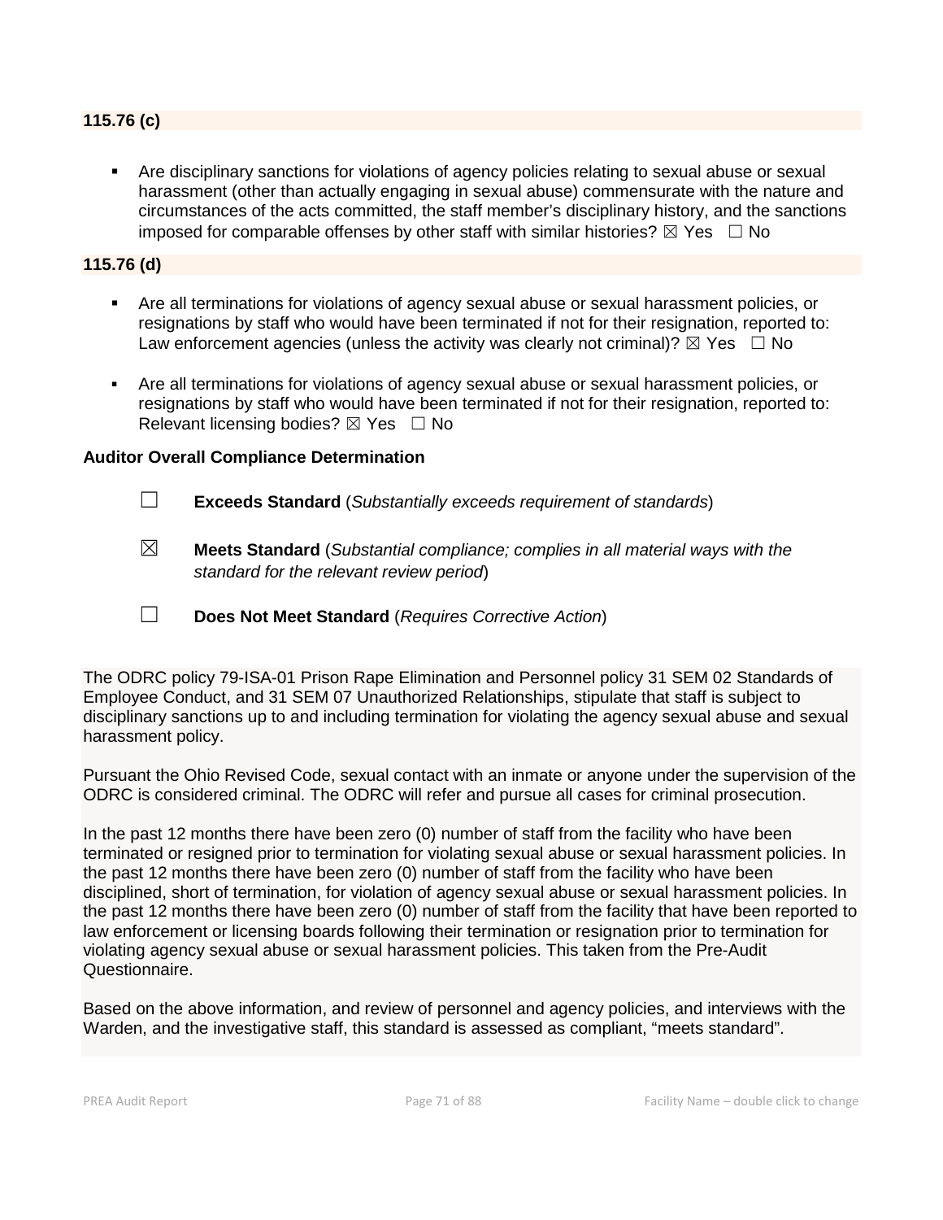### 115.76 (c)

- Are disciplinary sanctions for violations of agency policies relating to sexual abuse or sexual harassment (other than actually engaging in sexual abuse) commensurate with the nature and circumstances of the acts committed, the staff member's disciplinary history, and the sanctions imposed for comparable offenses by other staff with similar histories? ☒ Yes ☐ No

### 115.76 (d)

- Are all terminations for violations of agency sexual abuse or sexual harassment policies, or resignations by staff who would have been terminated if not for their resignation, reported to: Law enforcement agencies (unless the activity was clearly not criminal)? ☒ Yes ☐ No
- Are all terminations for violations of agency sexual abuse or sexual harassment policies, or resignations by staff who would have been terminated if not for their resignation, reported to: Relevant licensing bodies? ☒ Yes ☐ No

**Auditor Overall Compliance Determination**

☐ **Exceeds Standard** (*Substantially exceeds requirement of standards*)

☒ **Meets Standard** (*Substantial compliance; complies in all material ways with the standard for the relevant review period*)

☐ **Does Not Meet Standard** (*Requires Corrective Action*)

The ODRC policy 79-ISA-01 Prison Rape Elimination and Personnel policy 31 SEM 02 Standards of Employee Conduct, and 31 SEM 07 Unauthorized Relationships, stipulate that staff is subject to disciplinary sanctions up to and including termination for violating the agency sexual abuse and sexual harassment policy.

Pursuant the Ohio Revised Code, sexual contact with an inmate or anyone under the supervision of the ODRC is considered criminal. The ODRC will refer and pursue all cases for criminal prosecution.

In the past 12 months there have been zero (0) number of staff from the facility who have been terminated or resigned prior to termination for violating sexual abuse or sexual harassment policies. In the past 12 months there have been zero (0) number of staff from the facility who have been disciplined, short of termination, for violation of agency sexual abuse or sexual harassment policies. In the past 12 months there have been zero (0) number of staff from the facility that have been reported to law enforcement or licensing boards following their termination or resignation prior to termination for violating agency sexual abuse or sexual harassment policies. This taken from the Pre-Audit Questionnaire.

Based on the above information, and review of personnel and agency policies, and interviews with the Warden, and the investigative staff, this standard is assessed as compliant, "meets standard".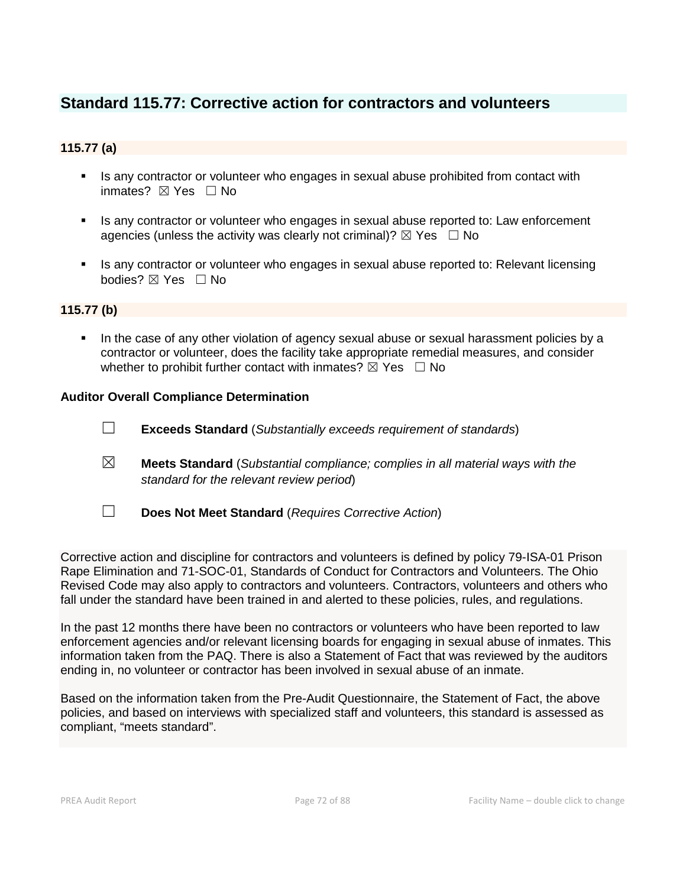## Standard 115.77: Corrective action for contractors and volunteers

### 115.77 (a)

- Is any contractor or volunteer who engages in sexual abuse prohibited from contact with inmates? ☒ Yes ☐ No
- Is any contractor or volunteer who engages in sexual abuse reported to: Law enforcement agencies (unless the activity was clearly not criminal)? ☒ Yes ☐ No
- Is any contractor or volunteer who engages in sexual abuse reported to: Relevant licensing bodies? ☒ Yes ☐ No

### 115.77 (b)

- In the case of any other violation of agency sexual abuse or sexual harassment policies by a contractor or volunteer, does the facility take appropriate remedial measures, and consider whether to prohibit further contact with inmates? ☒ Yes ☐ No

**Auditor Overall Compliance Determination**

☐ **Exceeds Standard** (*Substantially exceeds requirement of standards*)

☒ **Meets Standard** (*Substantial compliance; complies in all material ways with the standard for the relevant review period*)

☐ **Does Not Meet Standard** (*Requires Corrective Action*)

Corrective action and discipline for contractors and volunteers is defined by policy 79-ISA-01 Prison Rape Elimination and 71-SOC-01, Standards of Conduct for Contractors and Volunteers. The Ohio Revised Code may also apply to contractors and volunteers. Contractors, volunteers and others who fall under the standard have been trained in and alerted to these policies, rules, and regulations.

In the past 12 months there have been no contractors or volunteers who have been reported to law enforcement agencies and/or relevant licensing boards for engaging in sexual abuse of inmates. This information taken from the PAQ. There is also a Statement of Fact that was reviewed by the auditors ending in, no volunteer or contractor has been involved in sexual abuse of an inmate.

Based on the information taken from the Pre-Audit Questionnaire, the Statement of Fact, the above policies, and based on interviews with specialized staff and volunteers, this standard is assessed as compliant, "meets standard".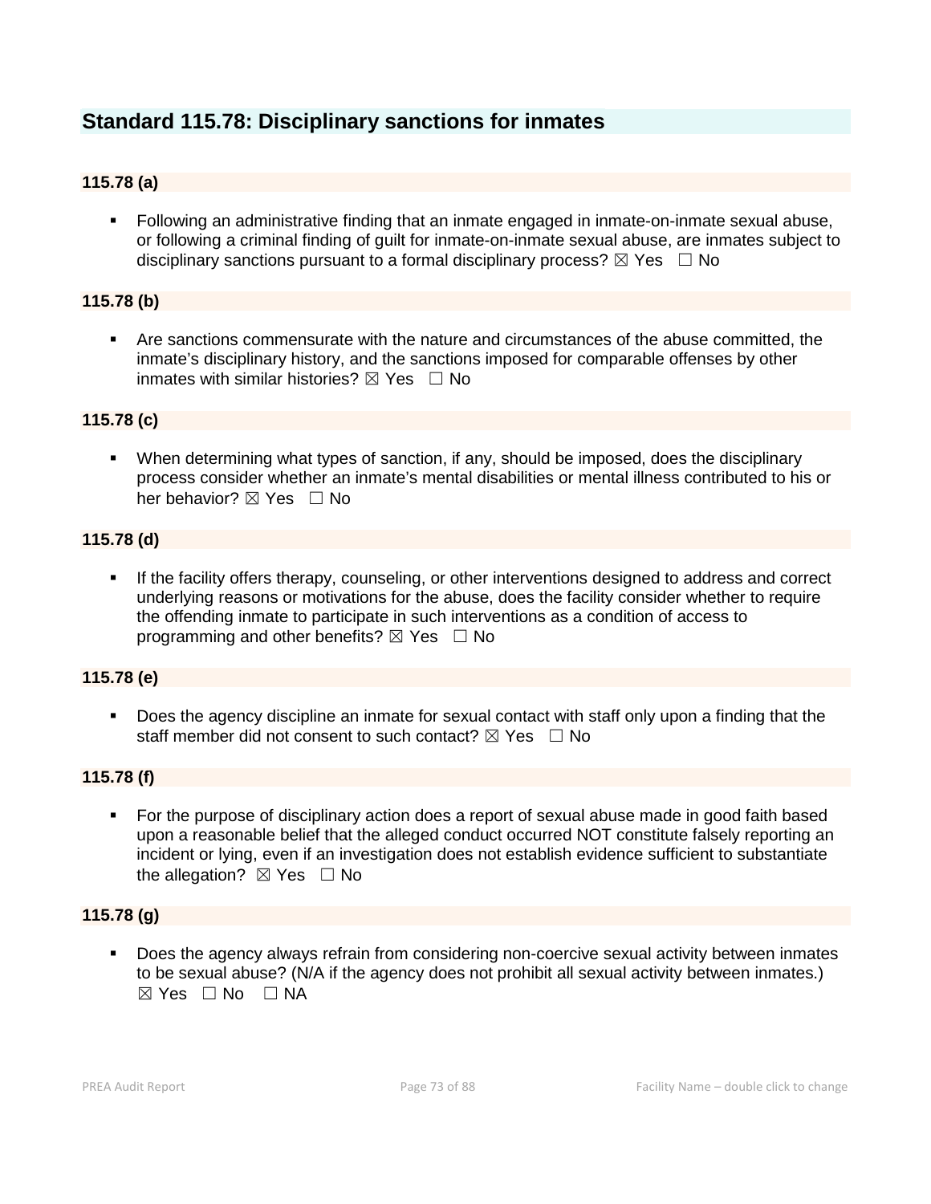## Standard 115.78: Disciplinary sanctions for inmates

### 115.78 (a)

- Following an administrative finding that an inmate engaged in inmate-on-inmate sexual abuse, or following a criminal finding of guilt for inmate-on-inmate sexual abuse, are inmates subject to disciplinary sanctions pursuant to a formal disciplinary process? ☒ Yes ☐ No

### 115.78 (b)

- Are sanctions commensurate with the nature and circumstances of the abuse committed, the inmate's disciplinary history, and the sanctions imposed for comparable offenses by other inmates with similar histories? ☒ Yes ☐ No

### 115.78 (c)

- When determining what types of sanction, if any, should be imposed, does the disciplinary process consider whether an inmate's mental disabilities or mental illness contributed to his or her behavior? ☒ Yes ☐ No

### 115.78 (d)

- If the facility offers therapy, counseling, or other interventions designed to address and correct underlying reasons or motivations for the abuse, does the facility consider whether to require the offending inmate to participate in such interventions as a condition of access to programming and other benefits? ☒ Yes ☐ No

### 115.78 (e)

- Does the agency discipline an inmate for sexual contact with staff only upon a finding that the staff member did not consent to such contact? ☒ Yes ☐ No

### 115.78 (f)

- For the purpose of disciplinary action does a report of sexual abuse made in good faith based upon a reasonable belief that the alleged conduct occurred NOT constitute falsely reporting an incident or lying, even if an investigation does not establish evidence sufficient to substantiate the allegation? ☒ Yes ☐ No

### 115.78 (g)

- Does the agency always refrain from considering non-coercive sexual activity between inmates to be sexual abuse? (N/A if the agency does not prohibit all sexual activity between inmates.) ☒ Yes ☐ No ☐ NA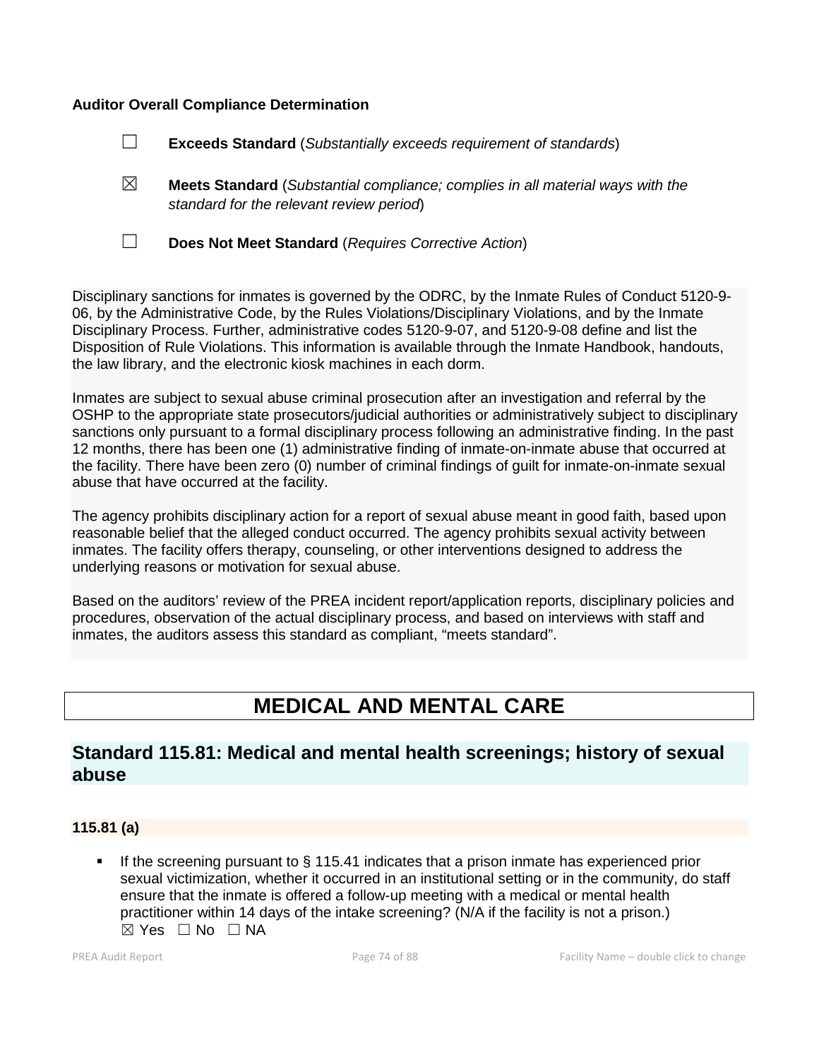**Auditor Overall Compliance Determination**

☐ **Exceeds Standard** (*Substantially exceeds requirement of standards*)

☒ **Meets Standard** (*Substantial compliance; complies in all material ways with the standard for the relevant review period*)

☐ **Does Not Meet Standard** (*Requires Corrective Action*)

Disciplinary sanctions for inmates is governed by the ODRC, by the Inmate Rules of Conduct 5120-9-06, by the Administrative Code, by the Rules Violations/Disciplinary Violations, and by the Inmate Disciplinary Process. Further, administrative codes 5120-9-07, and 5120-9-08 define and list the Disposition of Rule Violations. This information is available through the Inmate Handbook, handouts, the law library, and the electronic kiosk machines in each dorm.

Inmates are subject to sexual abuse criminal prosecution after an investigation and referral by the OSHP to the appropriate state prosecutors/judicial authorities or administratively subject to disciplinary sanctions only pursuant to a formal disciplinary process following an administrative finding. In the past 12 months, there has been one (1) administrative finding of inmate-on-inmate abuse that occurred at the facility. There have been zero (0) number of criminal findings of guilt for inmate-on-inmate sexual abuse that have occurred at the facility.

The agency prohibits disciplinary action for a report of sexual abuse meant in good faith, based upon reasonable belief that the alleged conduct occurred. The agency prohibits sexual activity between inmates. The facility offers therapy, counseling, or other interventions designed to address the underlying reasons or motivation for sexual abuse.

Based on the auditors' review of the PREA incident report/application reports, disciplinary policies and procedures, observation of the actual disciplinary process, and based on interviews with staff and inmates, the auditors assess this standard as compliant, "meets standard".

# MEDICAL AND MENTAL CARE

## Standard 115.81: Medical and mental health screenings; history of sexual abuse

### 115.81 (a)

- If the screening pursuant to § 115.41 indicates that a prison inmate has experienced prior sexual victimization, whether it occurred in an institutional setting or in the community, do staff ensure that the inmate is offered a follow-up meeting with a medical or mental health practitioner within 14 days of the intake screening? (N/A if the facility is not a prison.)
☒ Yes ☐ No ☐ NA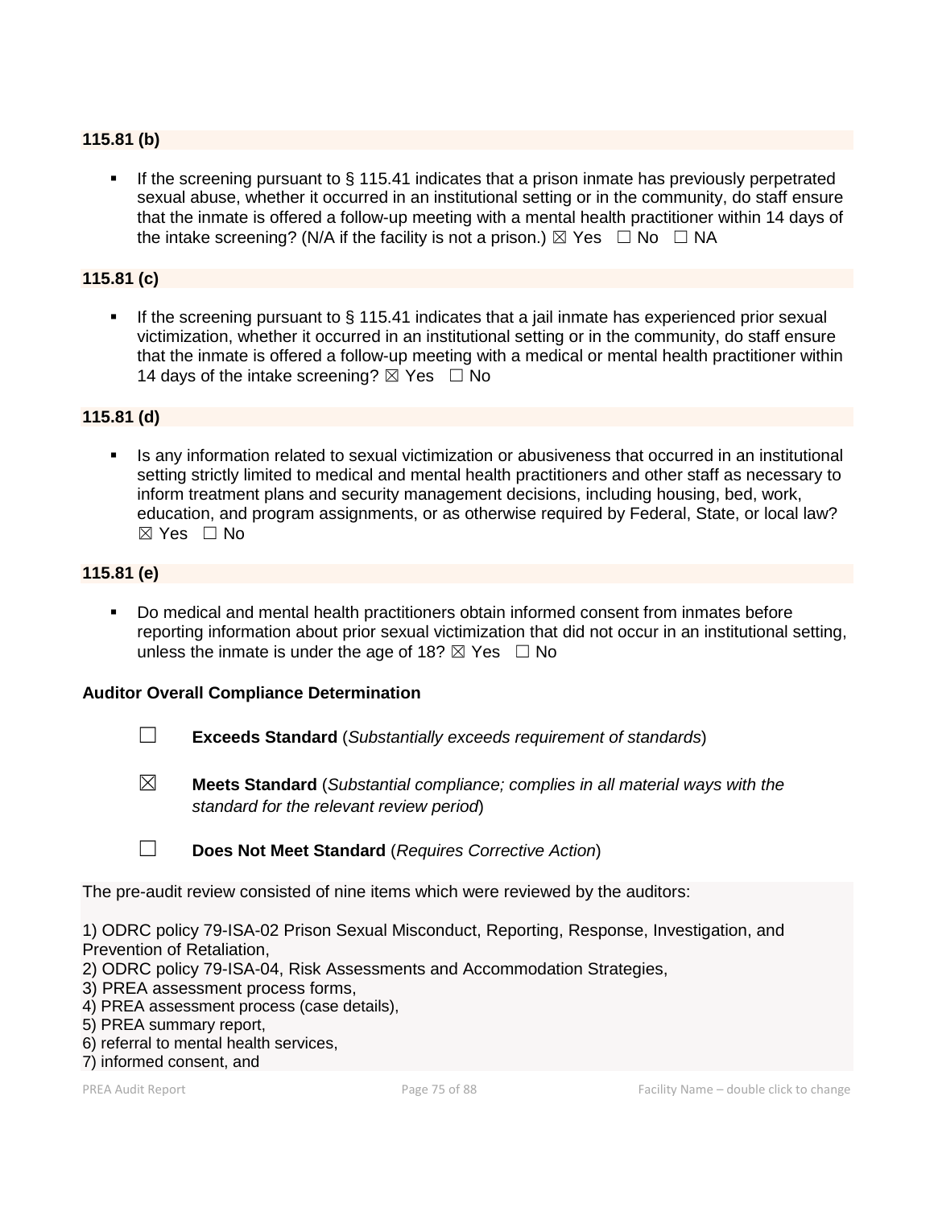### 115.81 (b)

- If the screening pursuant to § 115.41 indicates that a prison inmate has previously perpetrated sexual abuse, whether it occurred in an institutional setting or in the community, do staff ensure that the inmate is offered a follow-up meeting with a mental health practitioner within 14 days of the intake screening? (N/A if the facility is not a prison.) ☒ Yes ☐ No ☐ NA

### 115.81 (c)

- If the screening pursuant to § 115.41 indicates that a jail inmate has experienced prior sexual victimization, whether it occurred in an institutional setting or in the community, do staff ensure that the inmate is offered a follow-up meeting with a medical or mental health practitioner within 14 days of the intake screening? ☒ Yes ☐ No

### 115.81 (d)

- Is any information related to sexual victimization or abusiveness that occurred in an institutional setting strictly limited to medical and mental health practitioners and other staff as necessary to inform treatment plans and security management decisions, including housing, bed, work, education, and program assignments, or as otherwise required by Federal, State, or local law? ☒ Yes ☐ No

### 115.81 (e)

- Do medical and mental health practitioners obtain informed consent from inmates before reporting information about prior sexual victimization that did not occur in an institutional setting, unless the inmate is under the age of 18? ☒ Yes ☐ No

**Auditor Overall Compliance Determination**

☐ **Exceeds Standard** (*Substantially exceeds requirement of standards*)

☒ **Meets Standard** (*Substantial compliance; complies in all material ways with the standard for the relevant review period*)

☐ **Does Not Meet Standard** (*Requires Corrective Action*)

The pre-audit review consisted of nine items which were reviewed by the auditors:

1) ODRC policy 79-ISA-02 Prison Sexual Misconduct, Reporting, Response, Investigation, and Prevention of Retaliation,
2) ODRC policy 79-ISA-04, Risk Assessments and Accommodation Strategies,
3) PREA assessment process forms,
4) PREA assessment process (case details),
5) PREA summary report,
6) referral to mental health services,
7) informed consent, and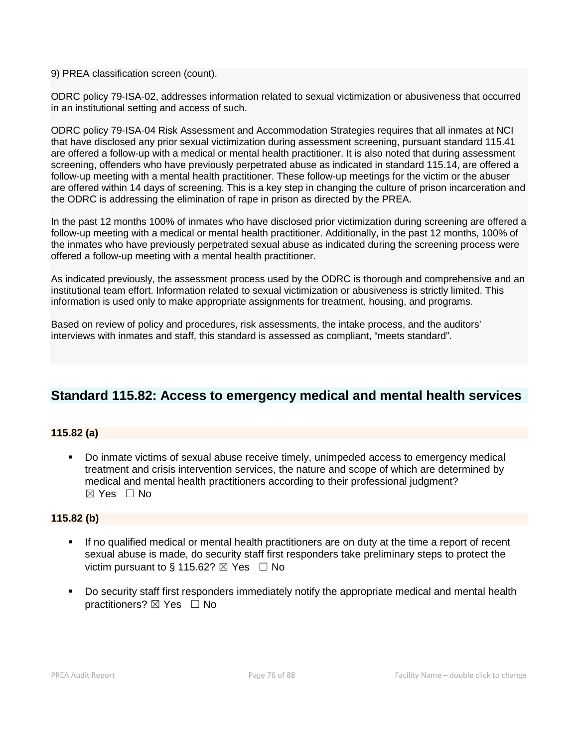9) PREA classification screen (count).

ODRC policy 79-ISA-02, addresses information related to sexual victimization or abusiveness that occurred in an institutional setting and access of such.

ODRC policy 79-ISA-04 Risk Assessment and Accommodation Strategies requires that all inmates at NCI that have disclosed any prior sexual victimization during assessment screening, pursuant standard 115.41 are offered a follow-up with a medical or mental health practitioner. It is also noted that during assessment screening, offenders who have previously perpetrated abuse as indicated in standard 115.14, are offered a follow-up meeting with a mental health practitioner. These follow-up meetings for the victim or the abuser are offered within 14 days of screening. This is a key step in changing the culture of prison incarceration and the ODRC is addressing the elimination of rape in prison as directed by the PREA.

In the past 12 months 100% of inmates who have disclosed prior victimization during screening are offered a follow-up meeting with a medical or mental health practitioner. Additionally, in the past 12 months, 100% of the inmates who have previously perpetrated sexual abuse as indicated during the screening process were offered a follow-up meeting with a mental health practitioner.

As indicated previously, the assessment process used by the ODRC is thorough and comprehensive and an institutional team effort. Information related to sexual victimization or abusiveness is strictly limited. This information is used only to make appropriate assignments for treatment, housing, and programs.

Based on review of policy and procedures, risk assessments, the intake process, and the auditors' interviews with inmates and staff, this standard is assessed as compliant, "meets standard".

## Standard 115.82: Access to emergency medical and mental health services

**115.82 (a)**

- Do inmate victims of sexual abuse receive timely, unimpeded access to emergency medical treatment and crisis intervention services, the nature and scope of which are determined by medical and mental health practitioners according to their professional judgment?
☒ Yes ☐ No

**115.82 (b)**

- If no qualified medical or mental health practitioners are on duty at the time a report of recent sexual abuse is made, do security staff first responders take preliminary steps to protect the victim pursuant to § 115.62? ☒ Yes ☐ No

- Do security staff first responders immediately notify the appropriate medical and mental health practitioners? ☒ Yes ☐ No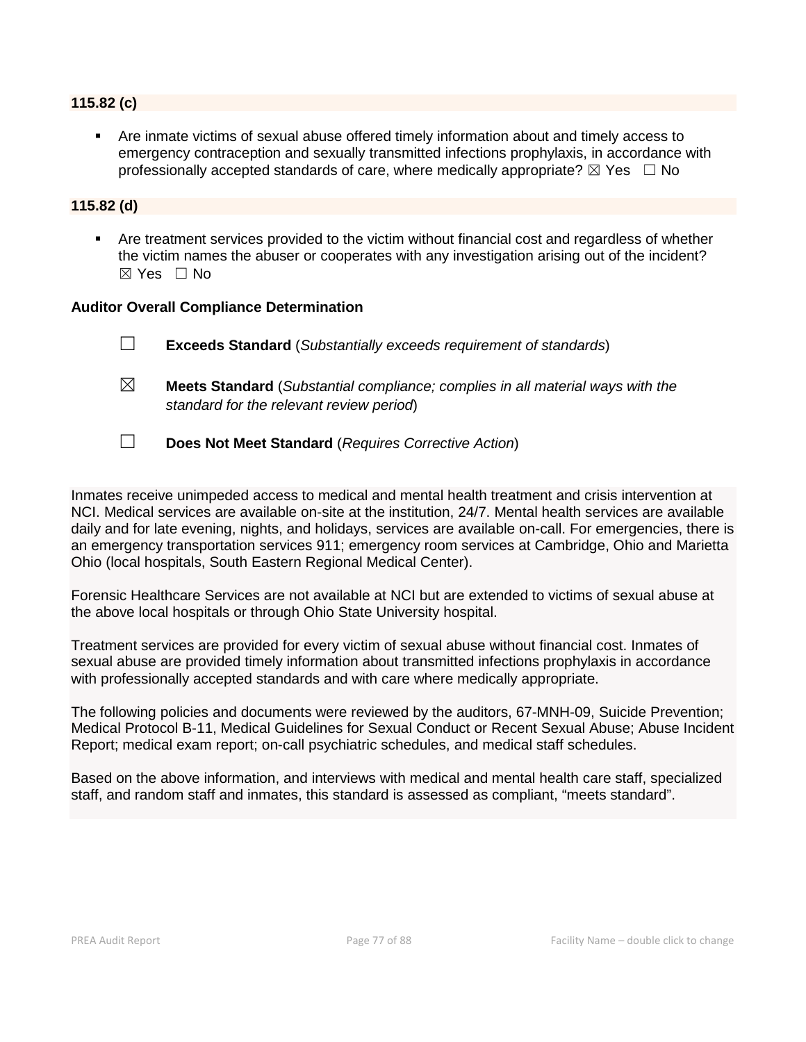**115.82 (c)**

- Are inmate victims of sexual abuse offered timely information about and timely access to emergency contraception and sexually transmitted infections prophylaxis, in accordance with professionally accepted standards of care, where medically appropriate? ☒ Yes ☐ No

**115.82 (d)**

- Are treatment services provided to the victim without financial cost and regardless of whether the victim names the abuser or cooperates with any investigation arising out of the incident? ☒ Yes ☐ No

**Auditor Overall Compliance Determination**

☐ **Exceeds Standard** (*Substantially exceeds requirement of standards*)

☒ **Meets Standard** (*Substantial compliance; complies in all material ways with the standard for the relevant review period*)

☐ **Does Not Meet Standard** (*Requires Corrective Action*)

Inmates receive unimpeded access to medical and mental health treatment and crisis intervention at NCI. Medical services are available on-site at the institution, 24/7. Mental health services are available daily and for late evening, nights, and holidays, services are available on-call. For emergencies, there is an emergency transportation services 911; emergency room services at Cambridge, Ohio and Marietta Ohio (local hospitals, South Eastern Regional Medical Center).

Forensic Healthcare Services are not available at NCI but are extended to victims of sexual abuse at the above local hospitals or through Ohio State University hospital.

Treatment services are provided for every victim of sexual abuse without financial cost. Inmates of sexual abuse are provided timely information about transmitted infections prophylaxis in accordance with professionally accepted standards and with care where medically appropriate.

The following policies and documents were reviewed by the auditors, 67-MNH-09, Suicide Prevention; Medical Protocol B-11, Medical Guidelines for Sexual Conduct or Recent Sexual Abuse; Abuse Incident Report; medical exam report; on-call psychiatric schedules, and medical staff schedules.

Based on the above information, and interviews with medical and mental health care staff, specialized staff, and random staff and inmates, this standard is assessed as compliant, "meets standard".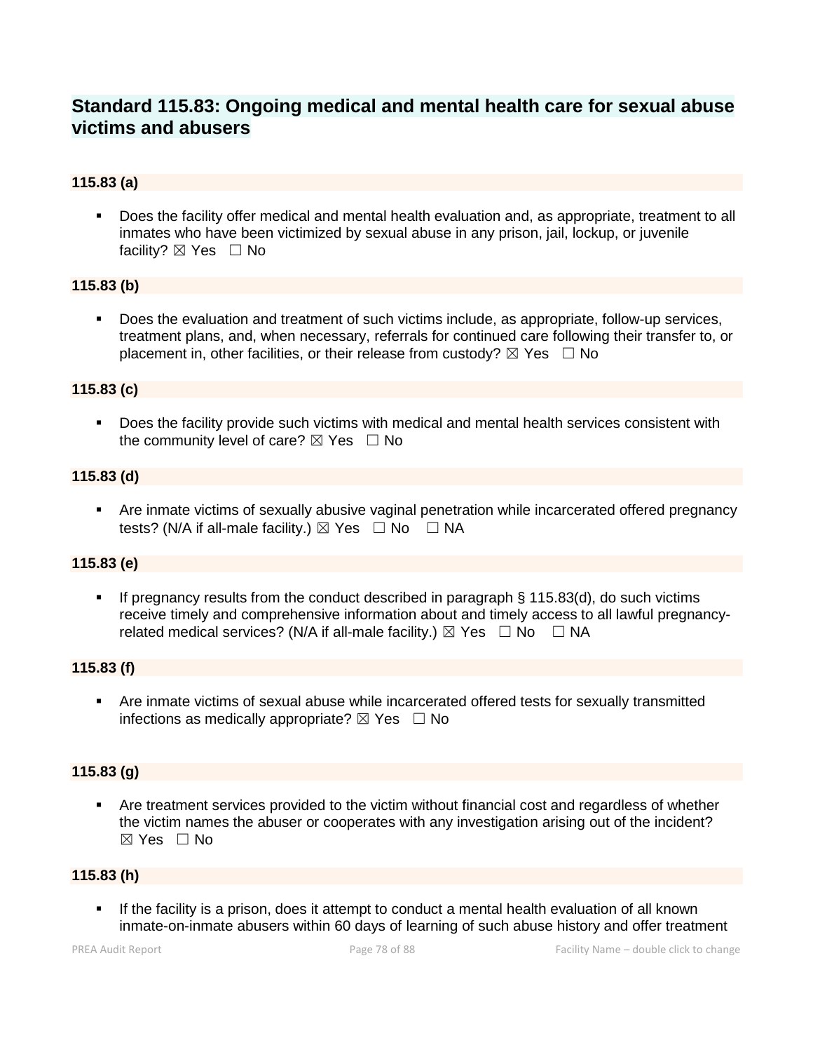## Standard 115.83: Ongoing medical and mental health care for sexual abuse victims and abusers

### 115.83 (a)

- Does the facility offer medical and mental health evaluation and, as appropriate, treatment to all inmates who have been victimized by sexual abuse in any prison, jail, lockup, or juvenile facility? ☒ Yes ☐ No

### 115.83 (b)

- Does the evaluation and treatment of such victims include, as appropriate, follow-up services, treatment plans, and, when necessary, referrals for continued care following their transfer to, or placement in, other facilities, or their release from custody? ☒ Yes ☐ No

### 115.83 (c)

- Does the facility provide such victims with medical and mental health services consistent with the community level of care? ☒ Yes ☐ No

### 115.83 (d)

- Are inmate victims of sexually abusive vaginal penetration while incarcerated offered pregnancy tests? (N/A if all-male facility.) ☒ Yes ☐ No ☐ NA

### 115.83 (e)

- If pregnancy results from the conduct described in paragraph § 115.83(d), do such victims receive timely and comprehensive information about and timely access to all lawful pregnancy-related medical services? (N/A if all-male facility.) ☒ Yes ☐ No ☐ NA

### 115.83 (f)

- Are inmate victims of sexual abuse while incarcerated offered tests for sexually transmitted infections as medically appropriate? ☒ Yes ☐ No

### 115.83 (g)

- Are treatment services provided to the victim without financial cost and regardless of whether the victim names the abuser or cooperates with any investigation arising out of the incident? ☒ Yes ☐ No

### 115.83 (h)

- If the facility is a prison, does it attempt to conduct a mental health evaluation of all known inmate-on-inmate abusers within 60 days of learning of such abuse history and offer treatment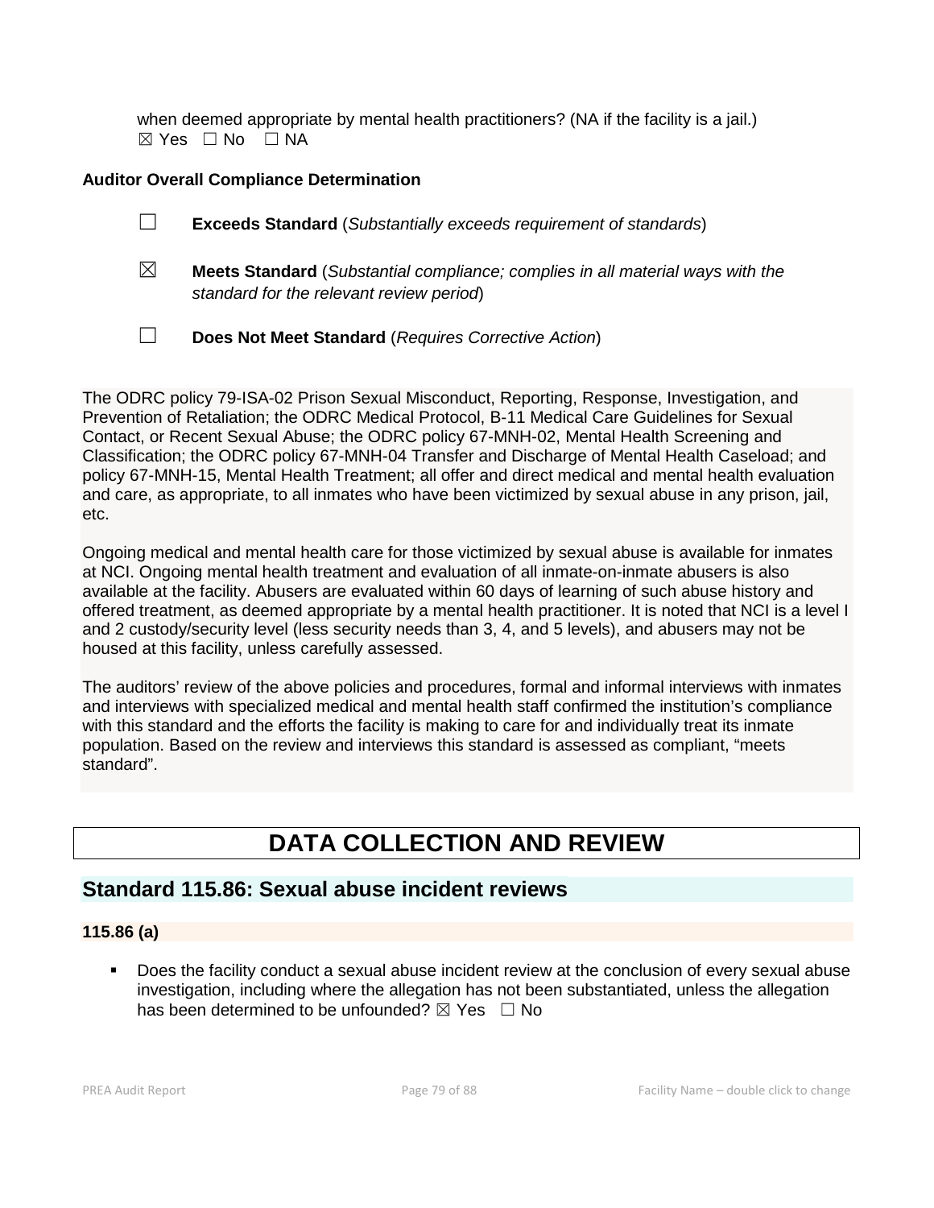when deemed appropriate by mental health practitioners? (NA if the facility is a jail.)
☒ Yes ☐ No ☐ NA

**Auditor Overall Compliance Determination**

☐ **Exceeds Standard** (*Substantially exceeds requirement of standards*)

☒ **Meets Standard** (*Substantial compliance; complies in all material ways with the standard for the relevant review period*)

☐ **Does Not Meet Standard** (*Requires Corrective Action*)

The ODRC policy 79-ISA-02 Prison Sexual Misconduct, Reporting, Response, Investigation, and Prevention of Retaliation; the ODRC Medical Protocol, B-11 Medical Care Guidelines for Sexual Contact, or Recent Sexual Abuse; the ODRC policy 67-MNH-02, Mental Health Screening and Classification; the ODRC policy 67-MNH-04 Transfer and Discharge of Mental Health Caseload; and policy 67-MNH-15, Mental Health Treatment; all offer and direct medical and mental health evaluation and care, as appropriate, to all inmates who have been victimized by sexual abuse in any prison, jail, etc.

Ongoing medical and mental health care for those victimized by sexual abuse is available for inmates at NCI. Ongoing mental health treatment and evaluation of all inmate-on-inmate abusers is also available at the facility. Abusers are evaluated within 60 days of learning of such abuse history and offered treatment, as deemed appropriate by a mental health practitioner. It is noted that NCI is a level I and 2 custody/security level (less security needs than 3, 4, and 5 levels), and abusers may not be housed at this facility, unless carefully assessed.

The auditors' review of the above policies and procedures, formal and informal interviews with inmates and interviews with specialized medical and mental health staff confirmed the institution's compliance with this standard and the efforts the facility is making to care for and individually treat its inmate population. Based on the review and interviews this standard is assessed as compliant, "meets standard".

# DATA COLLECTION AND REVIEW

## Standard 115.86: Sexual abuse incident reviews

### 115.86 (a)

- Does the facility conduct a sexual abuse incident review at the conclusion of every sexual abuse investigation, including where the allegation has not been substantiated, unless the allegation has been determined to be unfounded? ☒ Yes ☐ No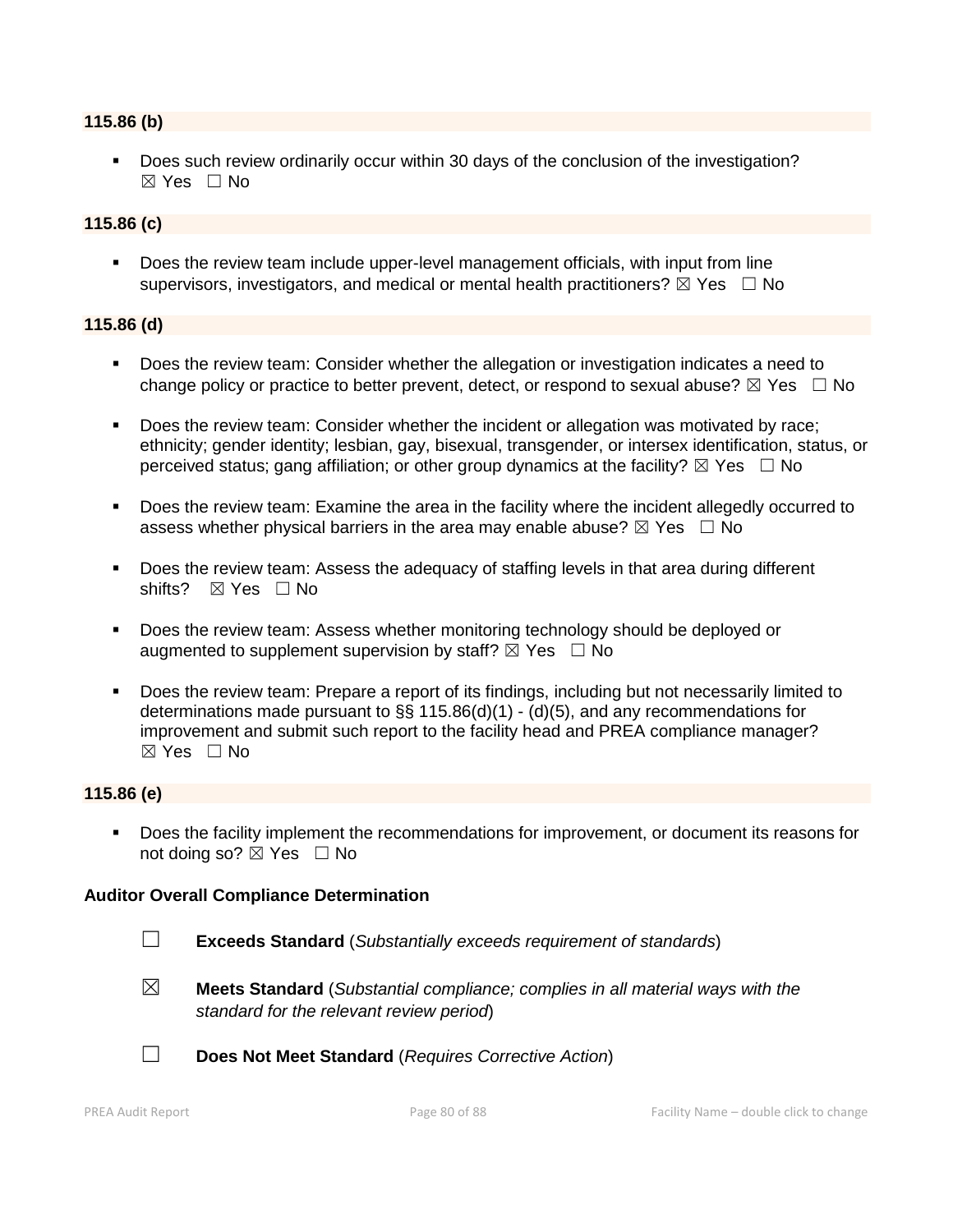**115.86 (b)**

- Does such review ordinarily occur within 30 days of the conclusion of the investigation? ☒ Yes ☐ No

**115.86 (c)**

- Does the review team include upper-level management officials, with input from line supervisors, investigators, and medical or mental health practitioners? ☒ Yes ☐ No

**115.86 (d)**

- Does the review team: Consider whether the allegation or investigation indicates a need to change policy or practice to better prevent, detect, or respond to sexual abuse? ☒ Yes ☐ No
- Does the review team: Consider whether the incident or allegation was motivated by race; ethnicity; gender identity; lesbian, gay, bisexual, transgender, or intersex identification, status, or perceived status; gang affiliation; or other group dynamics at the facility? ☒ Yes ☐ No
- Does the review team: Examine the area in the facility where the incident allegedly occurred to assess whether physical barriers in the area may enable abuse? ☒ Yes ☐ No
- Does the review team: Assess the adequacy of staffing levels in that area during different shifts? ☒ Yes ☐ No
- Does the review team: Assess whether monitoring technology should be deployed or augmented to supplement supervision by staff? ☒ Yes ☐ No
- Does the review team: Prepare a report of its findings, including but not necessarily limited to determinations made pursuant to §§ 115.86(d)(1) - (d)(5), and any recommendations for improvement and submit such report to the facility head and PREA compliance manager? ☒ Yes ☐ No

**115.86 (e)**

- Does the facility implement the recommendations for improvement, or document its reasons for not doing so? ☒ Yes ☐ No

**Auditor Overall Compliance Determination**

☐ **Exceeds Standard** (*Substantially exceeds requirement of standards*)

☒ **Meets Standard** (*Substantial compliance; complies in all material ways with the standard for the relevant review period*)

☐ **Does Not Meet Standard** (*Requires Corrective Action*)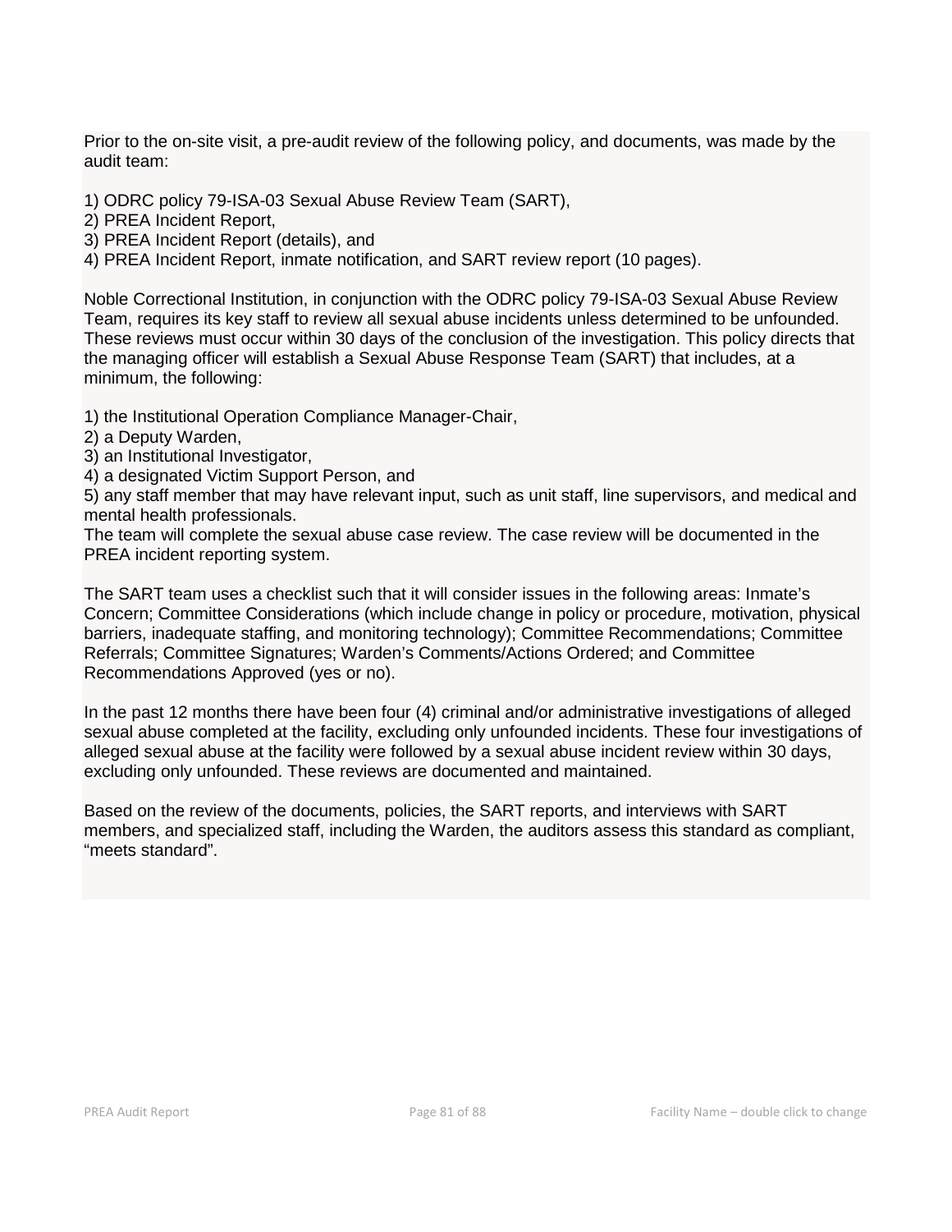Prior to the on-site visit, a pre-audit review of the following policy, and documents, was made by the audit team:

1) ODRC policy 79-ISA-03 Sexual Abuse Review Team (SART),
2) PREA Incident Report,
3) PREA Incident Report (details), and
4) PREA Incident Report, inmate notification, and SART review report (10 pages).

Noble Correctional Institution, in conjunction with the ODRC policy 79-ISA-03 Sexual Abuse Review Team, requires its key staff to review all sexual abuse incidents unless determined to be unfounded. These reviews must occur within 30 days of the conclusion of the investigation. This policy directs that the managing officer will establish a Sexual Abuse Response Team (SART) that includes, at a minimum, the following:

1) the Institutional Operation Compliance Manager-Chair,
2) a Deputy Warden,
3) an Institutional Investigator,
4) a designated Victim Support Person, and
5) any staff member that may have relevant input, such as unit staff, line supervisors, and medical and mental health professionals.

The team will complete the sexual abuse case review. The case review will be documented in the PREA incident reporting system.

The SART team uses a checklist such that it will consider issues in the following areas: Inmate's Concern; Committee Considerations (which include change in policy or procedure, motivation, physical barriers, inadequate staffing, and monitoring technology); Committee Recommendations; Committee Referrals; Committee Signatures; Warden's Comments/Actions Ordered; and Committee Recommendations Approved (yes or no).

In the past 12 months there have been four (4) criminal and/or administrative investigations of alleged sexual abuse completed at the facility, excluding only unfounded incidents. These four investigations of alleged sexual abuse at the facility were followed by a sexual abuse incident review within 30 days, excluding only unfounded. These reviews are documented and maintained.

Based on the review of the documents, policies, the SART reports, and interviews with SART members, and specialized staff, including the Warden, the auditors assess this standard as compliant, "meets standard".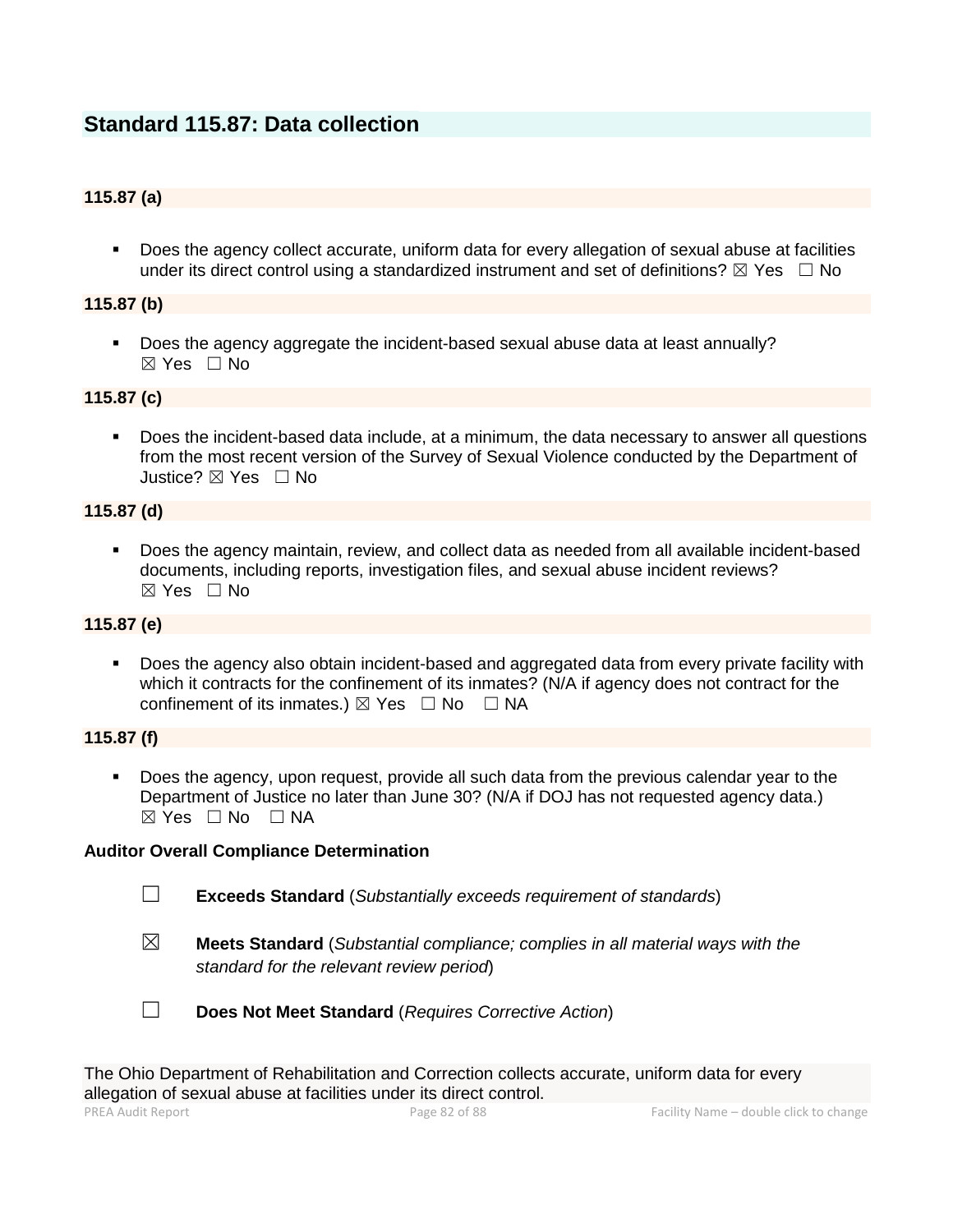## Standard 115.87: Data collection

### 115.87 (a)

- Does the agency collect accurate, uniform data for every allegation of sexual abuse at facilities under its direct control using a standardized instrument and set of definitions? ☒ Yes ☐ No

### 115.87 (b)

- Does the agency aggregate the incident-based sexual abuse data at least annually? ☒ Yes ☐ No

### 115.87 (c)

- Does the incident-based data include, at a minimum, the data necessary to answer all questions from the most recent version of the Survey of Sexual Violence conducted by the Department of Justice? ☒ Yes ☐ No

### 115.87 (d)

- Does the agency maintain, review, and collect data as needed from all available incident-based documents, including reports, investigation files, and sexual abuse incident reviews? ☒ Yes ☐ No

### 115.87 (e)

- Does the agency also obtain incident-based and aggregated data from every private facility with which it contracts for the confinement of its inmates? (N/A if agency does not contract for the confinement of its inmates.) ☒ Yes ☐ No ☐ NA

### 115.87 (f)

- Does the agency, upon request, provide all such data from the previous calendar year to the Department of Justice no later than June 30? (N/A if DOJ has not requested agency data.) ☒ Yes ☐ No ☐ NA

**Auditor Overall Compliance Determination**

☐ **Exceeds Standard** (*Substantially exceeds requirement of standards*)

☒ **Meets Standard** (*Substantial compliance; complies in all material ways with the standard for the relevant review period*)

☐ **Does Not Meet Standard** (*Requires Corrective Action*)

The Ohio Department of Rehabilitation and Correction collects accurate, uniform data for every allegation of sexual abuse at facilities under its direct control.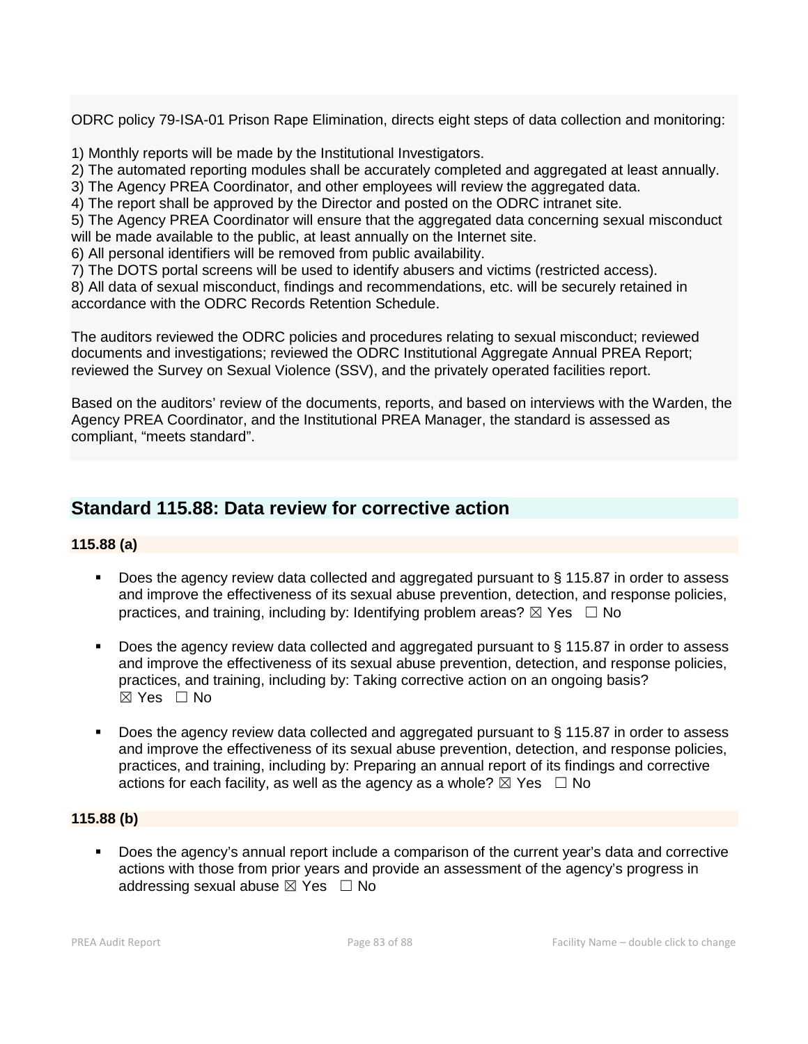ODRC policy 79-ISA-01 Prison Rape Elimination, directs eight steps of data collection and monitoring:

1) Monthly reports will be made by the Institutional Investigators.
2) The automated reporting modules shall be accurately completed and aggregated at least annually.
3) The Agency PREA Coordinator, and other employees will review the aggregated data.
4) The report shall be approved by the Director and posted on the ODRC intranet site.
5) The Agency PREA Coordinator will ensure that the aggregated data concerning sexual misconduct will be made available to the public, at least annually on the Internet site.
6) All personal identifiers will be removed from public availability.
7) The DOTS portal screens will be used to identify abusers and victims (restricted access).
8) All data of sexual misconduct, findings and recommendations, etc. will be securely retained in accordance with the ODRC Records Retention Schedule.

The auditors reviewed the ODRC policies and procedures relating to sexual misconduct; reviewed documents and investigations; reviewed the ODRC Institutional Aggregate Annual PREA Report; reviewed the Survey on Sexual Violence (SSV), and the privately operated facilities report.

Based on the auditors' review of the documents, reports, and based on interviews with the Warden, the Agency PREA Coordinator, and the Institutional PREA Manager, the standard is assessed as compliant, "meets standard".

## Standard 115.88: Data review for corrective action

### 115.88 (a)

- Does the agency review data collected and aggregated pursuant to § 115.87 in order to assess and improve the effectiveness of its sexual abuse prevention, detection, and response policies, practices, and training, including by: Identifying problem areas? ☒ Yes ☐ No
- Does the agency review data collected and aggregated pursuant to § 115.87 in order to assess and improve the effectiveness of its sexual abuse prevention, detection, and response policies, practices, and training, including by: Taking corrective action on an ongoing basis? ☒ Yes ☐ No
- Does the agency review data collected and aggregated pursuant to § 115.87 in order to assess and improve the effectiveness of its sexual abuse prevention, detection, and response policies, practices, and training, including by: Preparing an annual report of its findings and corrective actions for each facility, as well as the agency as a whole? ☒ Yes ☐ No

### 115.88 (b)

- Does the agency's annual report include a comparison of the current year's data and corrective actions with those from prior years and provide an assessment of the agency's progress in addressing sexual abuse ☒ Yes ☐ No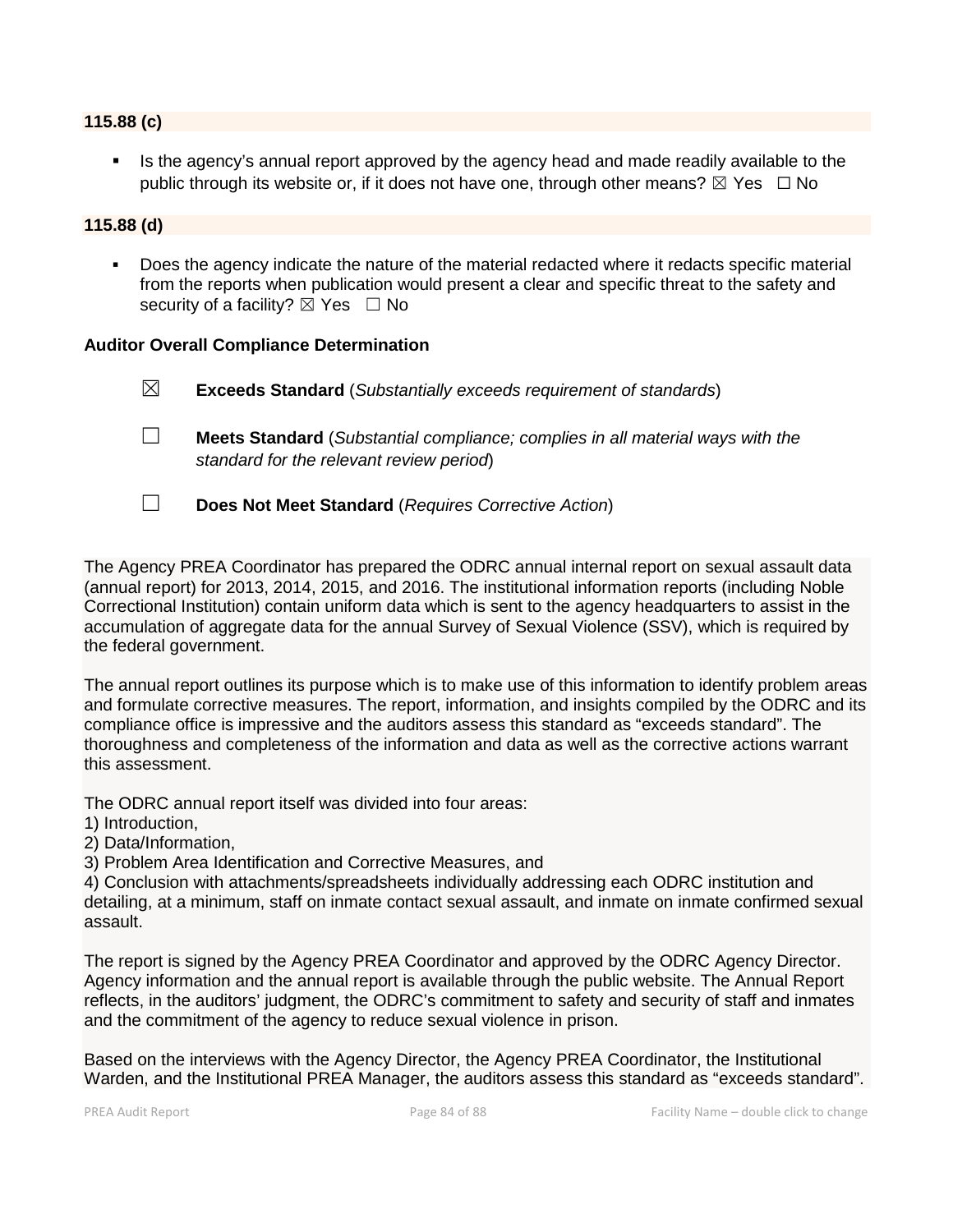**115.88 (c)**

- Is the agency's annual report approved by the agency head and made readily available to the public through its website or, if it does not have one, through other means? ☒ Yes ☐ No

**115.88 (d)**

- Does the agency indicate the nature of the material redacted where it redacts specific material from the reports when publication would present a clear and specific threat to the safety and security of a facility? ☒ Yes ☐ No

**Auditor Overall Compliance Determination**

☒ **Exceeds Standard** (*Substantially exceeds requirement of standards*)

☐ **Meets Standard** (*Substantial compliance; complies in all material ways with the standard for the relevant review period*)

☐ **Does Not Meet Standard** (*Requires Corrective Action*)

The Agency PREA Coordinator has prepared the ODRC annual internal report on sexual assault data (annual report) for 2013, 2014, 2015, and 2016. The institutional information reports (including Noble Correctional Institution) contain uniform data which is sent to the agency headquarters to assist in the accumulation of aggregate data for the annual Survey of Sexual Violence (SSV), which is required by the federal government.

The annual report outlines its purpose which is to make use of this information to identify problem areas and formulate corrective measures. The report, information, and insights compiled by the ODRC and its compliance office is impressive and the auditors assess this standard as "exceeds standard". The thoroughness and completeness of the information and data as well as the corrective actions warrant this assessment.

The ODRC annual report itself was divided into four areas:
1) Introduction,
2) Data/Information,
3) Problem Area Identification and Corrective Measures, and
4) Conclusion with attachments/spreadsheets individually addressing each ODRC institution and detailing, at a minimum, staff on inmate contact sexual assault, and inmate on inmate confirmed sexual assault.

The report is signed by the Agency PREA Coordinator and approved by the ODRC Agency Director. Agency information and the annual report is available through the public website. The Annual Report reflects, in the auditors' judgment, the ODRC's commitment to safety and security of staff and inmates and the commitment of the agency to reduce sexual violence in prison.

Based on the interviews with the Agency Director, the Agency PREA Coordinator, the Institutional Warden, and the Institutional PREA Manager, the auditors assess this standard as "exceeds standard".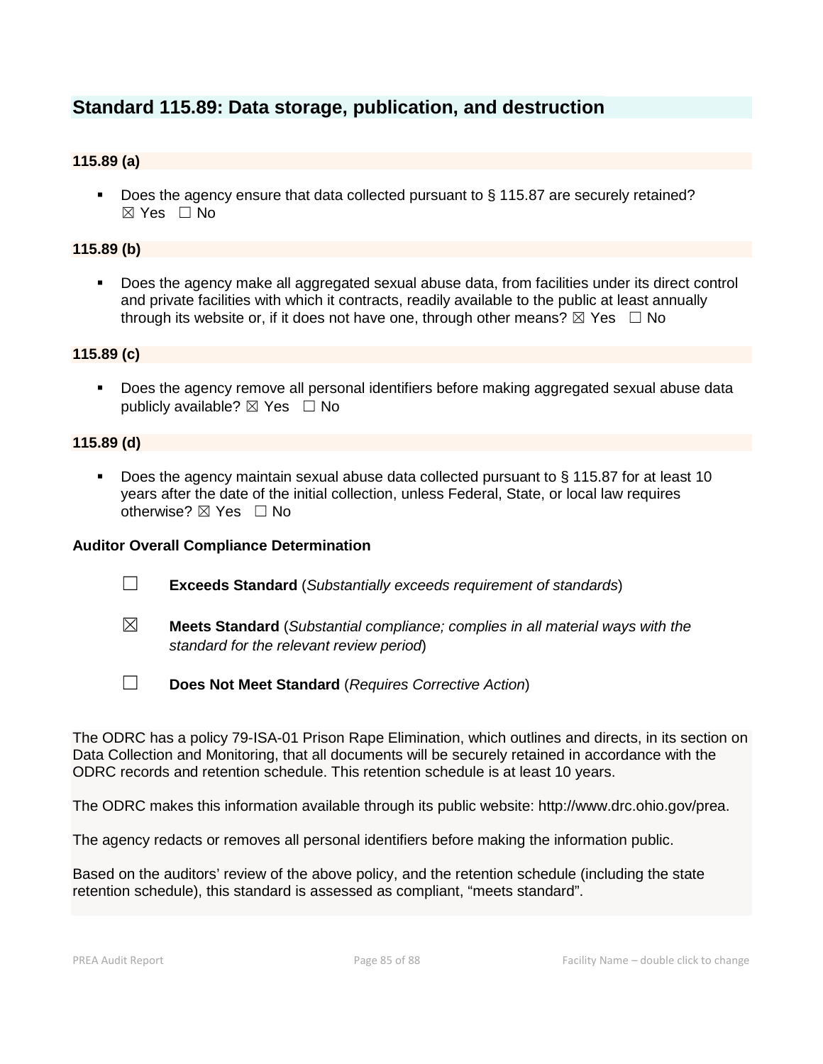## Standard 115.89: Data storage, publication, and destruction

### 115.89 (a)

- Does the agency ensure that data collected pursuant to § 115.87 are securely retained? ☒ Yes ☐ No

### 115.89 (b)

- Does the agency make all aggregated sexual abuse data, from facilities under its direct control and private facilities with which it contracts, readily available to the public at least annually through its website or, if it does not have one, through other means? ☒ Yes ☐ No

### 115.89 (c)

- Does the agency remove all personal identifiers before making aggregated sexual abuse data publicly available? ☒ Yes ☐ No

### 115.89 (d)

- Does the agency maintain sexual abuse data collected pursuant to § 115.87 for at least 10 years after the date of the initial collection, unless Federal, State, or local law requires otherwise? ☒ Yes ☐ No

**Auditor Overall Compliance Determination**

☐ **Exceeds Standard** (*Substantially exceeds requirement of standards*)

☒ **Meets Standard** (*Substantial compliance; complies in all material ways with the standard for the relevant review period*)

☐ **Does Not Meet Standard** (*Requires Corrective Action*)

The ODRC has a policy 79-ISA-01 Prison Rape Elimination, which outlines and directs, in its section on Data Collection and Monitoring, that all documents will be securely retained in accordance with the ODRC records and retention schedule. This retention schedule is at least 10 years.

The ODRC makes this information available through its public website: http://www.drc.ohio.gov/prea.

The agency redacts or removes all personal identifiers before making the information public.

Based on the auditors' review of the above policy, and the retention schedule (including the state retention schedule), this standard is assessed as compliant, "meets standard".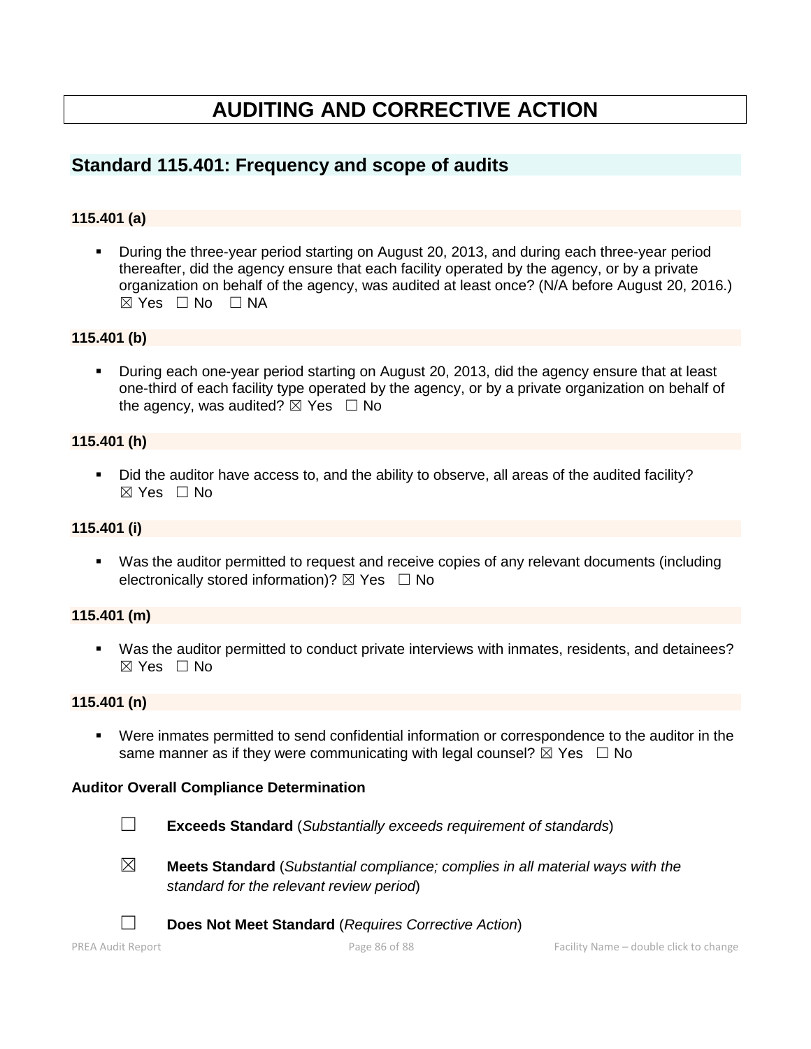# AUDITING AND CORRECTIVE ACTION

## Standard 115.401: Frequency and scope of audits

### 115.401 (a)

- During the three-year period starting on August 20, 2013, and during each three-year period thereafter, did the agency ensure that each facility operated by the agency, or by a private organization on behalf of the agency, was audited at least once? (N/A before August 20, 2016.) ☒ Yes ☐ No ☐ NA

### 115.401 (b)

- During each one-year period starting on August 20, 2013, did the agency ensure that at least one-third of each facility type operated by the agency, or by a private organization on behalf of the agency, was audited? ☒ Yes ☐ No

### 115.401 (h)

- Did the auditor have access to, and the ability to observe, all areas of the audited facility? ☒ Yes ☐ No

### 115.401 (i)

- Was the auditor permitted to request and receive copies of any relevant documents (including electronically stored information)? ☒ Yes ☐ No

### 115.401 (m)

- Was the auditor permitted to conduct private interviews with inmates, residents, and detainees? ☒ Yes ☐ No

### 115.401 (n)

- Were inmates permitted to send confidential information or correspondence to the auditor in the same manner as if they were communicating with legal counsel? ☒ Yes ☐ No

**Auditor Overall Compliance Determination**

☐ **Exceeds Standard** (*Substantially exceeds requirement of standards*)

☒ **Meets Standard** (*Substantial compliance; complies in all material ways with the standard for the relevant review period*)

☐ **Does Not Meet Standard** (*Requires Corrective Action*)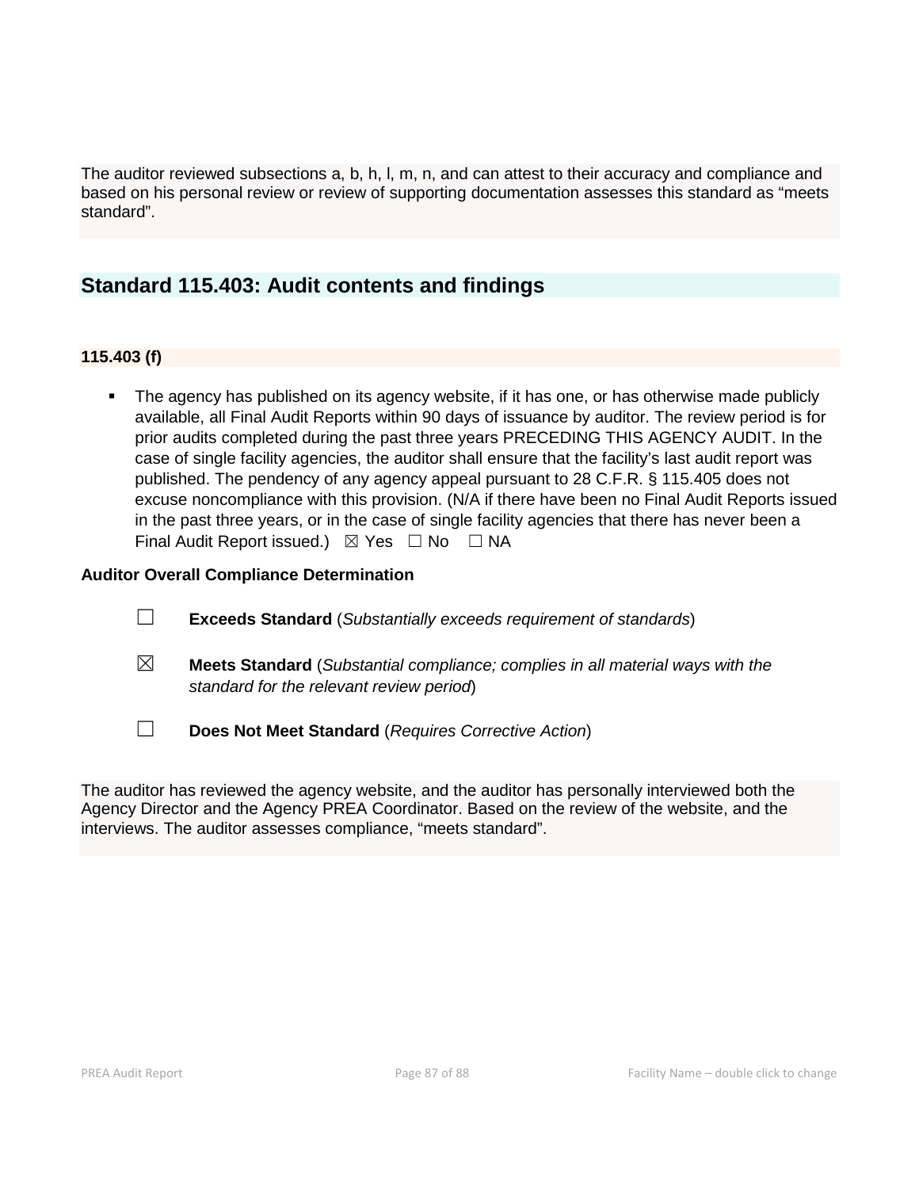The auditor reviewed subsections a, b, h, l, m, n, and can attest to their accuracy and compliance and based on his personal review or review of supporting documentation assesses this standard as "meets standard".

## Standard 115.403: Audit contents and findings

### 115.403 (f)

- The agency has published on its agency website, if it has one, or has otherwise made publicly available, all Final Audit Reports within 90 days of issuance by auditor. The review period is for prior audits completed during the past three years PRECEDING THIS AGENCY AUDIT. In the case of single facility agencies, the auditor shall ensure that the facility's last audit report was published. The pendency of any agency appeal pursuant to 28 C.F.R. § 115.405 does not excuse noncompliance with this provision. (N/A if there have been no Final Audit Reports issued in the past three years, or in the case of single facility agencies that there has never been a Final Audit Report issued.) ☒ Yes ☐ No ☐ NA

**Auditor Overall Compliance Determination**

☐ **Exceeds Standard** (*Substantially exceeds requirement of standards*)

☒ **Meets Standard** (*Substantial compliance; complies in all material ways with the standard for the relevant review period*)

☐ **Does Not Meet Standard** (*Requires Corrective Action*)

The auditor has reviewed the agency website, and the auditor has personally interviewed both the Agency Director and the Agency PREA Coordinator. Based on the review of the website, and the interviews. The auditor assesses compliance, "meets standard".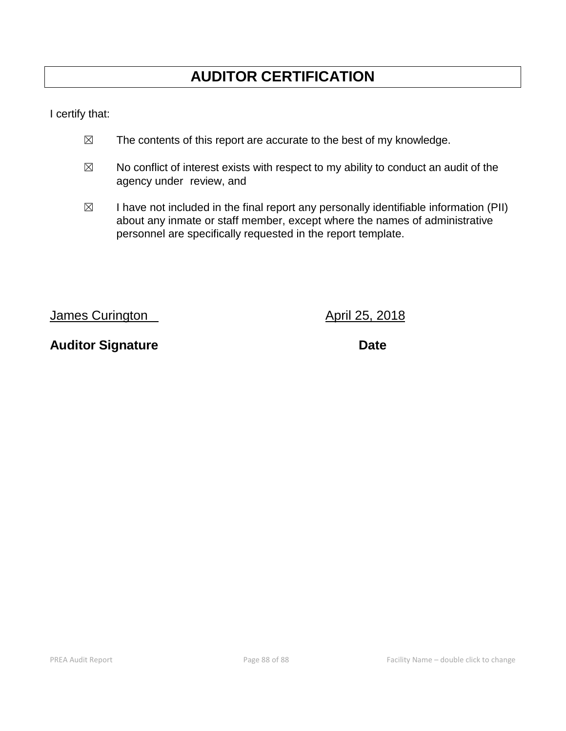# AUDITOR CERTIFICATION

I certify that:

- ☒ The contents of this report are accurate to the best of my knowledge.
- ☒ No conflict of interest exists with respect to my ability to conduct an audit of the agency under review, and
- ☒ I have not included in the final report any personally identifiable information (PII) about any inmate or staff member, except where the names of administrative personnel are specifically requested in the report template.

James Curington April 25, 2018

**Auditor Signature** **Date**